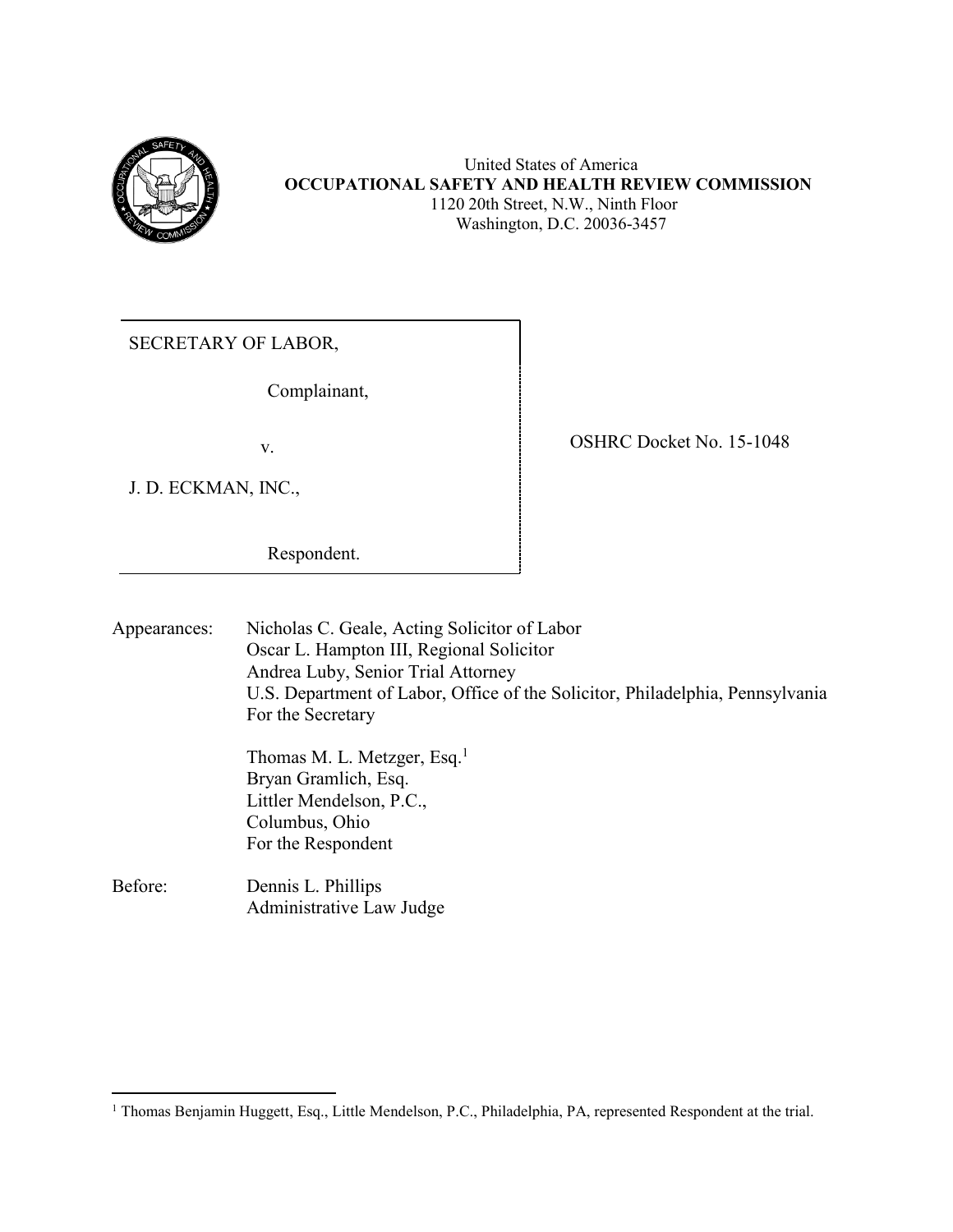United States of America
**OCCUPATIONAL SAFETY AND HEALTH REVIEW COMMISSION**
1120 20th Street, N.W., Ninth Floor
Washington, D.C. 20036-3457

SECRETARY OF LABOR,

Complainant,

v.

J. D. ECKMAN, INC.,

Respondent.

OSHRC Docket No. 15-1048

Appearances: Nicholas C. Geale, Acting Solicitor of Labor
Oscar L. Hampton III, Regional Solicitor
Andrea Luby, Senior Trial Attorney
U.S. Department of Labor, Office of the Solicitor, Philadelphia, Pennsylvania
For the Secretary

Thomas M. L. Metzger, Esq.[1]
Bryan Gramlich, Esq.
Littler Mendelson, P.C.,
Columbus, Ohio
For the Respondent

Before: Dennis L. Phillips
Administrative Law Judge

---

[1] Thomas Benjamin Huggett, Esq., Little Mendelson, P.C., Philadelphia, PA, represented Respondent at the trial.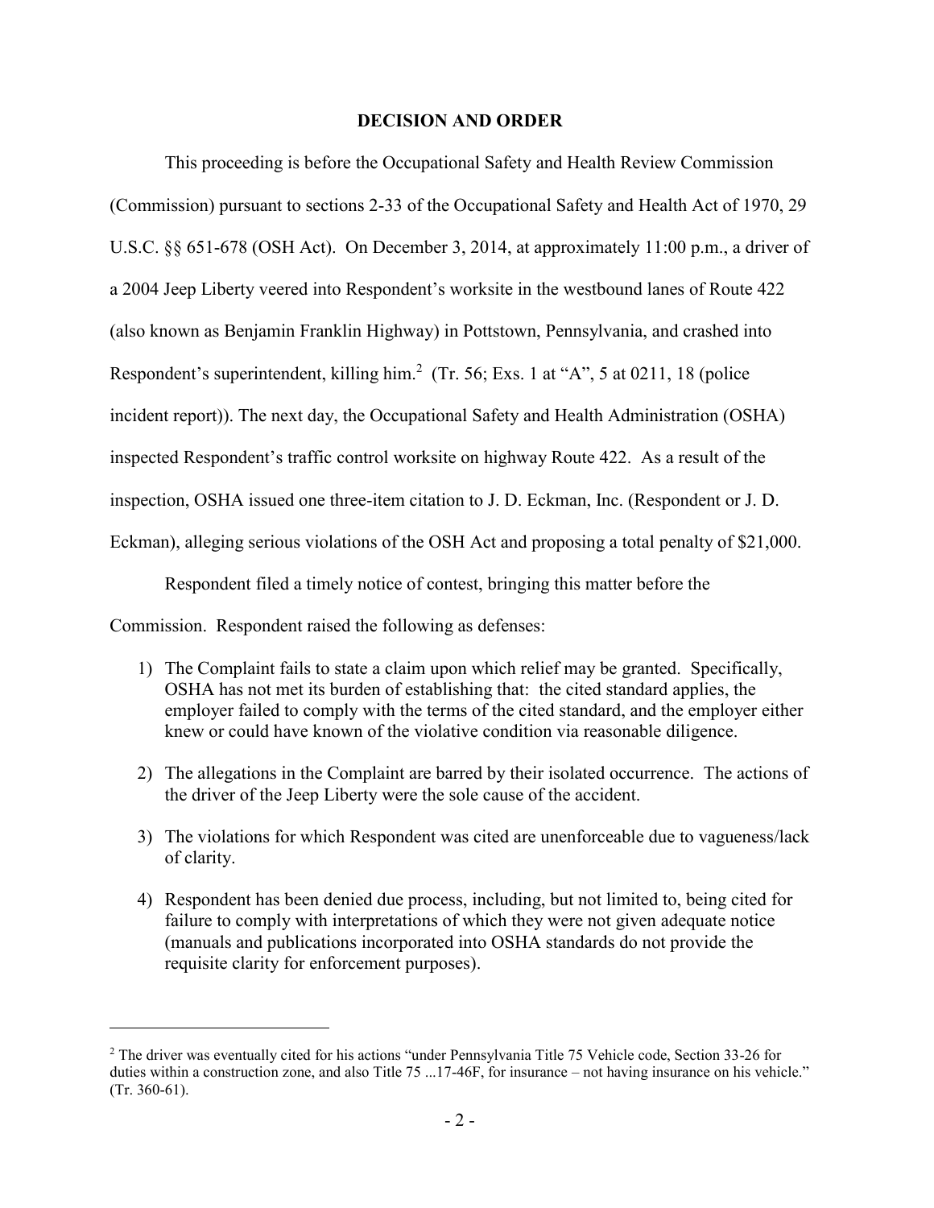## DECISION AND ORDER

This proceeding is before the Occupational Safety and Health Review Commission (Commission) pursuant to sections 2-33 of the Occupational Safety and Health Act of 1970, 29 U.S.C. §§ 651-678 (OSH Act). On December 3, 2014, at approximately 11:00 p.m., a driver of a 2004 Jeep Liberty veered into Respondent's worksite in the westbound lanes of Route 422 (also known as Benjamin Franklin Highway) in Pottstown, Pennsylvania, and crashed into Respondent's superintendent, killing him.[2] (Tr. 56; Exs. 1 at "A", 5 at 0211, 18 (police incident report)). The next day, the Occupational Safety and Health Administration (OSHA) inspected Respondent's traffic control worksite on highway Route 422. As a result of the inspection, OSHA issued one three-item citation to J. D. Eckman, Inc. (Respondent or J. D. Eckman), alleging serious violations of the OSH Act and proposing a total penalty of $21,000.

Respondent filed a timely notice of contest, bringing this matter before the Commission. Respondent raised the following as defenses:

1) The Complaint fails to state a claim upon which relief may be granted. Specifically, OSHA has not met its burden of establishing that: the cited standard applies, the employer failed to comply with the terms of the cited standard, and the employer either knew or could have known of the violative condition via reasonable diligence.

2) The allegations in the Complaint are barred by their isolated occurrence. The actions of the driver of the Jeep Liberty were the sole cause of the accident.

3) The violations for which Respondent was cited are unenforceable due to vagueness/lack of clarity.

4) Respondent has been denied due process, including, but not limited to, being cited for failure to comply with interpretations of which they were not given adequate notice (manuals and publications incorporated into OSHA standards do not provide the requisite clarity for enforcement purposes).

---

[2] The driver was eventually cited for his actions "under Pennsylvania Title 75 Vehicle code, Section 33-26 for duties within a construction zone, and also Title 75 ...17-46F, for insurance – not having insurance on his vehicle." (Tr. 360-61).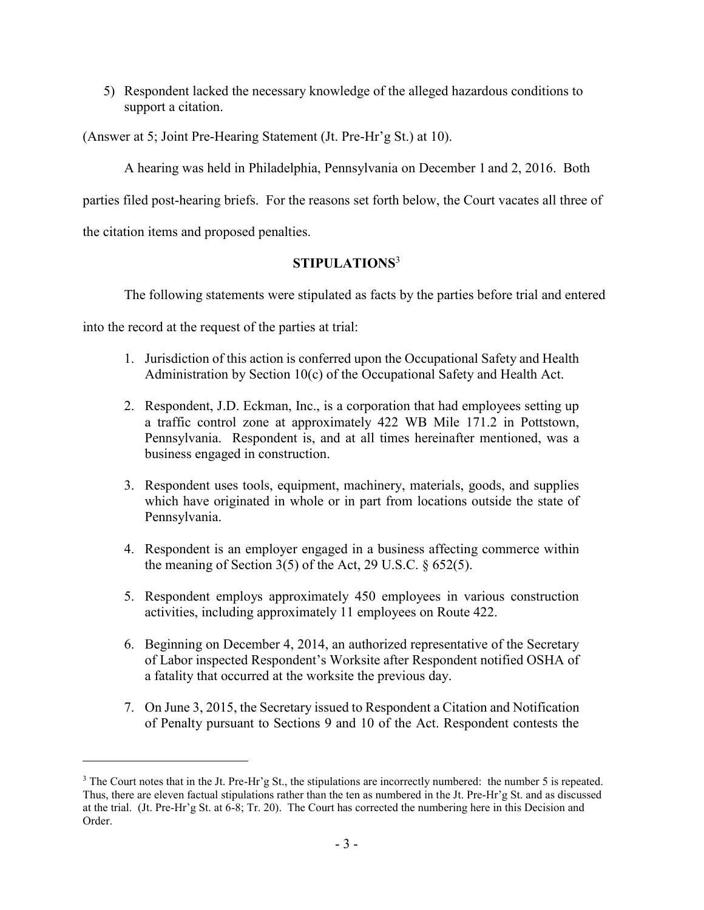5) Respondent lacked the necessary knowledge of the alleged hazardous conditions to support a citation.

(Answer at 5; Joint Pre-Hearing Statement (Jt. Pre-Hr'g St.) at 10).

A hearing was held in Philadelphia, Pennsylvania on December 1 and 2, 2016. Both parties filed post-hearing briefs. For the reasons set forth below, the Court vacates all three of the citation items and proposed penalties.

## STIPULATIONS[3]

The following statements were stipulated as facts by the parties before trial and entered into the record at the request of the parties at trial:

1. Jurisdiction of this action is conferred upon the Occupational Safety and Health Administration by Section 10(c) of the Occupational Safety and Health Act.

2. Respondent, J.D. Eckman, Inc., is a corporation that had employees setting up a traffic control zone at approximately 422 WB Mile 171.2 in Pottstown, Pennsylvania. Respondent is, and at all times hereinafter mentioned, was a business engaged in construction.

3. Respondent uses tools, equipment, machinery, materials, goods, and supplies which have originated in whole or in part from locations outside the state of Pennsylvania.

4. Respondent is an employer engaged in a business affecting commerce within the meaning of Section 3(5) of the Act, 29 U.S.C. § 652(5).

5. Respondent employs approximately 450 employees in various construction activities, including approximately 11 employees on Route 422.

6. Beginning on December 4, 2014, an authorized representative of the Secretary of Labor inspected Respondent's Worksite after Respondent notified OSHA of a fatality that occurred at the worksite the previous day.

7. On June 3, 2015, the Secretary issued to Respondent a Citation and Notification of Penalty pursuant to Sections 9 and 10 of the Act. Respondent contests the

[3] The Court notes that in the Jt. Pre-Hr'g St., the stipulations are incorrectly numbered: the number 5 is repeated. Thus, there are eleven factual stipulations rather than the ten as numbered in the Jt. Pre-Hr'g St. and as discussed at the trial. (Jt. Pre-Hr'g St. at 6-8; Tr. 20). The Court has corrected the numbering here in this Decision and Order.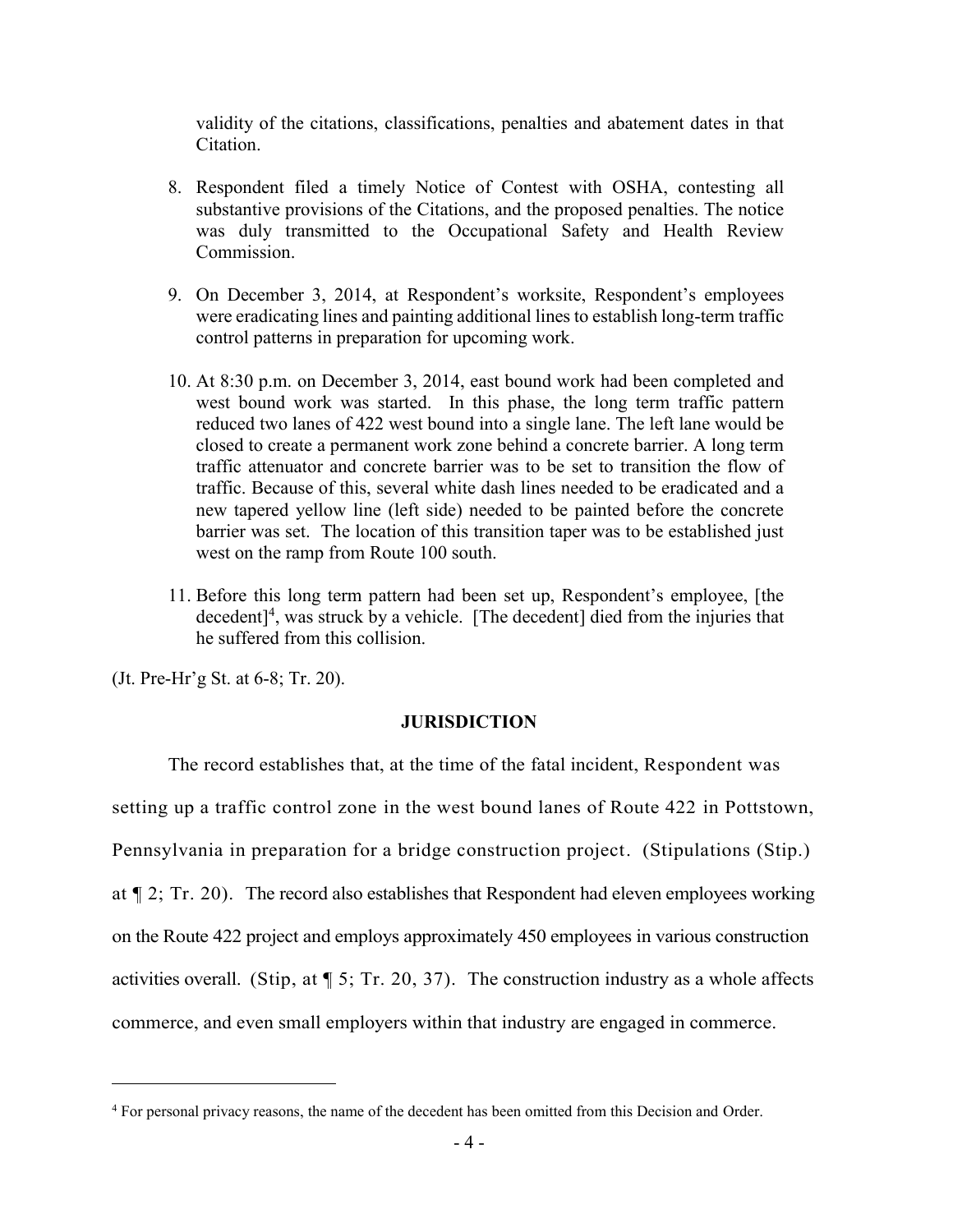validity of the citations, classifications, penalties and abatement dates in that Citation.

8. Respondent filed a timely Notice of Contest with OSHA, contesting all substantive provisions of the Citations, and the proposed penalties. The notice was duly transmitted to the Occupational Safety and Health Review Commission.

9. On December 3, 2014, at Respondent's worksite, Respondent's employees were eradicating lines and painting additional lines to establish long-term traffic control patterns in preparation for upcoming work.

10. At 8:30 p.m. on December 3, 2014, east bound work had been completed and west bound work was started. In this phase, the long term traffic pattern reduced two lanes of 422 west bound into a single lane. The left lane would be closed to create a permanent work zone behind a concrete barrier. A long term traffic attenuator and concrete barrier was to be set to transition the flow of traffic. Because of this, several white dash lines needed to be eradicated and a new tapered yellow line (left side) needed to be painted before the concrete barrier was set. The location of this transition taper was to be established just west on the ramp from Route 100 south.

11. Before this long term pattern had been set up, Respondent's employee, [the decedent][4], was struck by a vehicle. [The decedent] died from the injuries that he suffered from this collision.

(Jt. Pre-Hr'g St. at 6-8; Tr. 20).

## JURISDICTION

The record establishes that, at the time of the fatal incident, Respondent was setting up a traffic control zone in the west bound lanes of Route 422 in Pottstown, Pennsylvania in preparation for a bridge construction project. (Stipulations (Stip.) at ¶ 2; Tr. 20). The record also establishes that Respondent had eleven employees working on the Route 422 project and employs approximately 450 employees in various construction activities overall. (Stip, at ¶ 5; Tr. 20, 37). The construction industry as a whole affects commerce, and even small employers within that industry are engaged in commerce.

[4] For personal privacy reasons, the name of the decedent has been omitted from this Decision and Order.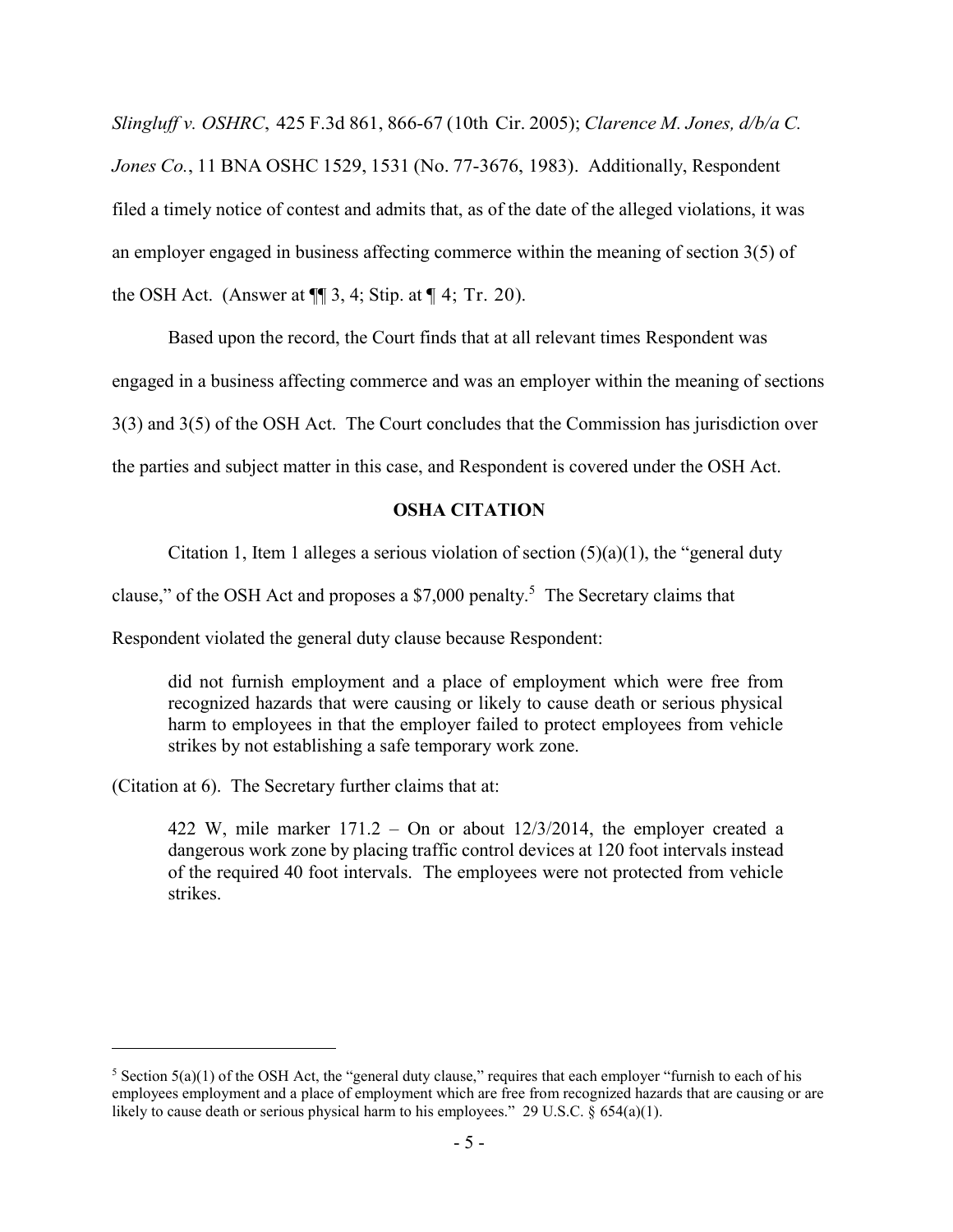*Slingluff v. OSHRC*, 425 F.3d 861, 866-67 (10th Cir. 2005); *Clarence M. Jones, d/b/a C. Jones Co.*, 11 BNA OSHC 1529, 1531 (No. 77-3676, 1983). Additionally, Respondent filed a timely notice of contest and admits that, as of the date of the alleged violations, it was an employer engaged in business affecting commerce within the meaning of section 3(5) of the OSH Act. (Answer at ¶¶ 3, 4; Stip. at ¶ 4; Tr. 20).

Based upon the record, the Court finds that at all relevant times Respondent was engaged in a business affecting commerce and was an employer within the meaning of sections 3(3) and 3(5) of the OSH Act. The Court concludes that the Commission has jurisdiction over the parties and subject matter in this case, and Respondent is covered under the OSH Act.

## OSHA CITATION

Citation 1, Item 1 alleges a serious violation of section (5)(a)(1), the "general duty clause," of the OSH Act and proposes a $7,000 penalty.[5] The Secretary claims that Respondent violated the general duty clause because Respondent:

> did not furnish employment and a place of employment which were free from recognized hazards that were causing or likely to cause death or serious physical harm to employees in that the employer failed to protect employees from vehicle strikes by not establishing a safe temporary work zone.

(Citation at 6). The Secretary further claims that at:

> 422 W, mile marker 171.2 – On or about 12/3/2014, the employer created a dangerous work zone by placing traffic control devices at 120 foot intervals instead of the required 40 foot intervals. The employees were not protected from vehicle strikes.

---

[5] Section 5(a)(1) of the OSH Act, the "general duty clause," requires that each employer "furnish to each of his employees employment and a place of employment which are free from recognized hazards that are causing or are likely to cause death or serious physical harm to his employees." 29 U.S.C. § 654(a)(1).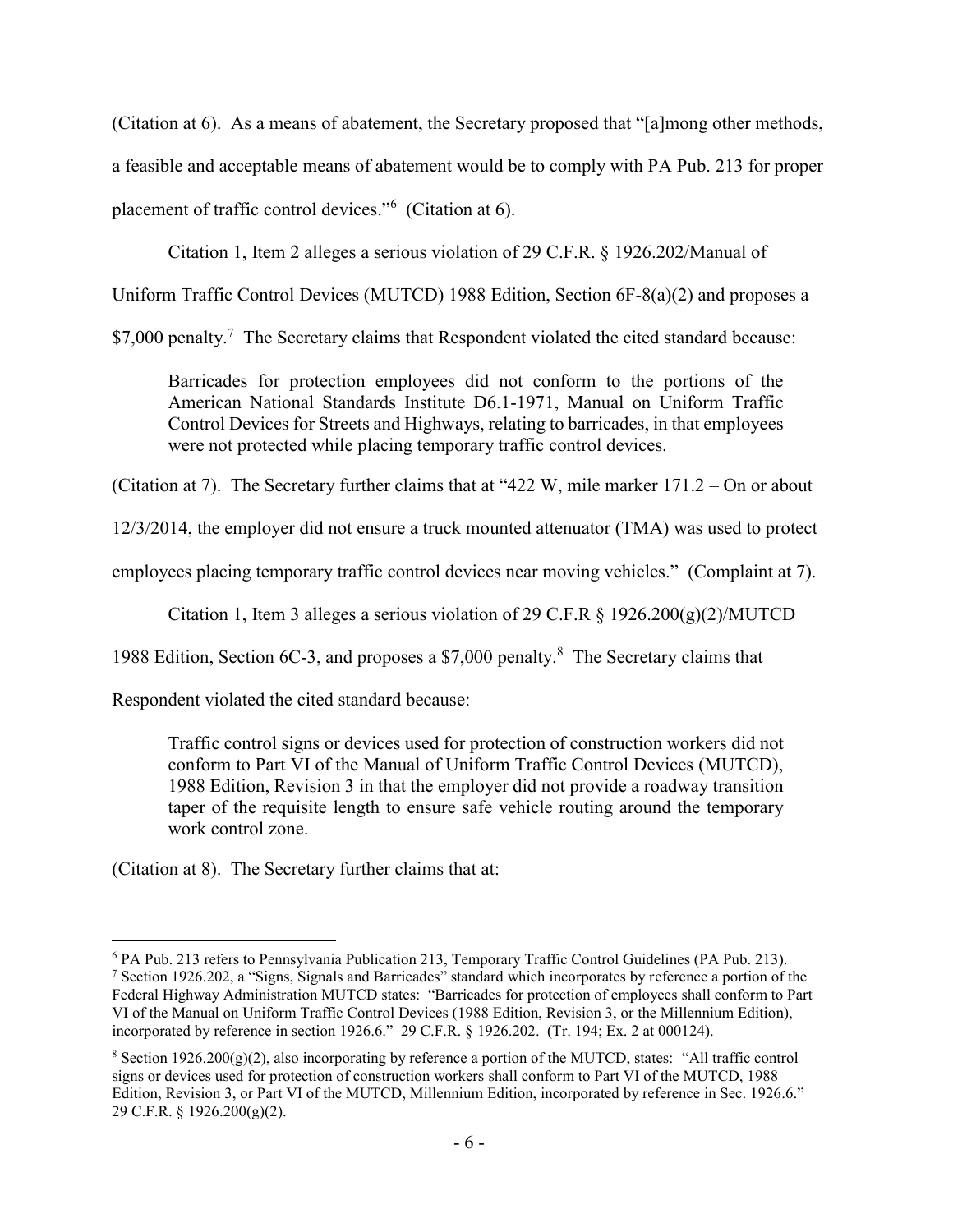(Citation at 6). As a means of abatement, the Secretary proposed that "[a]mong other methods, a feasible and acceptable means of abatement would be to comply with PA Pub. 213 for proper placement of traffic control devices."[6] (Citation at 6).

Citation 1, Item 2 alleges a serious violation of 29 C.F.R. § 1926.202/Manual of Uniform Traffic Control Devices (MUTCD) 1988 Edition, Section 6F-8(a)(2) and proposes a $7,000 penalty.[7] The Secretary claims that Respondent violated the cited standard because:

> Barricades for protection employees did not conform to the portions of the American National Standards Institute D6.1-1971, Manual on Uniform Traffic Control Devices for Streets and Highways, relating to barricades, in that employees were not protected while placing temporary traffic control devices.

(Citation at 7). The Secretary further claims that at "422 W, mile marker 171.2 – On or about 12/3/2014, the employer did not ensure a truck mounted attenuator (TMA) was used to protect employees placing temporary traffic control devices near moving vehicles." (Complaint at 7).

Citation 1, Item 3 alleges a serious violation of 29 C.F.R § 1926.200(g)(2)/MUTCD 1988 Edition, Section 6C-3, and proposes a $7,000 penalty.[8] The Secretary claims that Respondent violated the cited standard because:

> Traffic control signs or devices used for protection of construction workers did not conform to Part VI of the Manual of Uniform Traffic Control Devices (MUTCD), 1988 Edition, Revision 3 in that the employer did not provide a roadway transition taper of the requisite length to ensure safe vehicle routing around the temporary work control zone.

(Citation at 8). The Secretary further claims that at:

---

[6] PA Pub. 213 refers to Pennsylvania Publication 213, Temporary Traffic Control Guidelines (PA Pub. 213).

[7] Section 1926.202, a "Signs, Signals and Barricades" standard which incorporates by reference a portion of the Federal Highway Administration MUTCD states: "Barricades for protection of employees shall conform to Part VI of the Manual on Uniform Traffic Control Devices (1988 Edition, Revision 3, or the Millennium Edition), incorporated by reference in section 1926.6." 29 C.F.R. § 1926.202. (Tr. 194; Ex. 2 at 000124).

[8] Section 1926.200(g)(2), also incorporating by reference a portion of the MUTCD, states: "All traffic control signs or devices used for protection of construction workers shall conform to Part VI of the MUTCD, 1988 Edition, Revision 3, or Part VI of the MUTCD, Millennium Edition, incorporated by reference in Sec. 1926.6." 29 C.F.R. § 1926.200(g)(2).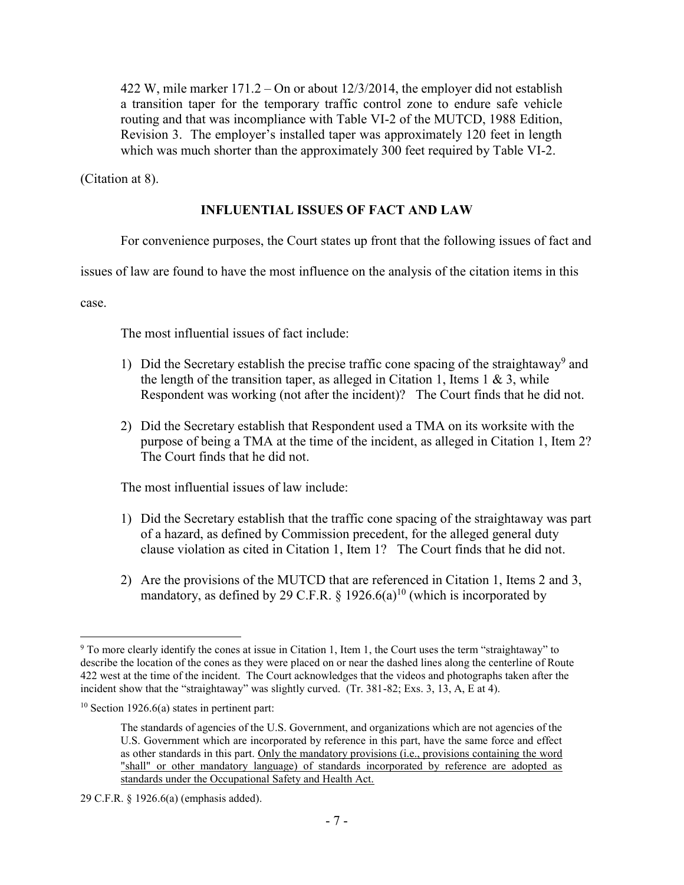> 422 W, mile marker 171.2 – On or about 12/3/2014, the employer did not establish a transition taper for the temporary traffic control zone to endure safe vehicle routing and that was incompliance with Table VI-2 of the MUTCD, 1988 Edition, Revision 3. The employer's installed taper was approximately 120 feet in length which was much shorter than the approximately 300 feet required by Table VI-2.

(Citation at 8).

## INFLUENTIAL ISSUES OF FACT AND LAW

For convenience purposes, the Court states up front that the following issues of fact and issues of law are found to have the most influence on the analysis of the citation items in this case.

The most influential issues of fact include:

1) Did the Secretary establish the precise traffic cone spacing of the straightaway[9] and the length of the transition taper, as alleged in Citation 1, Items 1 & 3, while Respondent was working (not after the incident)? The Court finds that he did not.
2) Did the Secretary establish that Respondent used a TMA on its worksite with the purpose of being a TMA at the time of the incident, as alleged in Citation 1, Item 2? The Court finds that he did not.

The most influential issues of law include:

1) Did the Secretary establish that the traffic cone spacing of the straightaway was part of a hazard, as defined by Commission precedent, for the alleged general duty clause violation as cited in Citation 1, Item 1? The Court finds that he did not.
2) Are the provisions of the MUTCD that are referenced in Citation 1, Items 2 and 3, mandatory, as defined by 29 C.F.R. § 1926.6(a)[10] (which is incorporated by

---

[9] To more clearly identify the cones at issue in Citation 1, Item 1, the Court uses the term "straightaway" to describe the location of the cones as they were placed on or near the dashed lines along the centerline of Route 422 west at the time of the incident. The Court acknowledges that the videos and photographs taken after the incident show that the "straightaway" was slightly curved. (Tr. 381-82; Exs. 3, 13, A, E at 4).

[10] Section 1926.6(a) states in pertinent part:

> The standards of agencies of the U.S. Government, and organizations which are not agencies of the U.S. Government which are incorporated by reference in this part, have the same force and effect as other standards in this part. Only the mandatory provisions (i.e., provisions containing the word "shall" or other mandatory language) of standards incorporated by reference are adopted as standards under the Occupational Safety and Health Act.

29 C.F.R. § 1926.6(a) (emphasis added).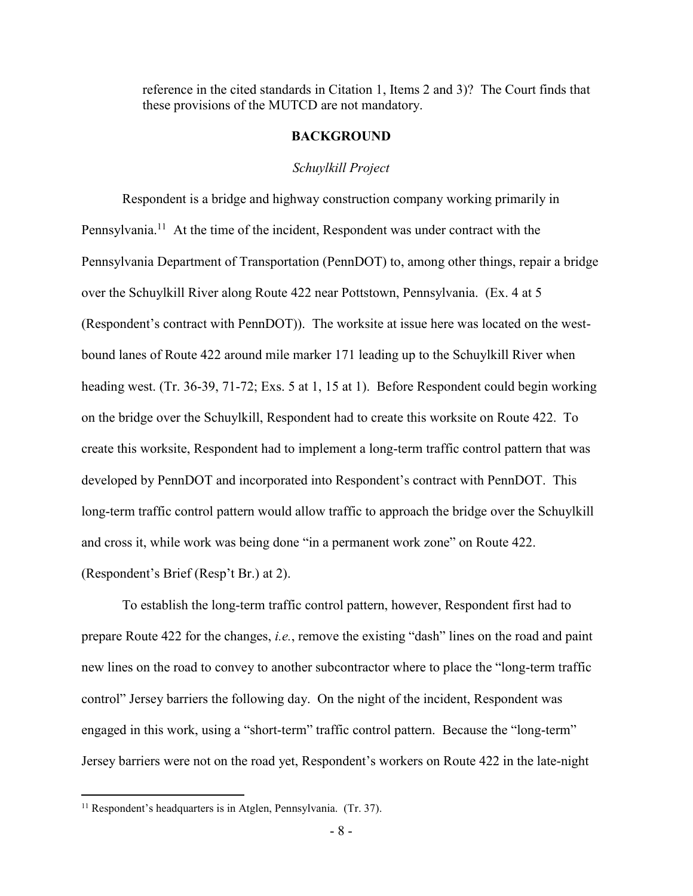reference in the cited standards in Citation 1, Items 2 and 3)? The Court finds that these provisions of the MUTCD are not mandatory.

## BACKGROUND

### *Schuylkill Project*

Respondent is a bridge and highway construction company working primarily in Pennsylvania.[11] At the time of the incident, Respondent was under contract with the Pennsylvania Department of Transportation (PennDOT) to, among other things, repair a bridge over the Schuylkill River along Route 422 near Pottstown, Pennsylvania. (Ex. 4 at 5 (Respondent's contract with PennDOT)). The worksite at issue here was located on the west-bound lanes of Route 422 around mile marker 171 leading up to the Schuylkill River when heading west. (Tr. 36-39, 71-72; Exs. 5 at 1, 15 at 1). Before Respondent could begin working on the bridge over the Schuylkill, Respondent had to create this worksite on Route 422. To create this worksite, Respondent had to implement a long-term traffic control pattern that was developed by PennDOT and incorporated into Respondent's contract with PennDOT. This long-term traffic control pattern would allow traffic to approach the bridge over the Schuylkill and cross it, while work was being done "in a permanent work zone" on Route 422. (Respondent's Brief (Resp't Br.) at 2).

To establish the long-term traffic control pattern, however, Respondent first had to prepare Route 422 for the changes, *i.e.*, remove the existing "dash" lines on the road and paint new lines on the road to convey to another subcontractor where to place the "long-term traffic control" Jersey barriers the following day. On the night of the incident, Respondent was engaged in this work, using a "short-term" traffic control pattern. Because the "long-term" Jersey barriers were not on the road yet, Respondent's workers on Route 422 in the late-night

---

[11] Respondent's headquarters is in Atglen, Pennsylvania. (Tr. 37).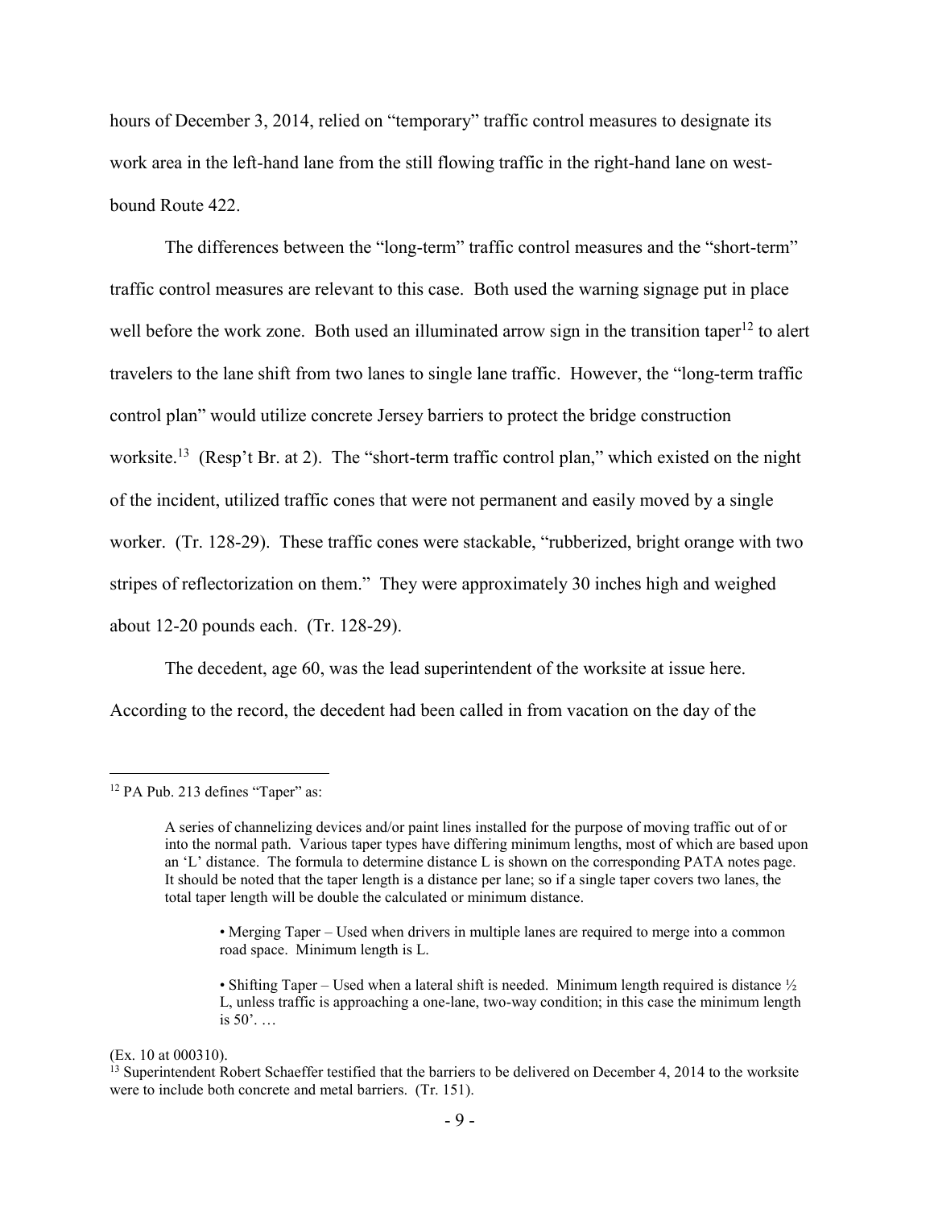hours of December 3, 2014, relied on "temporary" traffic control measures to designate its work area in the left-hand lane from the still flowing traffic in the right-hand lane on west-bound Route 422.

The differences between the "long-term" traffic control measures and the "short-term" traffic control measures are relevant to this case. Both used the warning signage put in place well before the work zone. Both used an illuminated arrow sign in the transition taper[12] to alert travelers to the lane shift from two lanes to single lane traffic. However, the "long-term traffic control plan" would utilize concrete Jersey barriers to protect the bridge construction worksite.[13] (Resp't Br. at 2). The "short-term traffic control plan," which existed on the night of the incident, utilized traffic cones that were not permanent and easily moved by a single worker. (Tr. 128-29). These traffic cones were stackable, "rubberized, bright orange with two stripes of reflectorization on them." They were approximately 30 inches high and weighed about 12-20 pounds each. (Tr. 128-29).

The decedent, age 60, was the lead superintendent of the worksite at issue here. According to the record, the decedent had been called in from vacation on the day of the

---

[12] PA Pub. 213 defines "Taper" as:

> A series of channelizing devices and/or paint lines installed for the purpose of moving traffic out of or into the normal path. Various taper types have differing minimum lengths, most of which are based upon an 'L' distance. The formula to determine distance L is shown on the corresponding PATA notes page. It should be noted that the taper length is a distance per lane; so if a single taper covers two lanes, the total taper length will be double the calculated or minimum distance.
>
> > • Merging Taper – Used when drivers in multiple lanes are required to merge into a common road space. Minimum length is L.
> >
> > • Shifting Taper – Used when a lateral shift is needed. Minimum length required is distance ½ L, unless traffic is approaching a one-lane, two-way condition; in this case the minimum length is 50'. …

(Ex. 10 at 000310).

[13] Superintendent Robert Schaeffer testified that the barriers to be delivered on December 4, 2014 to the worksite were to include both concrete and metal barriers. (Tr. 151).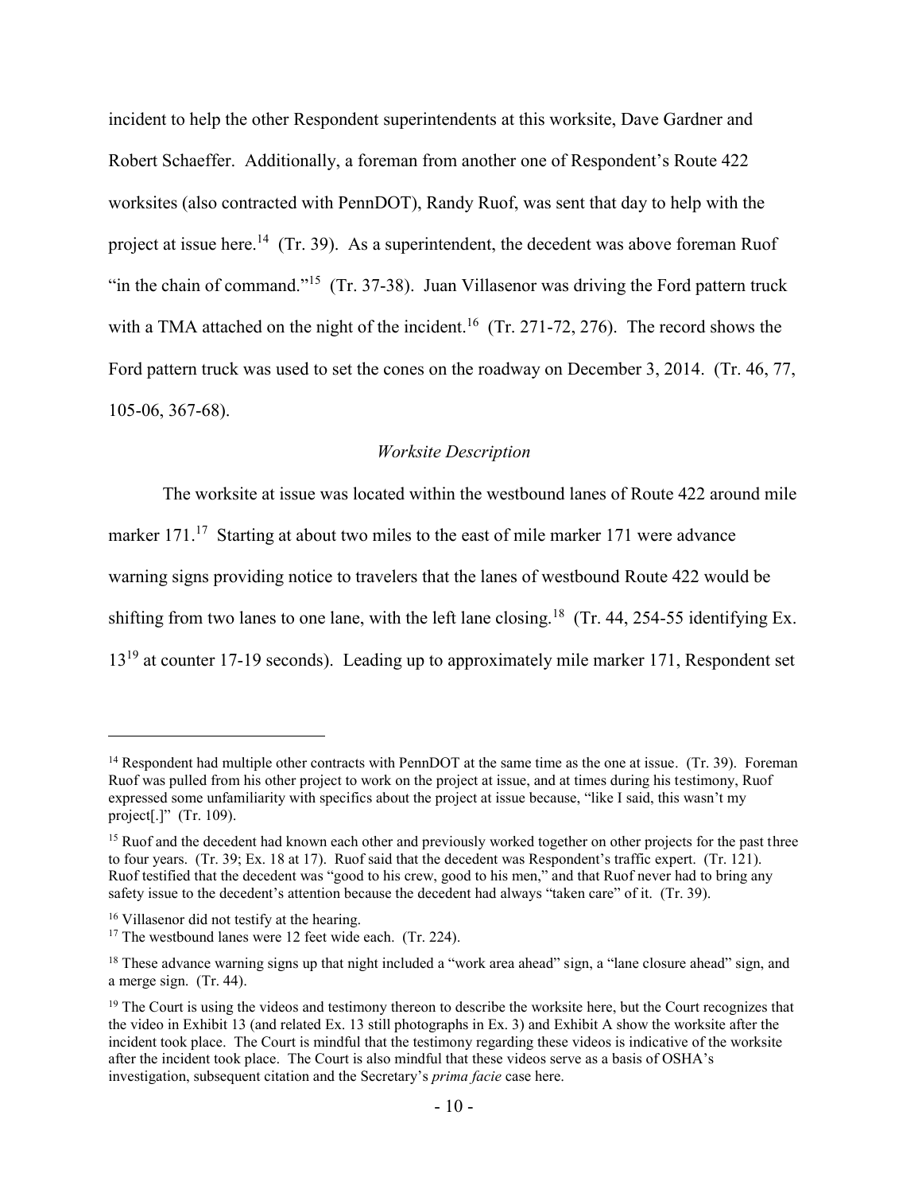incident to help the other Respondent superintendents at this worksite, Dave Gardner and Robert Schaeffer. Additionally, a foreman from another one of Respondent's Route 422 worksites (also contracted with PennDOT), Randy Ruof, was sent that day to help with the project at issue here.[14] (Tr. 39). As a superintendent, the decedent was above foreman Ruof "in the chain of command."[15] (Tr. 37-38). Juan Villasenor was driving the Ford pattern truck with a TMA attached on the night of the incident.[16] (Tr. 271-72, 276). The record shows the Ford pattern truck was used to set the cones on the roadway on December 3, 2014. (Tr. 46, 77, 105-06, 367-68).

*Worksite Description*

The worksite at issue was located within the westbound lanes of Route 422 around mile marker 171.[17] Starting at about two miles to the east of mile marker 171 were advance warning signs providing notice to travelers that the lanes of westbound Route 422 would be shifting from two lanes to one lane, with the left lane closing.[18] (Tr. 44, 254-55 identifying Ex. 13[19] at counter 17-19 seconds). Leading up to approximately mile marker 171, Respondent set

---

[14] Respondent had multiple other contracts with PennDOT at the same time as the one at issue. (Tr. 39). Foreman Ruof was pulled from his other project to work on the project at issue, and at times during his testimony, Ruof expressed some unfamiliarity with specifics about the project at issue because, "like I said, this wasn't my project[.]" (Tr. 109).

[15] Ruof and the decedent had known each other and previously worked together on other projects for the past three to four years. (Tr. 39; Ex. 18 at 17). Ruof said that the decedent was Respondent's traffic expert. (Tr. 121). Ruof testified that the decedent was "good to his crew, good to his men," and that Ruof never had to bring any safety issue to the decedent's attention because the decedent had always "taken care" of it. (Tr. 39).

[16] Villasenor did not testify at the hearing.

[17] The westbound lanes were 12 feet wide each. (Tr. 224).

[18] These advance warning signs up that night included a "work area ahead" sign, a "lane closure ahead" sign, and a merge sign. (Tr. 44).

[19] The Court is using the videos and testimony thereon to describe the worksite here, but the Court recognizes that the video in Exhibit 13 (and related Ex. 13 still photographs in Ex. 3) and Exhibit A show the worksite after the incident took place. The Court is mindful that the testimony regarding these videos is indicative of the worksite after the incident took place. The Court is also mindful that these videos serve as a basis of OSHA's investigation, subsequent citation and the Secretary's *prima facie* case here.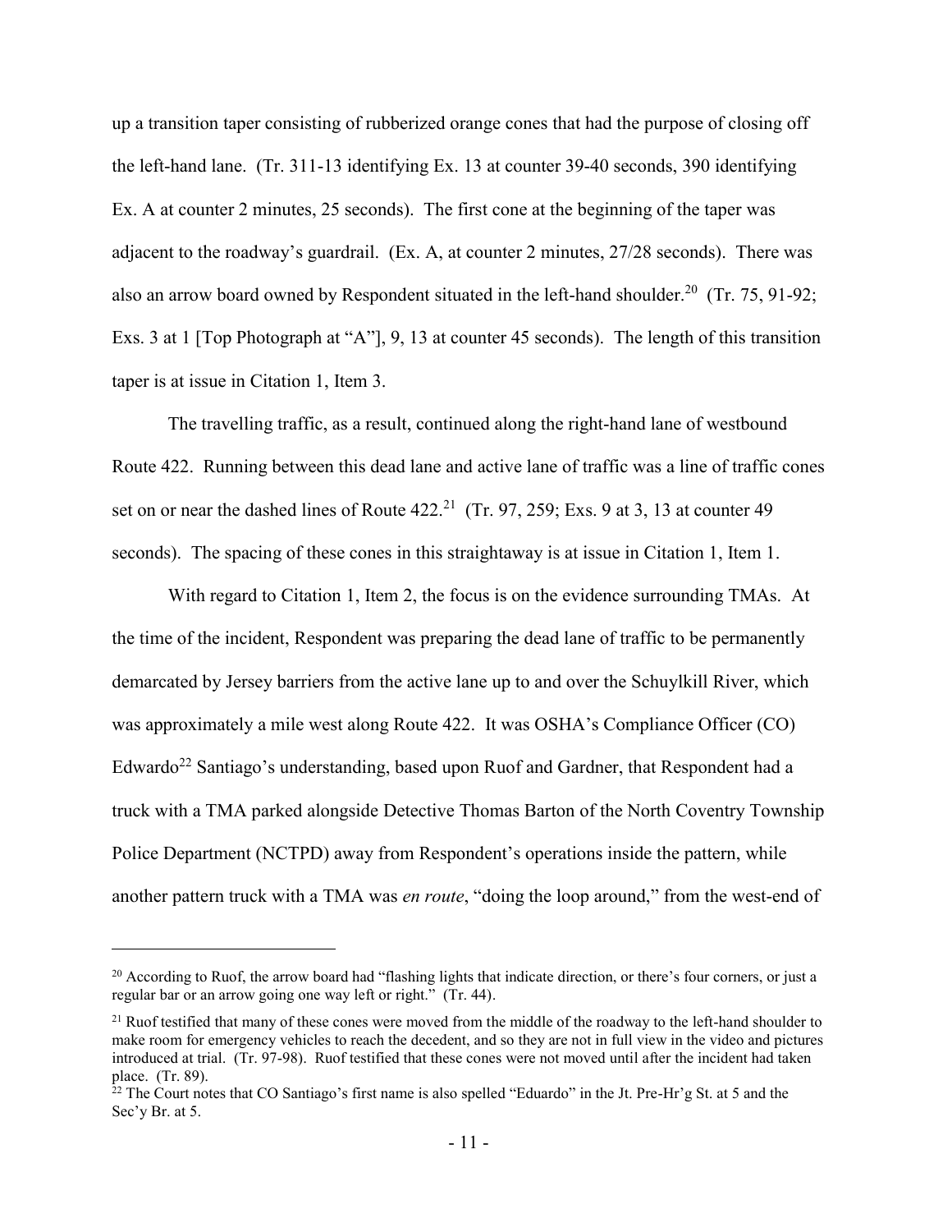up a transition taper consisting of rubberized orange cones that had the purpose of closing off the left-hand lane. (Tr. 311-13 identifying Ex. 13 at counter 39-40 seconds, 390 identifying Ex. A at counter 2 minutes, 25 seconds). The first cone at the beginning of the taper was adjacent to the roadway's guardrail. (Ex. A, at counter 2 minutes, 27/28 seconds). There was also an arrow board owned by Respondent situated in the left-hand shoulder.[20] (Tr. 75, 91-92; Exs. 3 at 1 [Top Photograph at "A"], 9, 13 at counter 45 seconds). The length of this transition taper is at issue in Citation 1, Item 3.

The travelling traffic, as a result, continued along the right-hand lane of westbound Route 422. Running between this dead lane and active lane of traffic was a line of traffic cones set on or near the dashed lines of Route 422.[21] (Tr. 97, 259; Exs. 9 at 3, 13 at counter 49 seconds). The spacing of these cones in this straightaway is at issue in Citation 1, Item 1.

With regard to Citation 1, Item 2, the focus is on the evidence surrounding TMAs. At the time of the incident, Respondent was preparing the dead lane of traffic to be permanently demarcated by Jersey barriers from the active lane up to and over the Schuylkill River, which was approximately a mile west along Route 422. It was OSHA's Compliance Officer (CO) Edwardo[22] Santiago's understanding, based upon Ruof and Gardner, that Respondent had a truck with a TMA parked alongside Detective Thomas Barton of the North Coventry Township Police Department (NCTPD) away from Respondent's operations inside the pattern, while another pattern truck with a TMA was *en route*, "doing the loop around," from the west-end of

[20] According to Ruof, the arrow board had "flashing lights that indicate direction, or there's four corners, or just a regular bar or an arrow going one way left or right." (Tr. 44).

[21] Ruof testified that many of these cones were moved from the middle of the roadway to the left-hand shoulder to make room for emergency vehicles to reach the decedent, and so they are not in full view in the video and pictures introduced at trial. (Tr. 97-98). Ruof testified that these cones were not moved until after the incident had taken place. (Tr. 89).

[22] The Court notes that CO Santiago's first name is also spelled "Eduardo" in the Jt. Pre-Hr'g St. at 5 and the Sec'y Br. at 5.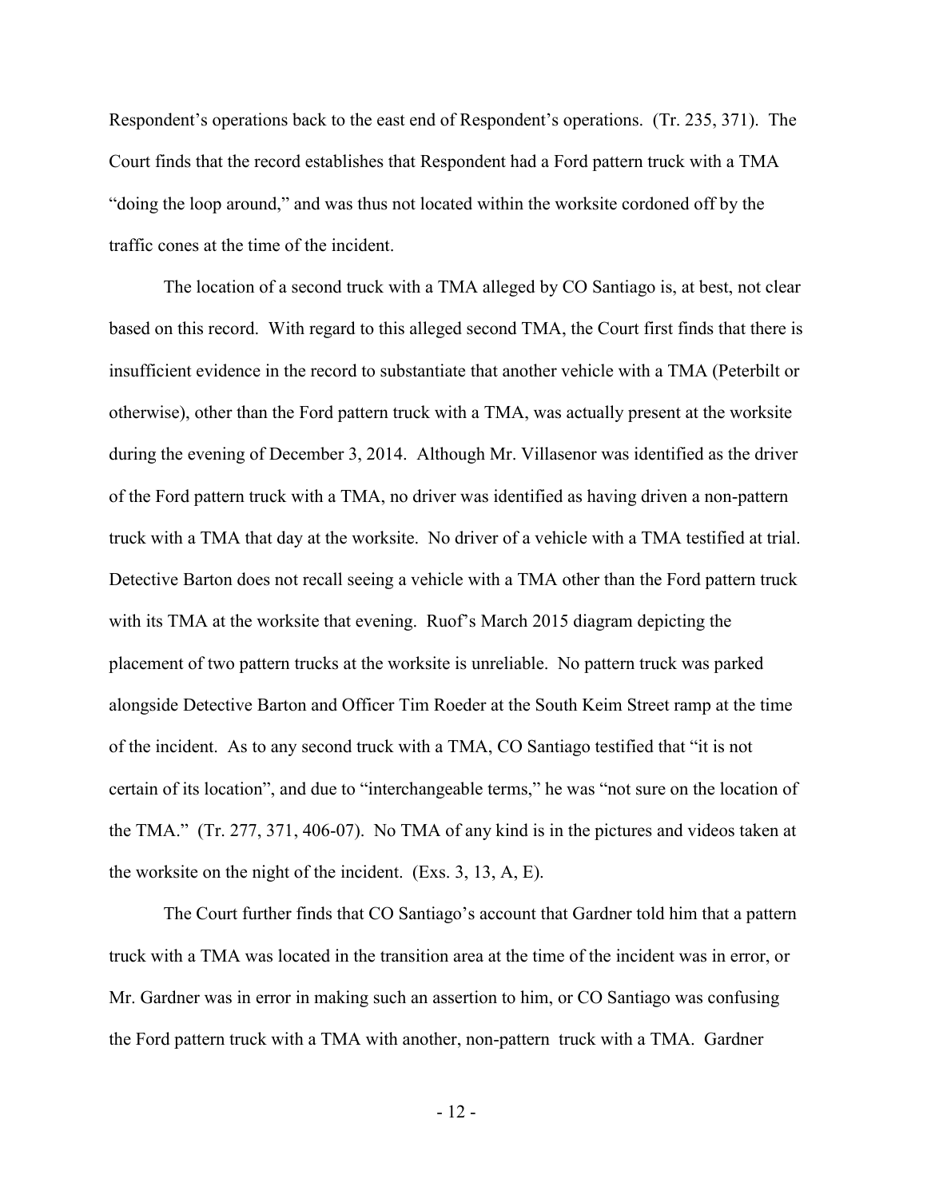Respondent's operations back to the east end of Respondent's operations. (Tr. 235, 371). The Court finds that the record establishes that Respondent had a Ford pattern truck with a TMA "doing the loop around," and was thus not located within the worksite cordoned off by the traffic cones at the time of the incident.

The location of a second truck with a TMA alleged by CO Santiago is, at best, not clear based on this record. With regard to this alleged second TMA, the Court first finds that there is insufficient evidence in the record to substantiate that another vehicle with a TMA (Peterbilt or otherwise), other than the Ford pattern truck with a TMA, was actually present at the worksite during the evening of December 3, 2014. Although Mr. Villasenor was identified as the driver of the Ford pattern truck with a TMA, no driver was identified as having driven a non-pattern truck with a TMA that day at the worksite. No driver of a vehicle with a TMA testified at trial. Detective Barton does not recall seeing a vehicle with a TMA other than the Ford pattern truck with its TMA at the worksite that evening. Ruof's March 2015 diagram depicting the placement of two pattern trucks at the worksite is unreliable. No pattern truck was parked alongside Detective Barton and Officer Tim Roeder at the South Keim Street ramp at the time of the incident. As to any second truck with a TMA, CO Santiago testified that "it is not certain of its location", and due to "interchangeable terms," he was "not sure on the location of the TMA." (Tr. 277, 371, 406-07). No TMA of any kind is in the pictures and videos taken at the worksite on the night of the incident. (Exs. 3, 13, A, E).

The Court further finds that CO Santiago's account that Gardner told him that a pattern truck with a TMA was located in the transition area at the time of the incident was in error, or Mr. Gardner was in error in making such an assertion to him, or CO Santiago was confusing the Ford pattern truck with a TMA with another, non-pattern truck with a TMA. Gardner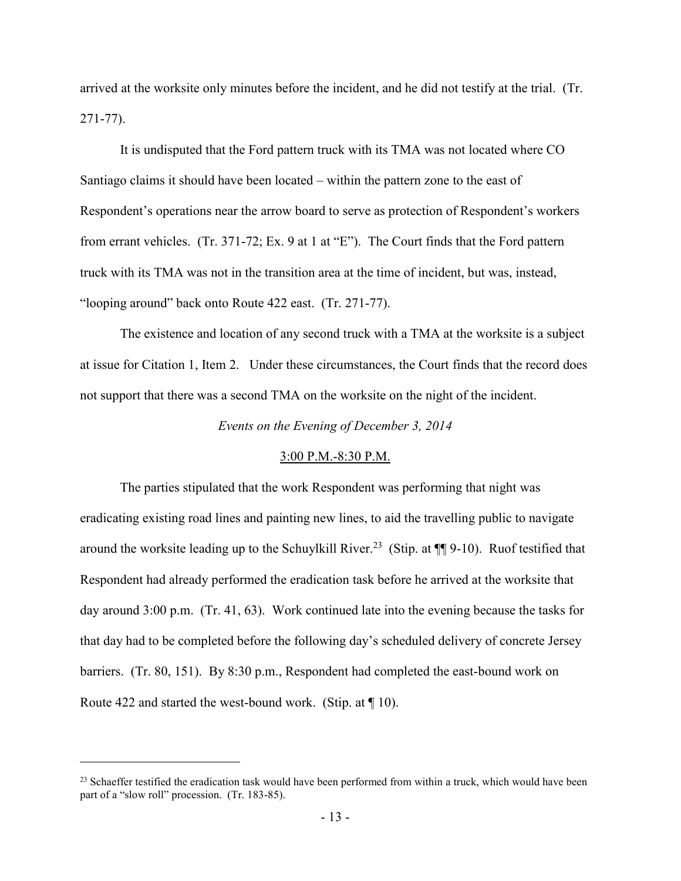arrived at the worksite only minutes before the incident, and he did not testify at the trial. (Tr. 271-77).

It is undisputed that the Ford pattern truck with its TMA was not located where CO Santiago claims it should have been located – within the pattern zone to the east of Respondent's operations near the arrow board to serve as protection of Respondent's workers from errant vehicles. (Tr. 371-72; Ex. 9 at 1 at "E"). The Court finds that the Ford pattern truck with its TMA was not in the transition area at the time of incident, but was, instead, "looping around" back onto Route 422 east. (Tr. 271-77).

The existence and location of any second truck with a TMA at the worksite is a subject at issue for Citation 1, Item 2. Under these circumstances, the Court finds that the record does not support that there was a second TMA on the worksite on the night of the incident.

*Events on the Evening of December 3, 2014*

<u>3:00 P.M.-8:30 P.M.</u>

The parties stipulated that the work Respondent was performing that night was eradicating existing road lines and painting new lines, to aid the travelling public to navigate around the worksite leading up to the Schuylkill River.[23] (Stip. at ¶¶ 9-10). Ruof testified that Respondent had already performed the eradication task before he arrived at the worksite that day around 3:00 p.m. (Tr. 41, 63). Work continued late into the evening because the tasks for that day had to be completed before the following day's scheduled delivery of concrete Jersey barriers. (Tr. 80, 151). By 8:30 p.m., Respondent had completed the east-bound work on Route 422 and started the west-bound work. (Stip. at ¶ 10).

---

[23] Schaeffer testified the eradication task would have been performed from within a truck, which would have been part of a "slow roll" procession. (Tr. 183-85).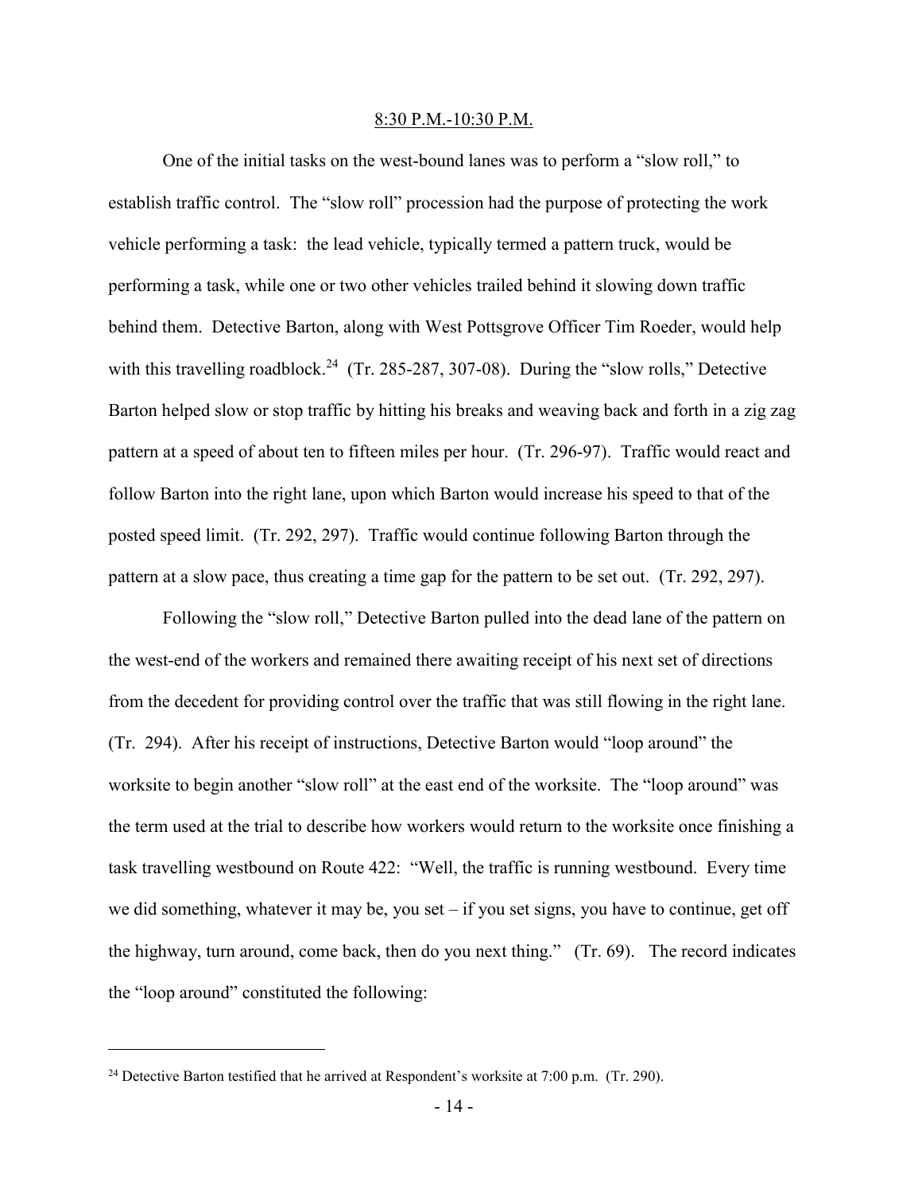8:30 P.M.-10:30 P.M.

One of the initial tasks on the west-bound lanes was to perform a "slow roll," to establish traffic control. The "slow roll" procession had the purpose of protecting the work vehicle performing a task: the lead vehicle, typically termed a pattern truck, would be performing a task, while one or two other vehicles trailed behind it slowing down traffic behind them. Detective Barton, along with West Pottsgrove Officer Tim Roeder, would help with this travelling roadblock.[24] (Tr. 285-287, 307-08). During the "slow rolls," Detective Barton helped slow or stop traffic by hitting his breaks and weaving back and forth in a zig zag pattern at a speed of about ten to fifteen miles per hour. (Tr. 296-97). Traffic would react and follow Barton into the right lane, upon which Barton would increase his speed to that of the posted speed limit. (Tr. 292, 297). Traffic would continue following Barton through the pattern at a slow pace, thus creating a time gap for the pattern to be set out. (Tr. 292, 297).

Following the "slow roll," Detective Barton pulled into the dead lane of the pattern on the west-end of the workers and remained there awaiting receipt of his next set of directions from the decedent for providing control over the traffic that was still flowing in the right lane. (Tr. 294). After his receipt of instructions, Detective Barton would "loop around" the worksite to begin another "slow roll" at the east end of the worksite. The "loop around" was the term used at the trial to describe how workers would return to the worksite once finishing a task travelling westbound on Route 422: "Well, the traffic is running westbound. Every time we did something, whatever it may be, you set – if you set signs, you have to continue, get off the highway, turn around, come back, then do you next thing." (Tr. 69). The record indicates the "loop around" constituted the following:

---

[24] Detective Barton testified that he arrived at Respondent's worksite at 7:00 p.m. (Tr. 290).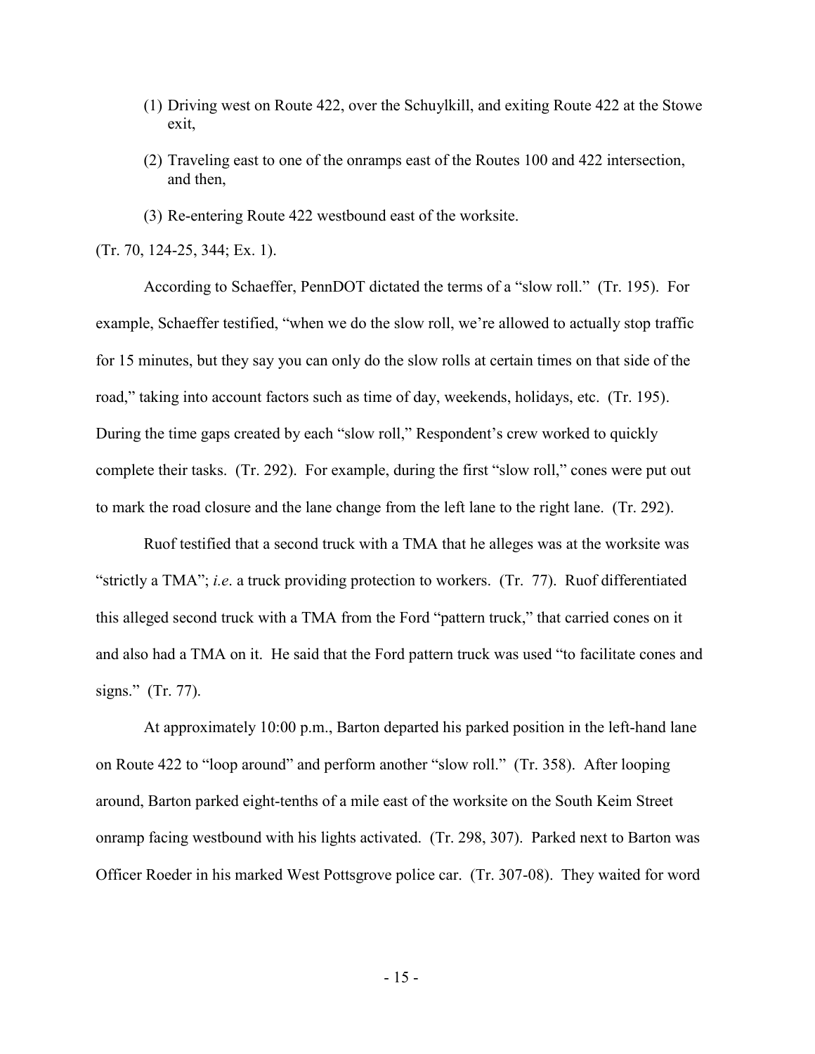(1) Driving west on Route 422, over the Schuylkill, and exiting Route 422 at the Stowe exit,

(2) Traveling east to one of the onramps east of the Routes 100 and 422 intersection, and then,

(3) Re-entering Route 422 westbound east of the worksite.

(Tr. 70, 124-25, 344; Ex. 1).

According to Schaeffer, PennDOT dictated the terms of a "slow roll." (Tr. 195). For example, Schaeffer testified, "when we do the slow roll, we're allowed to actually stop traffic for 15 minutes, but they say you can only do the slow rolls at certain times on that side of the road," taking into account factors such as time of day, weekends, holidays, etc. (Tr. 195). During the time gaps created by each "slow roll," Respondent's crew worked to quickly complete their tasks. (Tr. 292). For example, during the first "slow roll," cones were put out to mark the road closure and the lane change from the left lane to the right lane. (Tr. 292).

Ruof testified that a second truck with a TMA that he alleges was at the worksite was "strictly a TMA"; *i.e*. a truck providing protection to workers. (Tr. 77). Ruof differentiated this alleged second truck with a TMA from the Ford "pattern truck," that carried cones on it and also had a TMA on it. He said that the Ford pattern truck was used "to facilitate cones and signs." (Tr. 77).

At approximately 10:00 p.m., Barton departed his parked position in the left-hand lane on Route 422 to "loop around" and perform another "slow roll." (Tr. 358). After looping around, Barton parked eight-tenths of a mile east of the worksite on the South Keim Street onramp facing westbound with his lights activated. (Tr. 298, 307). Parked next to Barton was Officer Roeder in his marked West Pottsgrove police car. (Tr. 307-08). They waited for word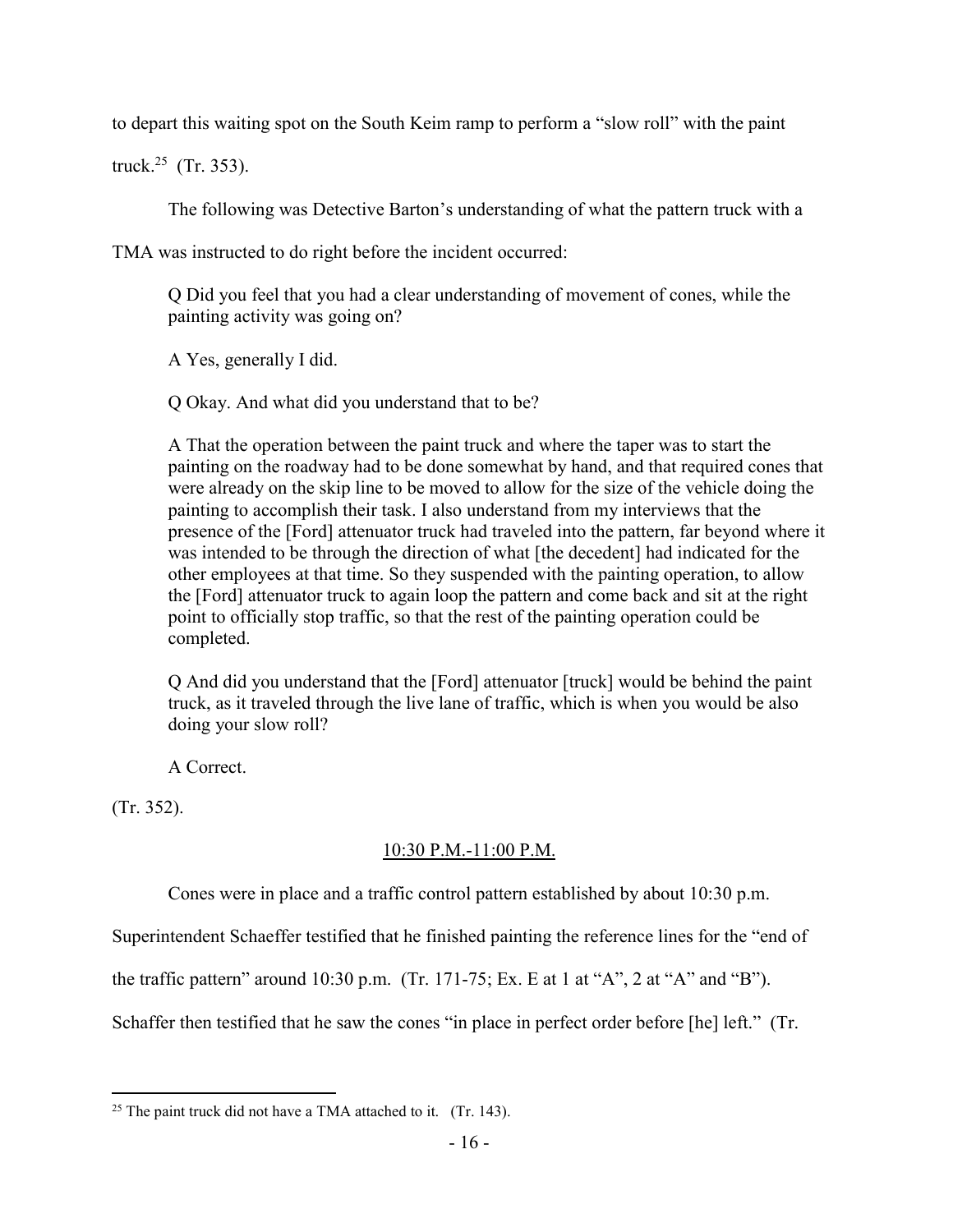to depart this waiting spot on the South Keim ramp to perform a "slow roll" with the paint truck.[25] (Tr. 353).

The following was Detective Barton's understanding of what the pattern truck with a TMA was instructed to do right before the incident occurred:

> Q Did you feel that you had a clear understanding of movement of cones, while the painting activity was going on?
>
> A Yes, generally I did.
>
> Q Okay. And what did you understand that to be?
>
> A That the operation between the paint truck and where the taper was to start the painting on the roadway had to be done somewhat by hand, and that required cones that were already on the skip line to be moved to allow for the size of the vehicle doing the painting to accomplish their task. I also understand from my interviews that the presence of the [Ford] attenuator truck had traveled into the pattern, far beyond where it was intended to be through the direction of what [the decedent] had indicated for the other employees at that time. So they suspended with the painting operation, to allow the [Ford] attenuator truck to again loop the pattern and come back and sit at the right point to officially stop traffic, so that the rest of the painting operation could be completed.
>
> Q And did you understand that the [Ford] attenuator [truck] would be behind the paint truck, as it traveled through the live lane of traffic, which is when you would be also doing your slow roll?
>
> A Correct.

(Tr. 352).

<u>10:30 P.M.-11:00 P.M.</u>

Cones were in place and a traffic control pattern established by about 10:30 p.m. Superintendent Schaeffer testified that he finished painting the reference lines for the "end of the traffic pattern" around 10:30 p.m. (Tr. 171-75; Ex. E at 1 at "A", 2 at "A" and "B"). Schaffer then testified that he saw the cones "in place in perfect order before [he] left." (Tr.

---

[25] The paint truck did not have a TMA attached to it. (Tr. 143).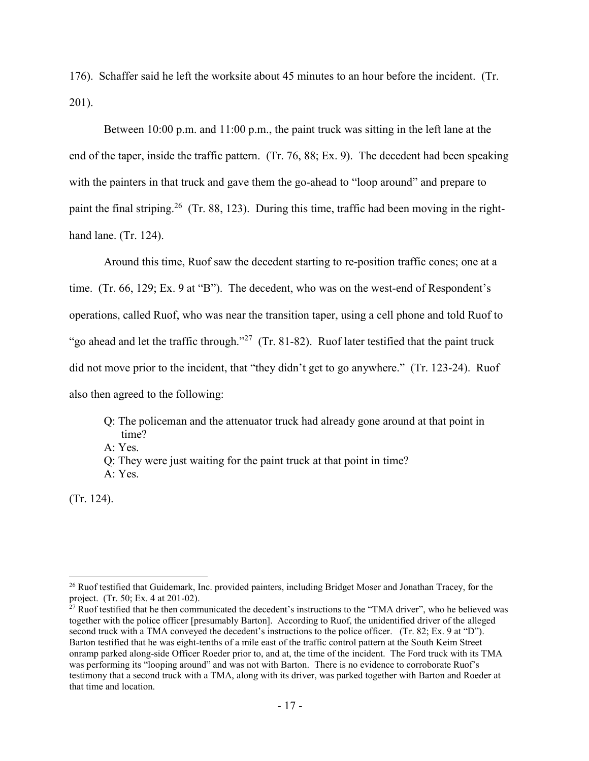176). Schaffer said he left the worksite about 45 minutes to an hour before the incident. (Tr. 201).

Between 10:00 p.m. and 11:00 p.m., the paint truck was sitting in the left lane at the end of the taper, inside the traffic pattern. (Tr. 76, 88; Ex. 9). The decedent had been speaking with the painters in that truck and gave them the go-ahead to "loop around" and prepare to paint the final striping.[26] (Tr. 88, 123). During this time, traffic had been moving in the right-hand lane. (Tr. 124).

Around this time, Ruof saw the decedent starting to re-position traffic cones; one at a time. (Tr. 66, 129; Ex. 9 at "B"). The decedent, who was on the west-end of Respondent's operations, called Ruof, who was near the transition taper, using a cell phone and told Ruof to "go ahead and let the traffic through."[27] (Tr. 81-82). Ruof later testified that the paint truck did not move prior to the incident, that "they didn't get to go anywhere." (Tr. 123-24). Ruof also then agreed to the following:

> Q: The policeman and the attenuator truck had already gone around at that point in time?
> A: Yes.
> Q: They were just waiting for the paint truck at that point in time?
> A: Yes.

(Tr. 124).

---

[26] Ruof testified that Guidemark, Inc. provided painters, including Bridget Moser and Jonathan Tracey, for the project. (Tr. 50; Ex. 4 at 201-02).

[27] Ruof testified that he then communicated the decedent's instructions to the "TMA driver", who he believed was together with the police officer [presumably Barton]. According to Ruof, the unidentified driver of the alleged second truck with a TMA conveyed the decedent's instructions to the police officer. (Tr. 82; Ex. 9 at "D"). Barton testified that he was eight-tenths of a mile east of the traffic control pattern at the South Keim Street onramp parked along-side Officer Roeder prior to, and at, the time of the incident. The Ford truck with its TMA was performing its "looping around" and was not with Barton. There is no evidence to corroborate Ruof's testimony that a second truck with a TMA, along with its driver, was parked together with Barton and Roeder at that time and location.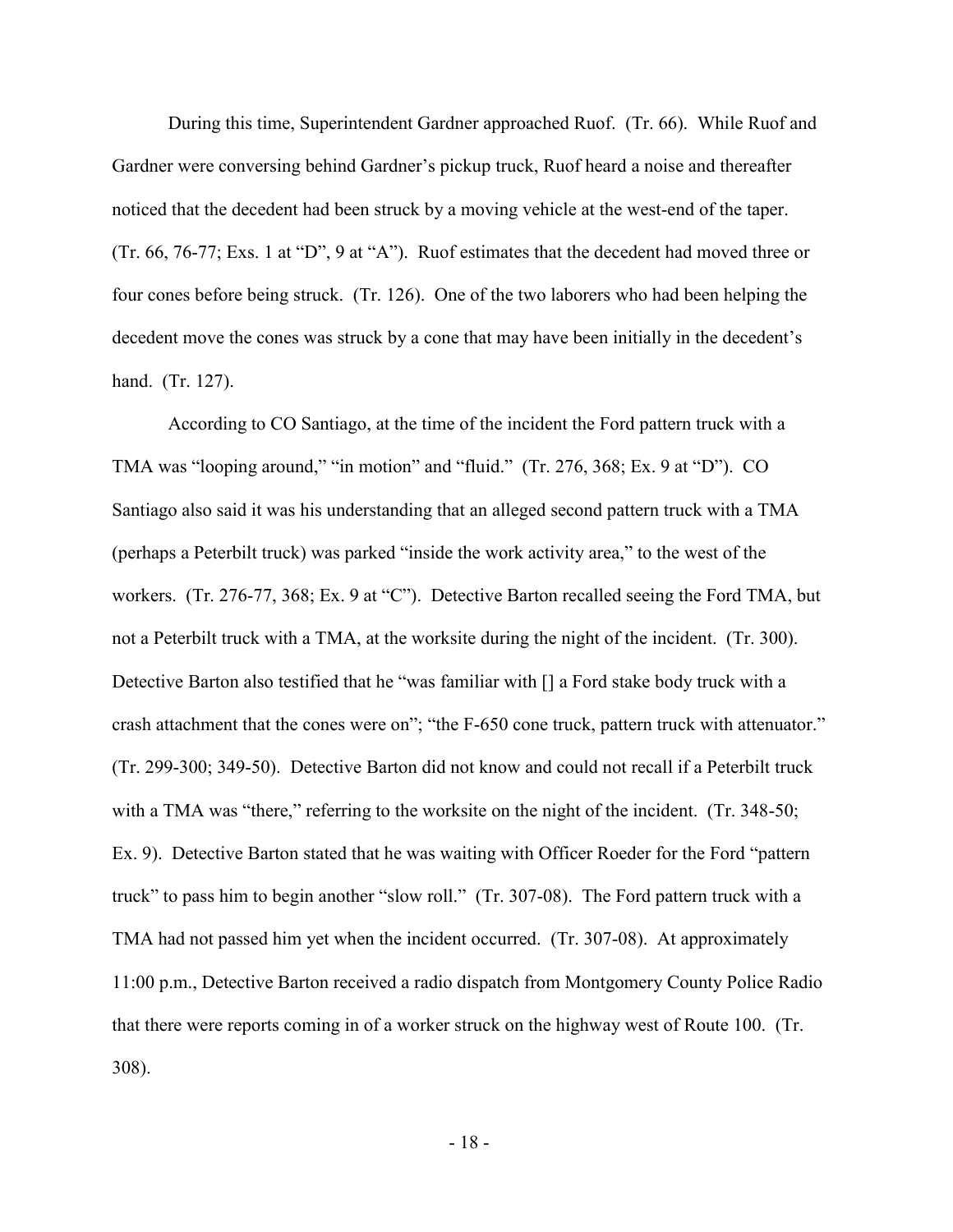During this time, Superintendent Gardner approached Ruof. (Tr. 66). While Ruof and Gardner were conversing behind Gardner's pickup truck, Ruof heard a noise and thereafter noticed that the decedent had been struck by a moving vehicle at the west-end of the taper. (Tr. 66, 76-77; Exs. 1 at "D", 9 at "A"). Ruof estimates that the decedent had moved three or four cones before being struck. (Tr. 126). One of the two laborers who had been helping the decedent move the cones was struck by a cone that may have been initially in the decedent's hand. (Tr. 127).

According to CO Santiago, at the time of the incident the Ford pattern truck with a TMA was "looping around," "in motion" and "fluid." (Tr. 276, 368; Ex. 9 at "D"). CO Santiago also said it was his understanding that an alleged second pattern truck with a TMA (perhaps a Peterbilt truck) was parked "inside the work activity area," to the west of the workers. (Tr. 276-77, 368; Ex. 9 at "C"). Detective Barton recalled seeing the Ford TMA, but not a Peterbilt truck with a TMA, at the worksite during the night of the incident. (Tr. 300). Detective Barton also testified that he "was familiar with [] a Ford stake body truck with a crash attachment that the cones were on"; "the F-650 cone truck, pattern truck with attenuator." (Tr. 299-300; 349-50). Detective Barton did not know and could not recall if a Peterbilt truck with a TMA was "there," referring to the worksite on the night of the incident. (Tr. 348-50; Ex. 9). Detective Barton stated that he was waiting with Officer Roeder for the Ford "pattern truck" to pass him to begin another "slow roll." (Tr. 307-08). The Ford pattern truck with a TMA had not passed him yet when the incident occurred. (Tr. 307-08). At approximately 11:00 p.m., Detective Barton received a radio dispatch from Montgomery County Police Radio that there were reports coming in of a worker struck on the highway west of Route 100. (Tr. 308).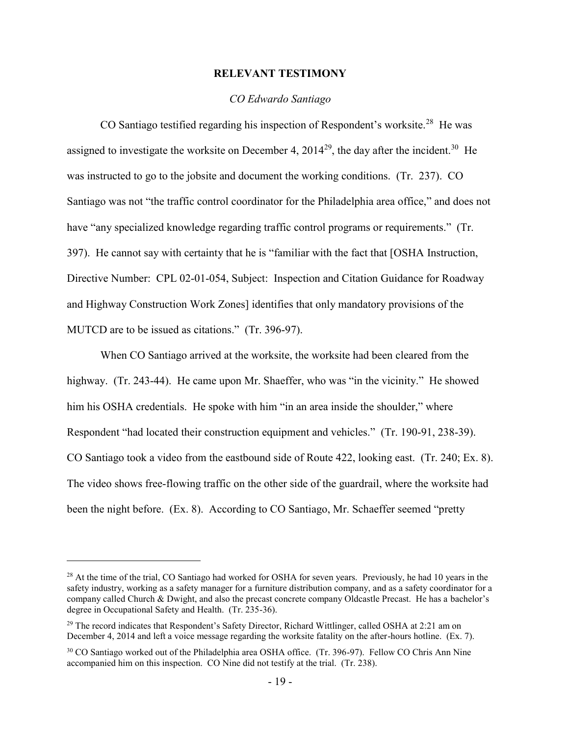## RELEVANT TESTIMONY

*CO Edwardo Santiago*

CO Santiago testified regarding his inspection of Respondent's worksite.[28] He was assigned to investigate the worksite on December 4, 2014[29], the day after the incident.[30] He was instructed to go to the jobsite and document the working conditions. (Tr. 237). CO Santiago was not "the traffic control coordinator for the Philadelphia area office," and does not have "any specialized knowledge regarding traffic control programs or requirements." (Tr. 397). He cannot say with certainty that he is "familiar with the fact that [OSHA Instruction, Directive Number: CPL 02-01-054, Subject: Inspection and Citation Guidance for Roadway and Highway Construction Work Zones] identifies that only mandatory provisions of the MUTCD are to be issued as citations." (Tr. 396-97).

When CO Santiago arrived at the worksite, the worksite had been cleared from the highway. (Tr. 243-44). He came upon Mr. Shaeffer, who was "in the vicinity." He showed him his OSHA credentials. He spoke with him "in an area inside the shoulder," where Respondent "had located their construction equipment and vehicles." (Tr. 190-91, 238-39). CO Santiago took a video from the eastbound side of Route 422, looking east. (Tr. 240; Ex. 8). The video shows free-flowing traffic on the other side of the guardrail, where the worksite had been the night before. (Ex. 8). According to CO Santiago, Mr. Schaeffer seemed "pretty

---

[28] At the time of the trial, CO Santiago had worked for OSHA for seven years. Previously, he had 10 years in the safety industry, working as a safety manager for a furniture distribution company, and as a safety coordinator for a company called Church & Dwight, and also the precast concrete company Oldcastle Precast. He has a bachelor's degree in Occupational Safety and Health. (Tr. 235-36).

[29] The record indicates that Respondent's Safety Director, Richard Wittlinger, called OSHA at 2:21 am on December 4, 2014 and left a voice message regarding the worksite fatality on the after-hours hotline. (Ex. 7).

[30] CO Santiago worked out of the Philadelphia area OSHA office. (Tr. 396-97). Fellow CO Chris Ann Nine accompanied him on this inspection. CO Nine did not testify at the trial. (Tr. 238).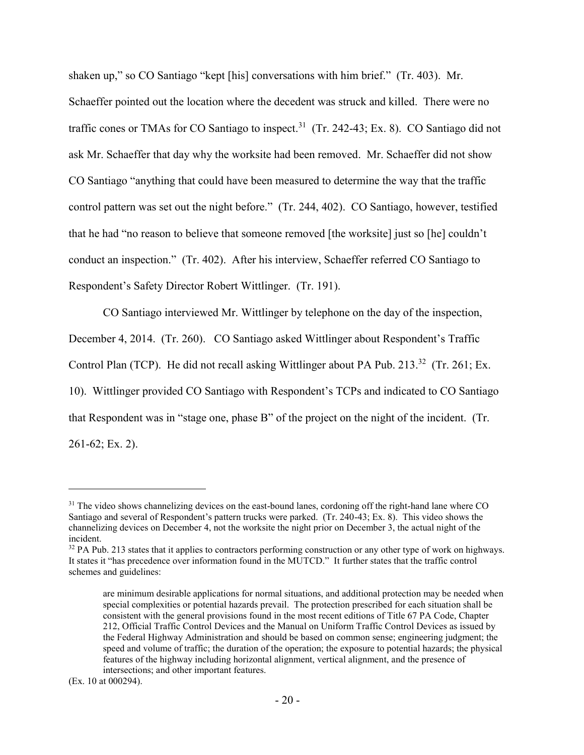shaken up," so CO Santiago "kept [his] conversations with him brief." (Tr. 403). Mr. Schaeffer pointed out the location where the decedent was struck and killed. There were no traffic cones or TMAs for CO Santiago to inspect.[31] (Tr. 242-43; Ex. 8). CO Santiago did not ask Mr. Schaeffer that day why the worksite had been removed. Mr. Schaeffer did not show CO Santiago "anything that could have been measured to determine the way that the traffic control pattern was set out the night before." (Tr. 244, 402). CO Santiago, however, testified that he had "no reason to believe that someone removed [the worksite] just so [he] couldn't conduct an inspection." (Tr. 402). After his interview, Schaeffer referred CO Santiago to Respondent's Safety Director Robert Wittlinger. (Tr. 191).

CO Santiago interviewed Mr. Wittlinger by telephone on the day of the inspection, December 4, 2014. (Tr. 260). CO Santiago asked Wittlinger about Respondent's Traffic Control Plan (TCP). He did not recall asking Wittlinger about PA Pub. 213.[32] (Tr. 261; Ex. 10). Wittlinger provided CO Santiago with Respondent's TCPs and indicated to CO Santiago that Respondent was in "stage one, phase B" of the project on the night of the incident. (Tr. 261-62; Ex. 2).

---

[31] The video shows channelizing devices on the east-bound lanes, cordoning off the right-hand lane where CO Santiago and several of Respondent's pattern trucks were parked. (Tr. 240-43; Ex. 8). This video shows the channelizing devices on December 4, not the worksite the night prior on December 3, the actual night of the incident.

[32] PA Pub. 213 states that it applies to contractors performing construction or any other type of work on highways. It states it "has precedence over information found in the MUTCD." It further states that the traffic control schemes and guidelines:

> are minimum desirable applications for normal situations, and additional protection may be needed when special complexities or potential hazards prevail. The protection prescribed for each situation shall be consistent with the general provisions found in the most recent editions of Title 67 PA Code, Chapter 212, Official Traffic Control Devices and the Manual on Uniform Traffic Control Devices as issued by the Federal Highway Administration and should be based on common sense; engineering judgment; the speed and volume of traffic; the duration of the operation; the exposure to potential hazards; the physical features of the highway including horizontal alignment, vertical alignment, and the presence of intersections; and other important features.

(Ex. 10 at 000294).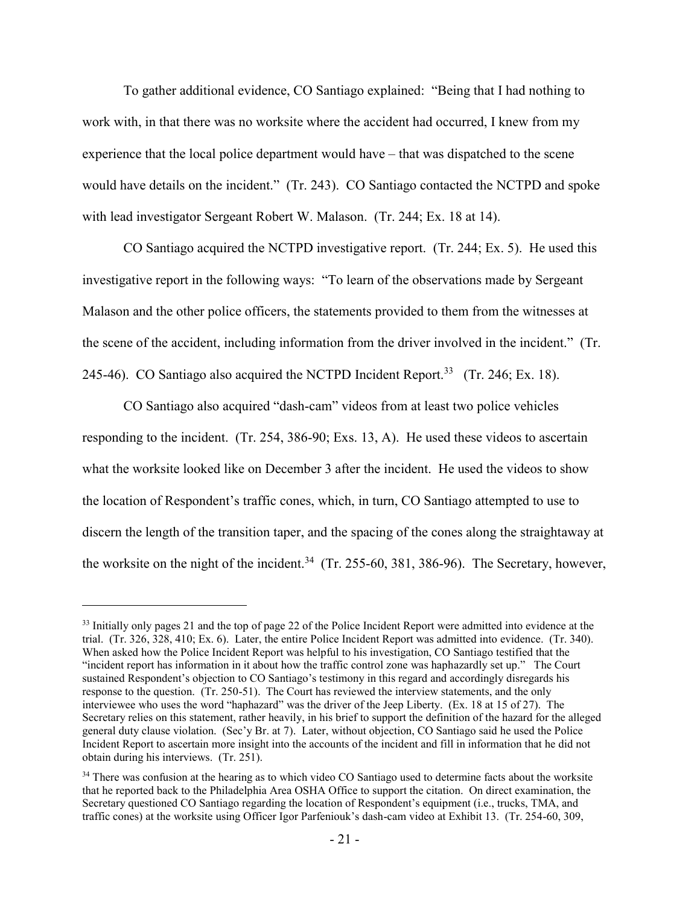To gather additional evidence, CO Santiago explained: "Being that I had nothing to work with, in that there was no worksite where the accident had occurred, I knew from my experience that the local police department would have – that was dispatched to the scene would have details on the incident." (Tr. 243). CO Santiago contacted the NCTPD and spoke with lead investigator Sergeant Robert W. Malason. (Tr. 244; Ex. 18 at 14).

CO Santiago acquired the NCTPD investigative report. (Tr. 244; Ex. 5). He used this investigative report in the following ways: "To learn of the observations made by Sergeant Malason and the other police officers, the statements provided to them from the witnesses at the scene of the accident, including information from the driver involved in the incident." (Tr. 245-46). CO Santiago also acquired the NCTPD Incident Report.[33] (Tr. 246; Ex. 18).

CO Santiago also acquired "dash-cam" videos from at least two police vehicles responding to the incident. (Tr. 254, 386-90; Exs. 13, A). He used these videos to ascertain what the worksite looked like on December 3 after the incident. He used the videos to show the location of Respondent's traffic cones, which, in turn, CO Santiago attempted to use to discern the length of the transition taper, and the spacing of the cones along the straightaway at the worksite on the night of the incident.[34] (Tr. 255-60, 381, 386-96). The Secretary, however,

---

[33] Initially only pages 21 and the top of page 22 of the Police Incident Report were admitted into evidence at the trial. (Tr. 326, 328, 410; Ex. 6). Later, the entire Police Incident Report was admitted into evidence. (Tr. 340). When asked how the Police Incident Report was helpful to his investigation, CO Santiago testified that the "incident report has information in it about how the traffic control zone was haphazardly set up." The Court sustained Respondent's objection to CO Santiago's testimony in this regard and accordingly disregards his response to the question. (Tr. 250-51). The Court has reviewed the interview statements, and the only interviewee who uses the word "haphazard" was the driver of the Jeep Liberty. (Ex. 18 at 15 of 27). The Secretary relies on this statement, rather heavily, in his brief to support the definition of the hazard for the alleged general duty clause violation. (Sec'y Br. at 7). Later, without objection, CO Santiago said he used the Police Incident Report to ascertain more insight into the accounts of the incident and fill in information that he did not obtain during his interviews. (Tr. 251).

[34] There was confusion at the hearing as to which video CO Santiago used to determine facts about the worksite that he reported back to the Philadelphia Area OSHA Office to support the citation. On direct examination, the Secretary questioned CO Santiago regarding the location of Respondent's equipment (i.e., trucks, TMA, and traffic cones) at the worksite using Officer Igor Parfeniouk's dash-cam video at Exhibit 13. (Tr. 254-60, 309,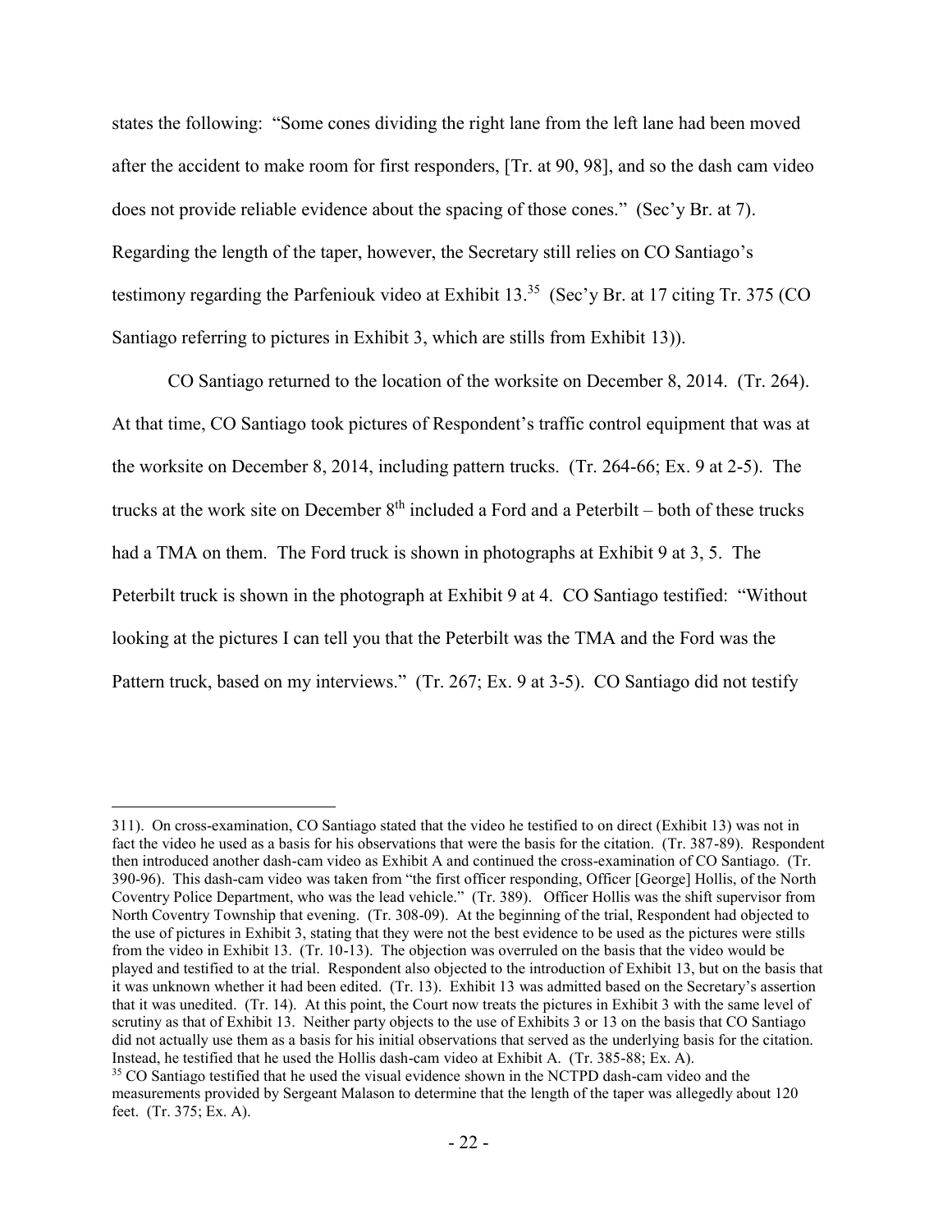states the following: "Some cones dividing the right lane from the left lane had been moved after the accident to make room for first responders, [Tr. at 90, 98], and so the dash cam video does not provide reliable evidence about the spacing of those cones." (Sec'y Br. at 7). Regarding the length of the taper, however, the Secretary still relies on CO Santiago's testimony regarding the Parfeniouk video at Exhibit 13.[35] (Sec'y Br. at 17 citing Tr. 375 (CO Santiago referring to pictures in Exhibit 3, which are stills from Exhibit 13)).

CO Santiago returned to the location of the worksite on December 8, 2014. (Tr. 264). At that time, CO Santiago took pictures of Respondent's traffic control equipment that was at the worksite on December 8, 2014, including pattern trucks. (Tr. 264-66; Ex. 9 at 2-5). The trucks at the work site on December 8th included a Ford and a Peterbilt – both of these trucks had a TMA on them. The Ford truck is shown in photographs at Exhibit 9 at 3, 5. The Peterbilt truck is shown in the photograph at Exhibit 9 at 4. CO Santiago testified: "Without looking at the pictures I can tell you that the Peterbilt was the TMA and the Ford was the Pattern truck, based on my interviews." (Tr. 267; Ex. 9 at 3-5). CO Santiago did not testify

---

311). On cross-examination, CO Santiago stated that the video he testified to on direct (Exhibit 13) was not in fact the video he used as a basis for his observations that were the basis for the citation. (Tr. 387-89). Respondent then introduced another dash-cam video as Exhibit A and continued the cross-examination of CO Santiago. (Tr. 390-96). This dash-cam video was taken from "the first officer responding, Officer [George] Hollis, of the North Coventry Police Department, who was the lead vehicle." (Tr. 389). Officer Hollis was the shift supervisor from North Coventry Township that evening. (Tr. 308-09). At the beginning of the trial, Respondent had objected to the use of pictures in Exhibit 3, stating that they were not the best evidence to be used as the pictures were stills from the video in Exhibit 13. (Tr. 10-13). The objection was overruled on the basis that the video would be played and testified to at the trial. Respondent also objected to the introduction of Exhibit 13, but on the basis that it was unknown whether it had been edited. (Tr. 13). Exhibit 13 was admitted based on the Secretary's assertion that it was unedited. (Tr. 14). At this point, the Court now treats the pictures in Exhibit 3 with the same level of scrutiny as that of Exhibit 13. Neither party objects to the use of Exhibits 3 or 13 on the basis that CO Santiago did not actually use them as a basis for his initial observations that served as the underlying basis for the citation. Instead, he testified that he used the Hollis dash-cam video at Exhibit A. (Tr. 385-88; Ex. A).

[35] CO Santiago testified that he used the visual evidence shown in the NCTPD dash-cam video and the measurements provided by Sergeant Malason to determine that the length of the taper was allegedly about 120 feet. (Tr. 375; Ex. A).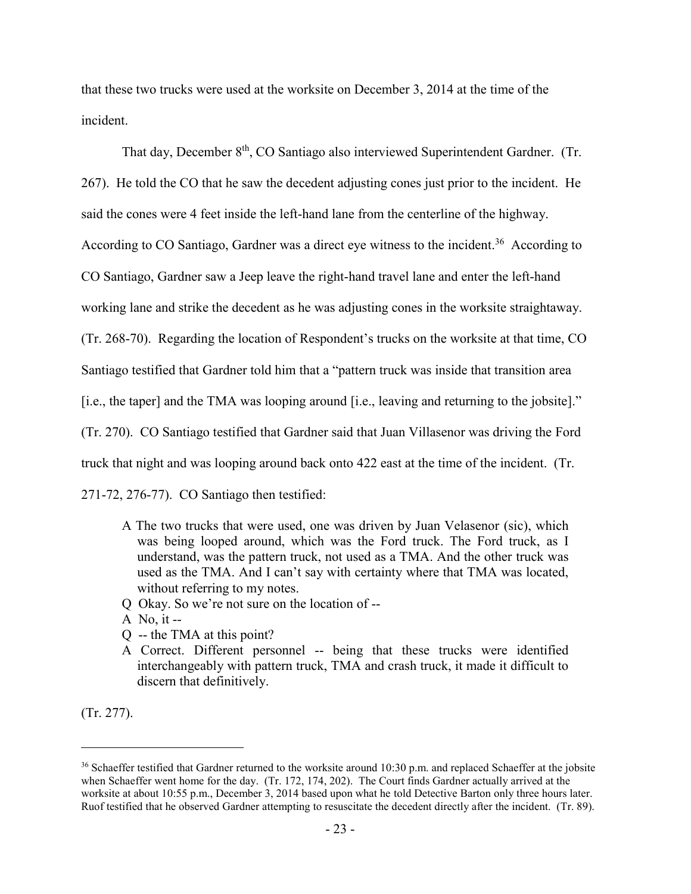that these two trucks were used at the worksite on December 3, 2014 at the time of the incident.

That day, December 8th, CO Santiago also interviewed Superintendent Gardner. (Tr. 267). He told the CO that he saw the decedent adjusting cones just prior to the incident. He said the cones were 4 feet inside the left-hand lane from the centerline of the highway. According to CO Santiago, Gardner was a direct eye witness to the incident.[36] According to CO Santiago, Gardner saw a Jeep leave the right-hand travel lane and enter the left-hand working lane and strike the decedent as he was adjusting cones in the worksite straightaway. (Tr. 268-70). Regarding the location of Respondent's trucks on the worksite at that time, CO Santiago testified that Gardner told him that a "pattern truck was inside that transition area [i.e., the taper] and the TMA was looping around [i.e., leaving and returning to the jobsite]." (Tr. 270). CO Santiago testified that Gardner said that Juan Villasenor was driving the Ford truck that night and was looping around back onto 422 east at the time of the incident. (Tr. 271-72, 276-77). CO Santiago then testified:

> A The two trucks that were used, one was driven by Juan Velasenor (sic), which was being looped around, which was the Ford truck. The Ford truck, as I understand, was the pattern truck, not used as a TMA. And the other truck was used as the TMA. And I can't say with certainty where that TMA was located, without referring to my notes.
>
> Q Okay. So we're not sure on the location of --
>
> A No, it --
>
> Q -- the TMA at this point?
>
> A Correct. Different personnel -- being that these trucks were identified interchangeably with pattern truck, TMA and crash truck, it made it difficult to discern that definitively.

(Tr. 277).

---

[36] Schaeffer testified that Gardner returned to the worksite around 10:30 p.m. and replaced Schaeffer at the jobsite when Schaeffer went home for the day. (Tr. 172, 174, 202). The Court finds Gardner actually arrived at the worksite at about 10:55 p.m., December 3, 2014 based upon what he told Detective Barton only three hours later. Ruof testified that he observed Gardner attempting to resuscitate the decedent directly after the incident. (Tr. 89).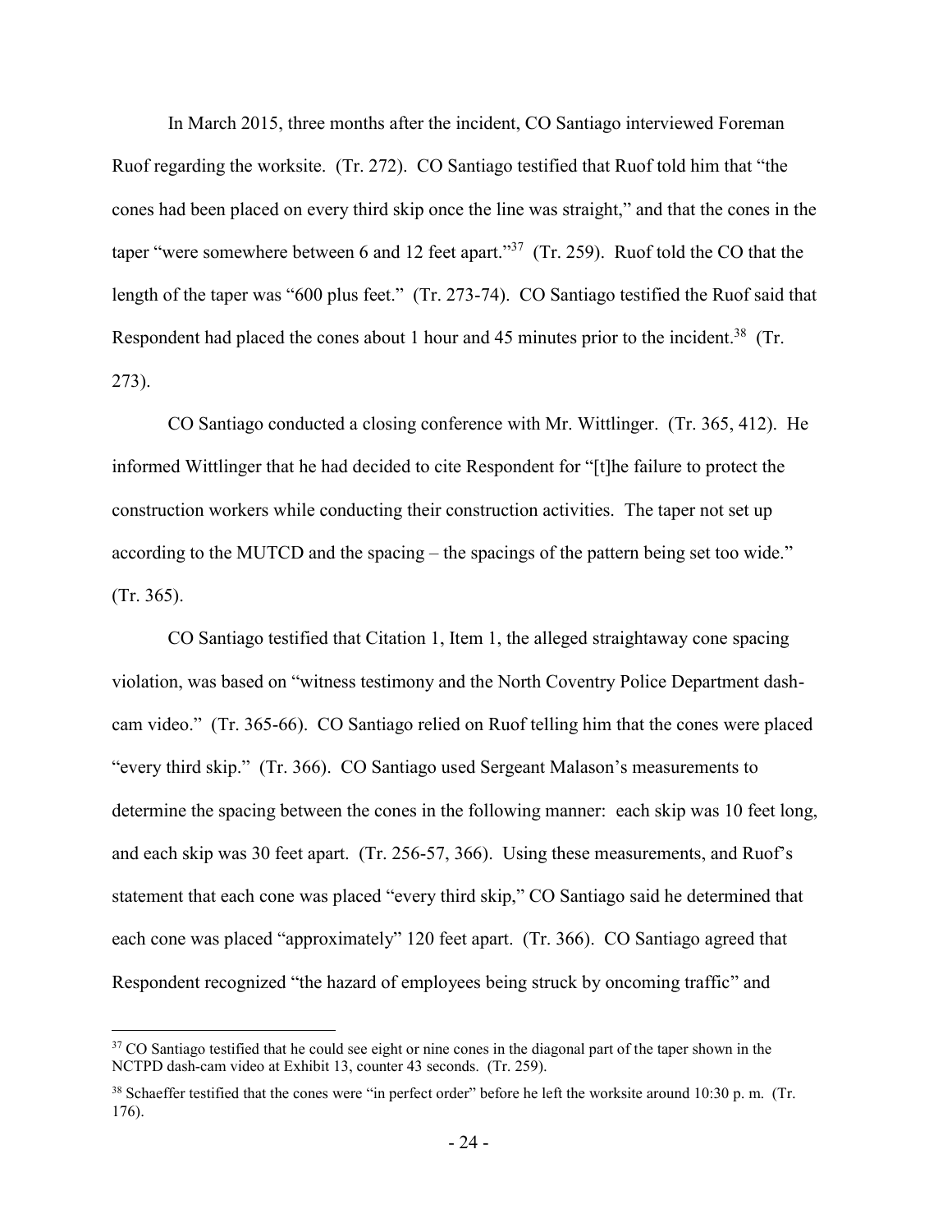In March 2015, three months after the incident, CO Santiago interviewed Foreman Ruof regarding the worksite. (Tr. 272). CO Santiago testified that Ruof told him that "the cones had been placed on every third skip once the line was straight," and that the cones in the taper "were somewhere between 6 and 12 feet apart."[37] (Tr. 259). Ruof told the CO that the length of the taper was "600 plus feet." (Tr. 273-74). CO Santiago testified the Ruof said that Respondent had placed the cones about 1 hour and 45 minutes prior to the incident.[38] (Tr. 273).

CO Santiago conducted a closing conference with Mr. Wittlinger. (Tr. 365, 412). He informed Wittlinger that he had decided to cite Respondent for "[t]he failure to protect the construction workers while conducting their construction activities. The taper not set up according to the MUTCD and the spacing – the spacings of the pattern being set too wide." (Tr. 365).

CO Santiago testified that Citation 1, Item 1, the alleged straightaway cone spacing violation, was based on "witness testimony and the North Coventry Police Department dash-cam video." (Tr. 365-66). CO Santiago relied on Ruof telling him that the cones were placed "every third skip." (Tr. 366). CO Santiago used Sergeant Malason's measurements to determine the spacing between the cones in the following manner: each skip was 10 feet long, and each skip was 30 feet apart. (Tr. 256-57, 366). Using these measurements, and Ruof's statement that each cone was placed "every third skip," CO Santiago said he determined that each cone was placed "approximately" 120 feet apart. (Tr. 366). CO Santiago agreed that Respondent recognized "the hazard of employees being struck by oncoming traffic" and

---

[37] CO Santiago testified that he could see eight or nine cones in the diagonal part of the taper shown in the NCTPD dash-cam video at Exhibit 13, counter 43 seconds. (Tr. 259).

[38] Schaeffer testified that the cones were "in perfect order" before he left the worksite around 10:30 p. m. (Tr. 176).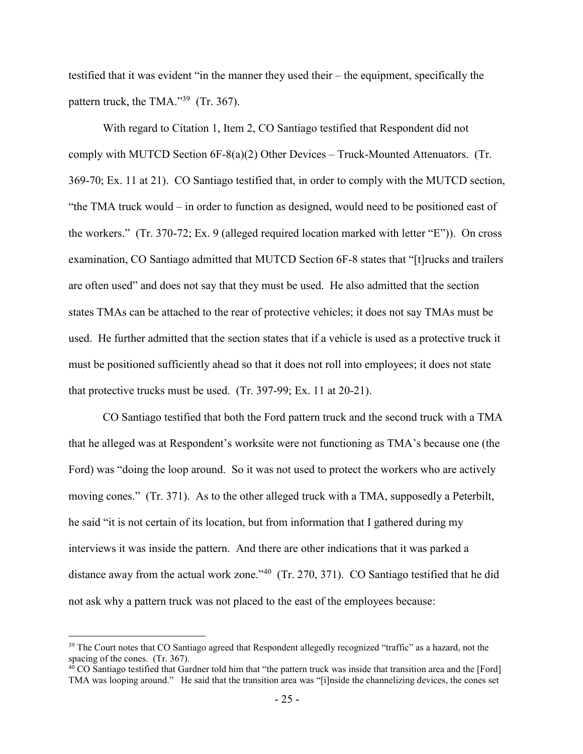testified that it was evident "in the manner they used their – the equipment, specifically the pattern truck, the TMA."[39] (Tr. 367).

With regard to Citation 1, Item 2, CO Santiago testified that Respondent did not comply with MUTCD Section 6F-8(a)(2) Other Devices – Truck-Mounted Attenuators. (Tr. 369-70; Ex. 11 at 21). CO Santiago testified that, in order to comply with the MUTCD section, "the TMA truck would – in order to function as designed, would need to be positioned east of the workers." (Tr. 370-72; Ex. 9 (alleged required location marked with letter "E")). On cross examination, CO Santiago admitted that MUTCD Section 6F-8 states that "[t]rucks and trailers are often used" and does not say that they must be used. He also admitted that the section states TMAs can be attached to the rear of protective vehicles; it does not say TMAs must be used. He further admitted that the section states that if a vehicle is used as a protective truck it must be positioned sufficiently ahead so that it does not roll into employees; it does not state that protective trucks must be used. (Tr. 397-99; Ex. 11 at 20-21).

CO Santiago testified that both the Ford pattern truck and the second truck with a TMA that he alleged was at Respondent's worksite were not functioning as TMA's because one (the Ford) was "doing the loop around. So it was not used to protect the workers who are actively moving cones." (Tr. 371). As to the other alleged truck with a TMA, supposedly a Peterbilt, he said "it is not certain of its location, but from information that I gathered during my interviews it was inside the pattern. And there are other indications that it was parked a distance away from the actual work zone."[40] (Tr. 270, 371). CO Santiago testified that he did not ask why a pattern truck was not placed to the east of the employees because:

---

[39] The Court notes that CO Santiago agreed that Respondent allegedly recognized "traffic" as a hazard, not the spacing of the cones. (Tr. 367).

[40] CO Santiago testified that Gardner told him that "the pattern truck was inside that transition area and the [Ford] TMA was looping around." He said that the transition area was "[i]nside the channelizing devices, the cones set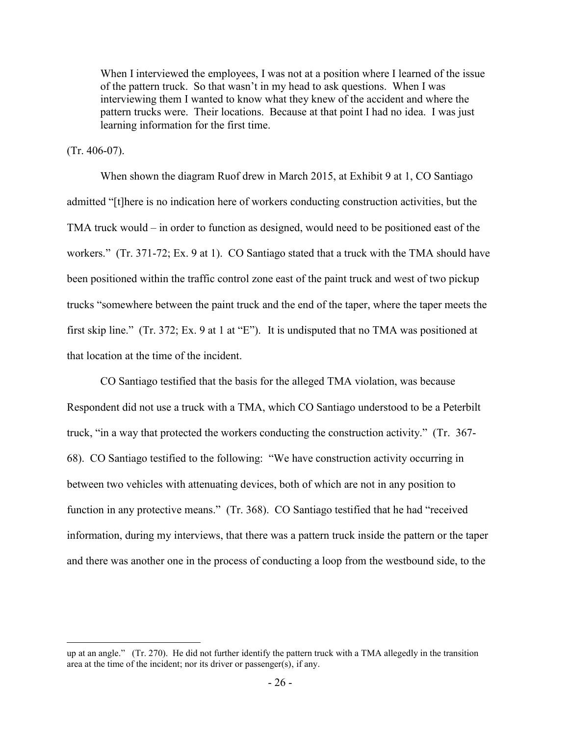> When I interviewed the employees, I was not at a position where I learned of the issue of the pattern truck. So that wasn't in my head to ask questions. When I was interviewing them I wanted to know what they knew of the accident and where the pattern trucks were. Their locations. Because at that point I had no idea. I was just learning information for the first time.

(Tr. 406-07).

When shown the diagram Ruof drew in March 2015, at Exhibit 9 at 1, CO Santiago admitted "[t]here is no indication here of workers conducting construction activities, but the TMA truck would – in order to function as designed, would need to be positioned east of the workers." (Tr. 371-72; Ex. 9 at 1). CO Santiago stated that a truck with the TMA should have been positioned within the traffic control zone east of the paint truck and west of two pickup trucks "somewhere between the paint truck and the end of the taper, where the taper meets the first skip line." (Tr. 372; Ex. 9 at 1 at "E"). It is undisputed that no TMA was positioned at that location at the time of the incident.

CO Santiago testified that the basis for the alleged TMA violation, was because Respondent did not use a truck with a TMA, which CO Santiago understood to be a Peterbilt truck, "in a way that protected the workers conducting the construction activity." (Tr. 367-68). CO Santiago testified to the following: "We have construction activity occurring in between two vehicles with attenuating devices, both of which are not in any position to function in any protective means." (Tr. 368). CO Santiago testified that he had "received information, during my interviews, that there was a pattern truck inside the pattern or the taper and there was another one in the process of conducting a loop from the westbound side, to the

---

up at an angle." (Tr. 270). He did not further identify the pattern truck with a TMA allegedly in the transition area at the time of the incident; nor its driver or passenger(s), if any.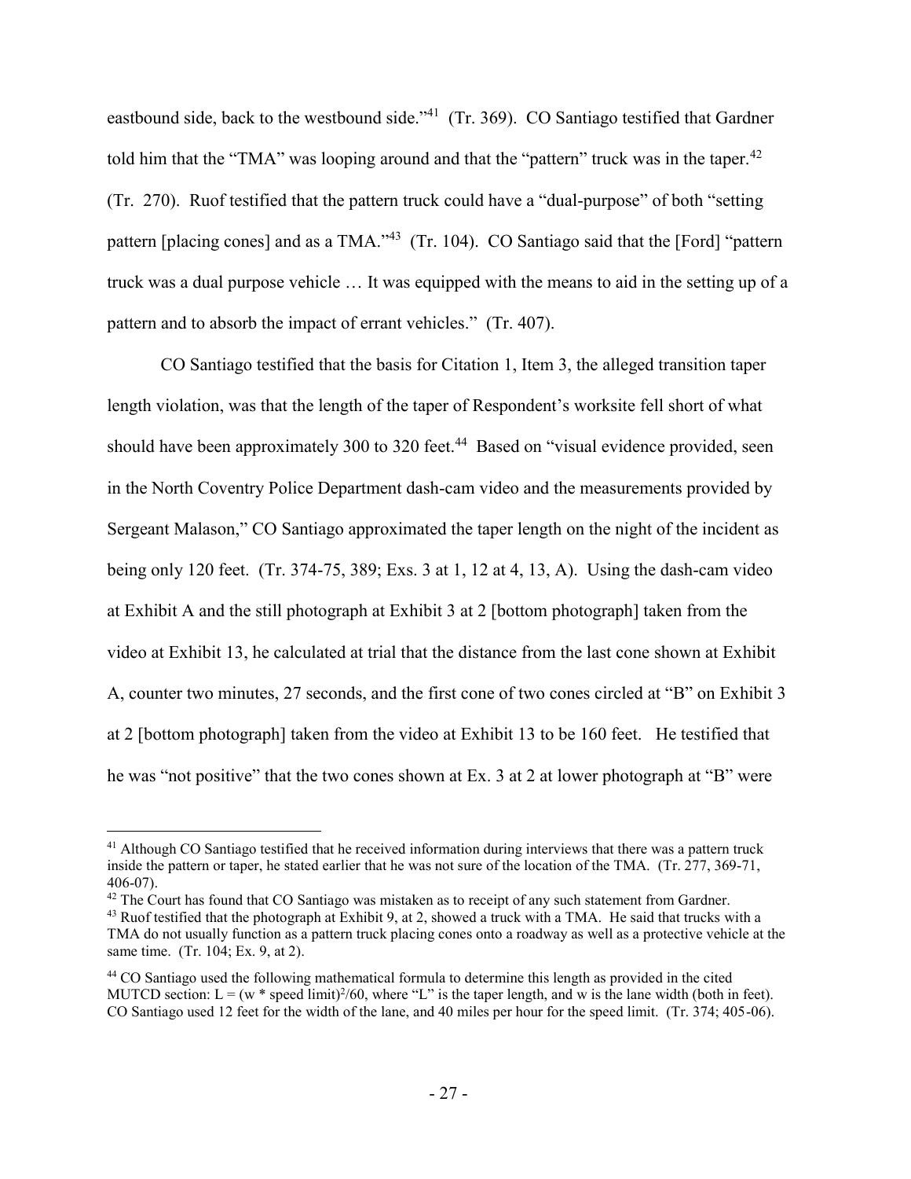eastbound side, back to the westbound side."[41] (Tr. 369). CO Santiago testified that Gardner told him that the "TMA" was looping around and that the "pattern" truck was in the taper.[42] (Tr. 270). Ruof testified that the pattern truck could have a "dual-purpose" of both "setting pattern [placing cones] and as a TMA."[43] (Tr. 104). CO Santiago said that the [Ford] "pattern truck was a dual purpose vehicle … It was equipped with the means to aid in the setting up of a pattern and to absorb the impact of errant vehicles." (Tr. 407).

CO Santiago testified that the basis for Citation 1, Item 3, the alleged transition taper length violation, was that the length of the taper of Respondent's worksite fell short of what should have been approximately 300 to 320 feet.[44] Based on "visual evidence provided, seen in the North Coventry Police Department dash-cam video and the measurements provided by Sergeant Malason," CO Santiago approximated the taper length on the night of the incident as being only 120 feet. (Tr. 374-75, 389; Exs. 3 at 1, 12 at 4, 13, A). Using the dash-cam video at Exhibit A and the still photograph at Exhibit 3 at 2 [bottom photograph] taken from the video at Exhibit 13, he calculated at trial that the distance from the last cone shown at Exhibit A, counter two minutes, 27 seconds, and the first cone of two cones circled at "B" on Exhibit 3 at 2 [bottom photograph] taken from the video at Exhibit 13 to be 160 feet. He testified that he was "not positive" that the two cones shown at Ex. 3 at 2 at lower photograph at "B" were

---

[41] Although CO Santiago testified that he received information during interviews that there was a pattern truck inside the pattern or taper, he stated earlier that he was not sure of the location of the TMA. (Tr. 277, 369-71, 406-07).

[42] The Court has found that CO Santiago was mistaken as to receipt of any such statement from Gardner.

[43] Ruof testified that the photograph at Exhibit 9, at 2, showed a truck with a TMA. He said that trucks with a TMA do not usually function as a pattern truck placing cones onto a roadway as well as a protective vehicle at the same time. (Tr. 104; Ex. 9, at 2).

[44] CO Santiago used the following mathematical formula to determine this length as provided in the cited MUTCD section: $L = (w * \text{speed limit})^2/60$, where "L" is the taper length, and w is the lane width (both in feet). CO Santiago used 12 feet for the width of the lane, and 40 miles per hour for the speed limit. (Tr. 374; 405-06).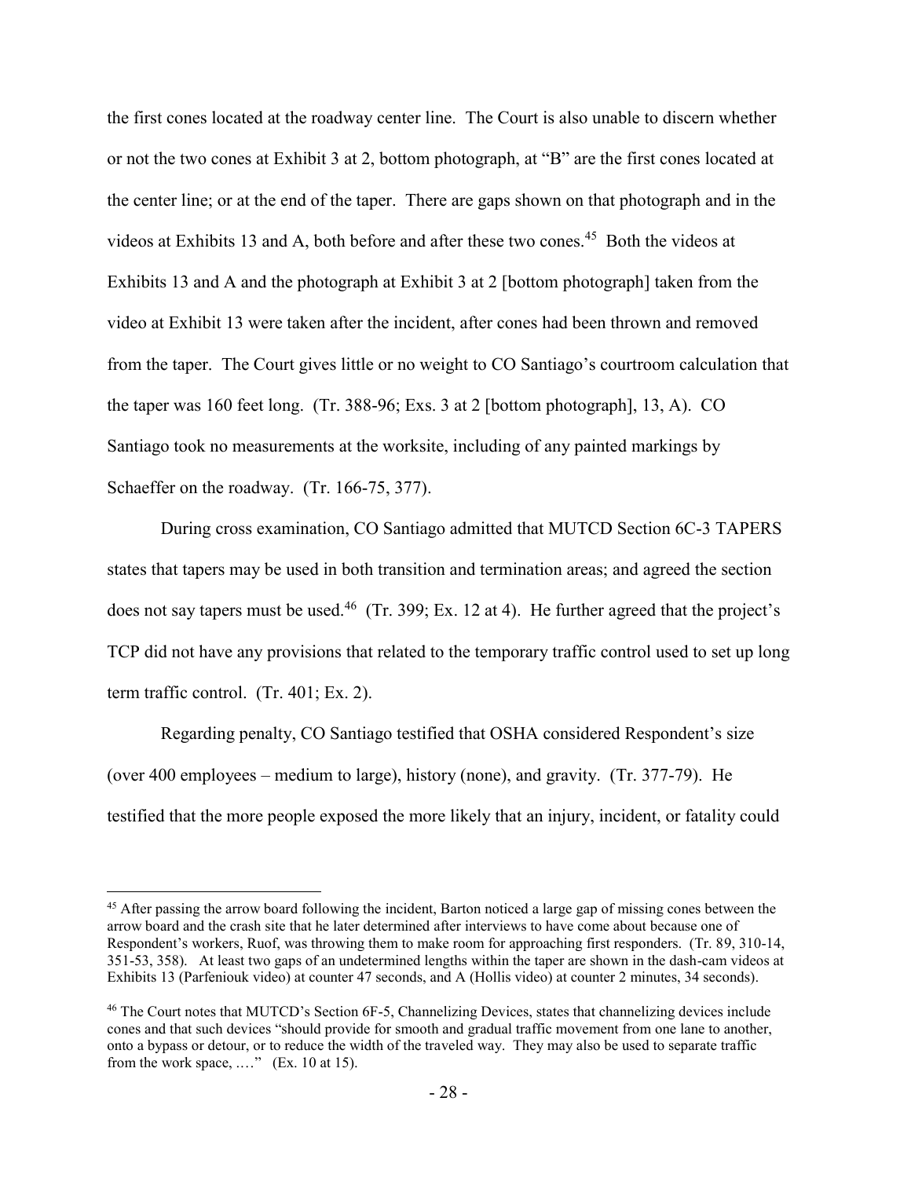the first cones located at the roadway center line. The Court is also unable to discern whether or not the two cones at Exhibit 3 at 2, bottom photograph, at "B" are the first cones located at the center line; or at the end of the taper. There are gaps shown on that photograph and in the videos at Exhibits 13 and A, both before and after these two cones.[45] Both the videos at Exhibits 13 and A and the photograph at Exhibit 3 at 2 [bottom photograph] taken from the video at Exhibit 13 were taken after the incident, after cones had been thrown and removed from the taper. The Court gives little or no weight to CO Santiago's courtroom calculation that the taper was 160 feet long. (Tr. 388-96; Exs. 3 at 2 [bottom photograph], 13, A). CO Santiago took no measurements at the worksite, including of any painted markings by Schaeffer on the roadway. (Tr. 166-75, 377).

During cross examination, CO Santiago admitted that MUTCD Section 6C-3 TAPERS states that tapers may be used in both transition and termination areas; and agreed the section does not say tapers must be used.[46] (Tr. 399; Ex. 12 at 4). He further agreed that the project's TCP did not have any provisions that related to the temporary traffic control used to set up long term traffic control. (Tr. 401; Ex. 2).

Regarding penalty, CO Santiago testified that OSHA considered Respondent's size (over 400 employees – medium to large), history (none), and gravity. (Tr. 377-79). He testified that the more people exposed the more likely that an injury, incident, or fatality could

---

[45] After passing the arrow board following the incident, Barton noticed a large gap of missing cones between the arrow board and the crash site that he later determined after interviews to have come about because one of Respondent's workers, Ruof, was throwing them to make room for approaching first responders. (Tr. 89, 310-14, 351-53, 358). At least two gaps of an undetermined lengths within the taper are shown in the dash-cam videos at Exhibits 13 (Parfeniouk video) at counter 47 seconds, and A (Hollis video) at counter 2 minutes, 34 seconds).

[46] The Court notes that MUTCD's Section 6F-5, Channelizing Devices, states that channelizing devices include cones and that such devices "should provide for smooth and gradual traffic movement from one lane to another, onto a bypass or detour, or to reduce the width of the traveled way. They may also be used to separate traffic from the work space, …." (Ex. 10 at 15).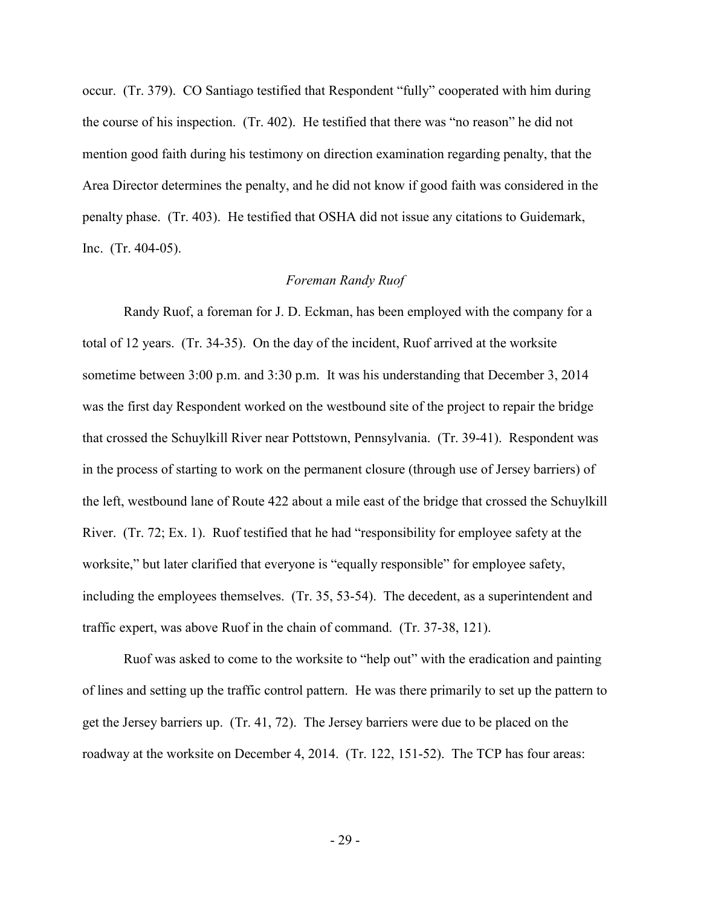occur. (Tr. 379). CO Santiago testified that Respondent "fully" cooperated with him during the course of his inspection. (Tr. 402). He testified that there was "no reason" he did not mention good faith during his testimony on direction examination regarding penalty, that the Area Director determines the penalty, and he did not know if good faith was considered in the penalty phase. (Tr. 403). He testified that OSHA did not issue any citations to Guidemark, Inc. (Tr. 404-05).

*Foreman Randy Ruof*

Randy Ruof, a foreman for J. D. Eckman, has been employed with the company for a total of 12 years. (Tr. 34-35). On the day of the incident, Ruof arrived at the worksite sometime between 3:00 p.m. and 3:30 p.m. It was his understanding that December 3, 2014 was the first day Respondent worked on the westbound site of the project to repair the bridge that crossed the Schuylkill River near Pottstown, Pennsylvania. (Tr. 39-41). Respondent was in the process of starting to work on the permanent closure (through use of Jersey barriers) of the left, westbound lane of Route 422 about a mile east of the bridge that crossed the Schuylkill River. (Tr. 72; Ex. 1). Ruof testified that he had "responsibility for employee safety at the worksite," but later clarified that everyone is "equally responsible" for employee safety, including the employees themselves. (Tr. 35, 53-54). The decedent, as a superintendent and traffic expert, was above Ruof in the chain of command. (Tr. 37-38, 121).

Ruof was asked to come to the worksite to "help out" with the eradication and painting of lines and setting up the traffic control pattern. He was there primarily to set up the pattern to get the Jersey barriers up. (Tr. 41, 72). The Jersey barriers were due to be placed on the roadway at the worksite on December 4, 2014. (Tr. 122, 151-52). The TCP has four areas: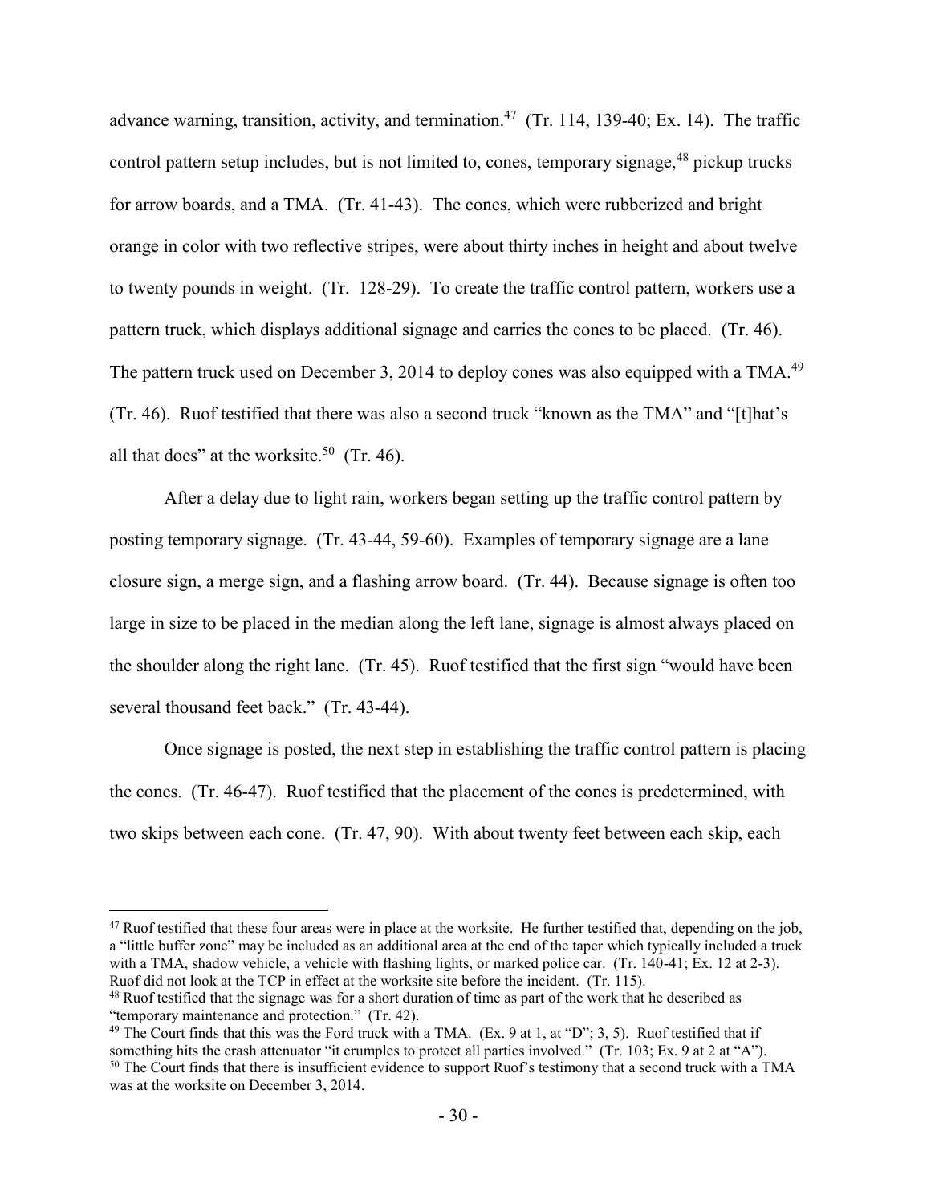advance warning, transition, activity, and termination.[47] (Tr. 114, 139-40; Ex. 14). The traffic control pattern setup includes, but is not limited to, cones, temporary signage,[48] pickup trucks for arrow boards, and a TMA. (Tr. 41-43). The cones, which were rubberized and bright orange in color with two reflective stripes, were about thirty inches in height and about twelve to twenty pounds in weight. (Tr. 128-29). To create the traffic control pattern, workers use a pattern truck, which displays additional signage and carries the cones to be placed. (Tr. 46). The pattern truck used on December 3, 2014 to deploy cones was also equipped with a TMA.[49] (Tr. 46). Ruof testified that there was also a second truck "known as the TMA" and "[t]hat's all that does" at the worksite.[50] (Tr. 46).

After a delay due to light rain, workers began setting up the traffic control pattern by posting temporary signage. (Tr. 43-44, 59-60). Examples of temporary signage are a lane closure sign, a merge sign, and a flashing arrow board. (Tr. 44). Because signage is often too large in size to be placed in the median along the left lane, signage is almost always placed on the shoulder along the right lane. (Tr. 45). Ruof testified that the first sign "would have been several thousand feet back." (Tr. 43-44).

Once signage is posted, the next step in establishing the traffic control pattern is placing the cones. (Tr. 46-47). Ruof testified that the placement of the cones is predetermined, with two skips between each cone. (Tr. 47, 90). With about twenty feet between each skip, each

---

[47] Ruof testified that these four areas were in place at the worksite. He further testified that, depending on the job, a "little buffer zone" may be included as an additional area at the end of the taper which typically included a truck with a TMA, shadow vehicle, a vehicle with flashing lights, or marked police car. (Tr. 140-41; Ex. 12 at 2-3). Ruof did not look at the TCP in effect at the worksite site before the incident. (Tr. 115).

[48] Ruof testified that the signage was for a short duration of time as part of the work that he described as "temporary maintenance and protection." (Tr. 42).

[49] The Court finds that this was the Ford truck with a TMA. (Ex. 9 at 1, at "D"; 3, 5). Ruof testified that if something hits the crash attenuator "it crumples to protect all parties involved." (Tr. 103; Ex. 9 at 2 at "A").

[50] The Court finds that there is insufficient evidence to support Ruof's testimony that a second truck with a TMA was at the worksite on December 3, 2014.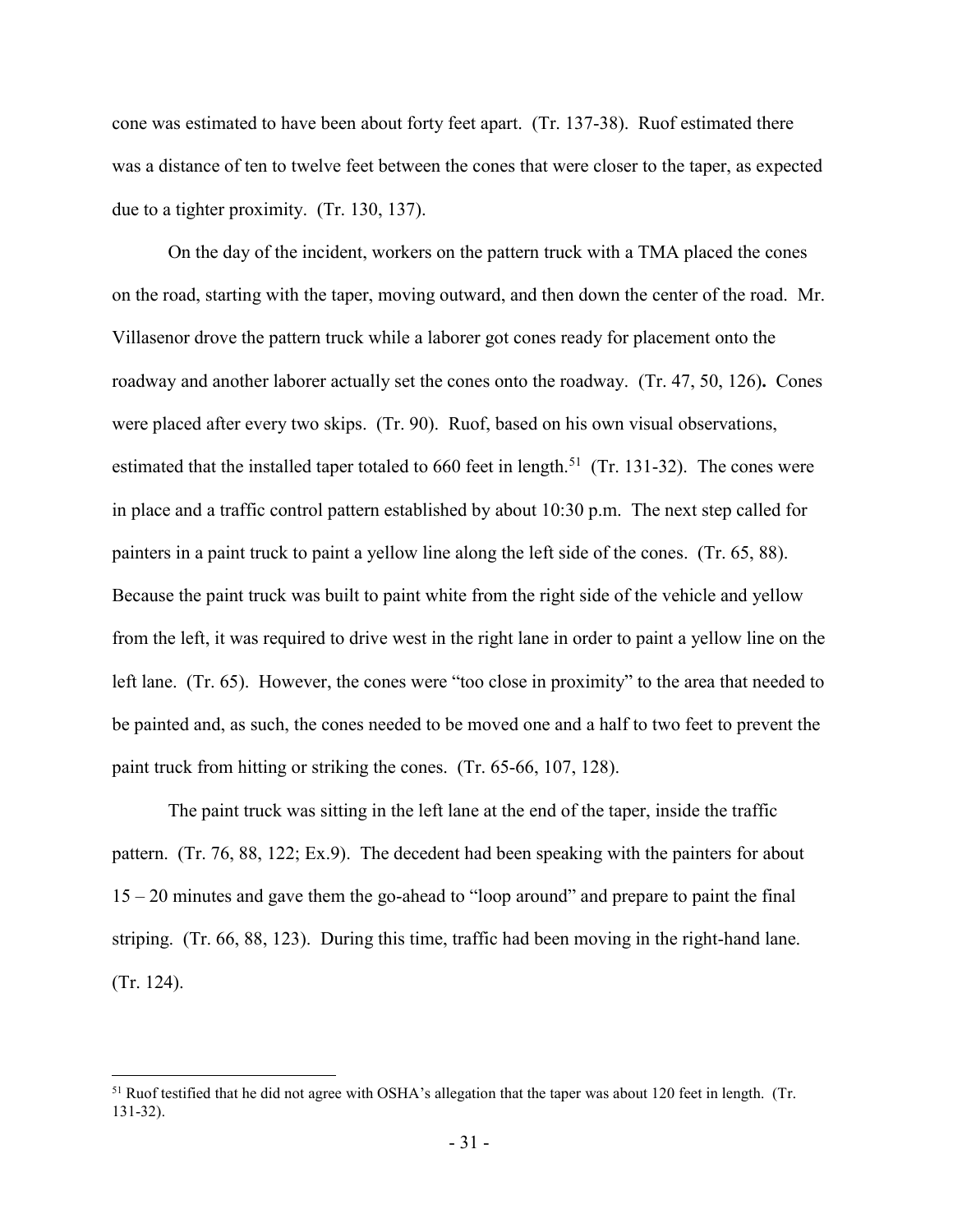cone was estimated to have been about forty feet apart. (Tr. 137-38). Ruof estimated there was a distance of ten to twelve feet between the cones that were closer to the taper, as expected due to a tighter proximity. (Tr. 130, 137).

On the day of the incident, workers on the pattern truck with a TMA placed the cones on the road, starting with the taper, moving outward, and then down the center of the road. Mr. Villasenor drove the pattern truck while a laborer got cones ready for placement onto the roadway and another laborer actually set the cones onto the roadway. (Tr. 47, 50, 126). Cones were placed after every two skips. (Tr. 90). Ruof, based on his own visual observations, estimated that the installed taper totaled to 660 feet in length.[51] (Tr. 131-32). The cones were in place and a traffic control pattern established by about 10:30 p.m. The next step called for painters in a paint truck to paint a yellow line along the left side of the cones. (Tr. 65, 88). Because the paint truck was built to paint white from the right side of the vehicle and yellow from the left, it was required to drive west in the right lane in order to paint a yellow line on the left lane. (Tr. 65). However, the cones were "too close in proximity" to the area that needed to be painted and, as such, the cones needed to be moved one and a half to two feet to prevent the paint truck from hitting or striking the cones. (Tr. 65-66, 107, 128).

The paint truck was sitting in the left lane at the end of the taper, inside the traffic pattern. (Tr. 76, 88, 122; Ex.9). The decedent had been speaking with the painters for about 15 – 20 minutes and gave them the go-ahead to "loop around" and prepare to paint the final striping. (Tr. 66, 88, 123). During this time, traffic had been moving in the right-hand lane. (Tr. 124).

---

[51] Ruof testified that he did not agree with OSHA's allegation that the taper was about 120 feet in length. (Tr. 131-32).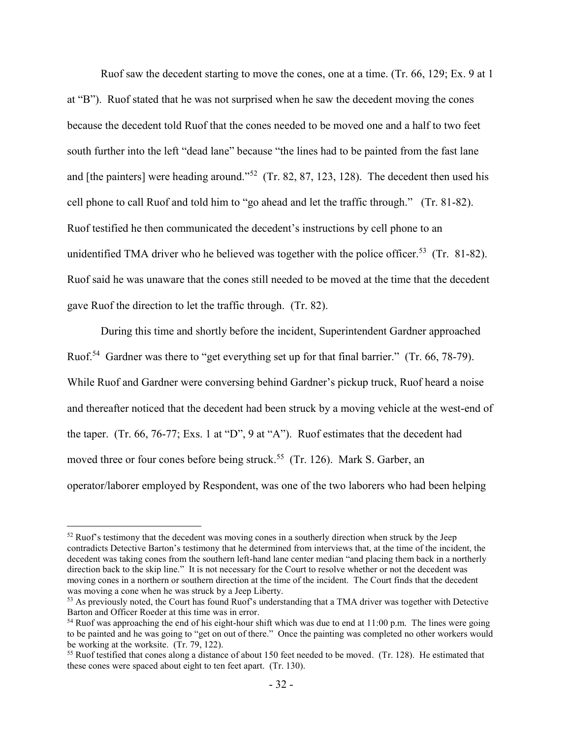Ruof saw the decedent starting to move the cones, one at a time. (Tr. 66, 129; Ex. 9 at 1 at "B"). Ruof stated that he was not surprised when he saw the decedent moving the cones because the decedent told Ruof that the cones needed to be moved one and a half to two feet south further into the left "dead lane" because "the lines had to be painted from the fast lane and [the painters] were heading around."[52] (Tr. 82, 87, 123, 128). The decedent then used his cell phone to call Ruof and told him to "go ahead and let the traffic through." (Tr. 81-82). Ruof testified he then communicated the decedent's instructions by cell phone to an unidentified TMA driver who he believed was together with the police officer.[53] (Tr. 81-82). Ruof said he was unaware that the cones still needed to be moved at the time that the decedent gave Ruof the direction to let the traffic through. (Tr. 82).

During this time and shortly before the incident, Superintendent Gardner approached Ruof.[54] Gardner was there to "get everything set up for that final barrier." (Tr. 66, 78-79). While Ruof and Gardner were conversing behind Gardner's pickup truck, Ruof heard a noise and thereafter noticed that the decedent had been struck by a moving vehicle at the west-end of the taper. (Tr. 66, 76-77; Exs. 1 at "D", 9 at "A"). Ruof estimates that the decedent had moved three or four cones before being struck.[55] (Tr. 126). Mark S. Garber, an operator/laborer employed by Respondent, was one of the two laborers who had been helping

---

[52] Ruof's testimony that the decedent was moving cones in a southerly direction when struck by the Jeep contradicts Detective Barton's testimony that he determined from interviews that, at the time of the incident, the decedent was taking cones from the southern left-hand lane center median "and placing them back in a northerly direction back to the skip line." It is not necessary for the Court to resolve whether or not the decedent was moving cones in a northern or southern direction at the time of the incident. The Court finds that the decedent was moving a cone when he was struck by a Jeep Liberty.

[53] As previously noted, the Court has found Ruof's understanding that a TMA driver was together with Detective Barton and Officer Roeder at this time was in error.

[54] Ruof was approaching the end of his eight-hour shift which was due to end at 11:00 p.m. The lines were going to be painted and he was going to "get on out of there." Once the painting was completed no other workers would be working at the worksite. (Tr. 79, 122).

[55] Ruof testified that cones along a distance of about 150 feet needed to be moved. (Tr. 128). He estimated that these cones were spaced about eight to ten feet apart. (Tr. 130).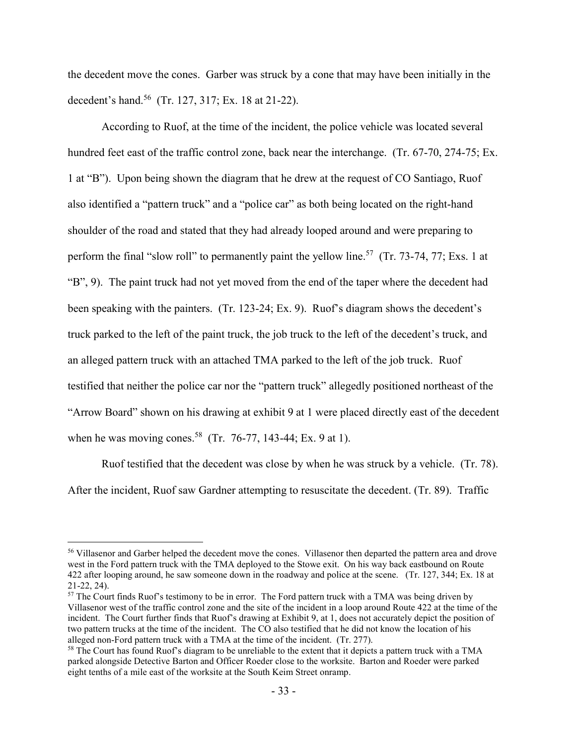the decedent move the cones. Garber was struck by a cone that may have been initially in the decedent's hand.[56] (Tr. 127, 317; Ex. 18 at 21-22).

According to Ruof, at the time of the incident, the police vehicle was located several hundred feet east of the traffic control zone, back near the interchange. (Tr. 67-70, 274-75; Ex. 1 at "B"). Upon being shown the diagram that he drew at the request of CO Santiago, Ruof also identified a "pattern truck" and a "police car" as both being located on the right-hand shoulder of the road and stated that they had already looped around and were preparing to perform the final "slow roll" to permanently paint the yellow line.[57] (Tr. 73-74, 77; Exs. 1 at "B", 9). The paint truck had not yet moved from the end of the taper where the decedent had been speaking with the painters. (Tr. 123-24; Ex. 9). Ruof's diagram shows the decedent's truck parked to the left of the paint truck, the job truck to the left of the decedent's truck, and an alleged pattern truck with an attached TMA parked to the left of the job truck. Ruof testified that neither the police car nor the "pattern truck" allegedly positioned northeast of the "Arrow Board" shown on his drawing at exhibit 9 at 1 were placed directly east of the decedent when he was moving cones.[58] (Tr. 76-77, 143-44; Ex. 9 at 1).

Ruof testified that the decedent was close by when he was struck by a vehicle. (Tr. 78). After the incident, Ruof saw Gardner attempting to resuscitate the decedent. (Tr. 89). Traffic

---

[56] Villasenor and Garber helped the decedent move the cones. Villasenor then departed the pattern area and drove west in the Ford pattern truck with the TMA deployed to the Stowe exit. On his way back eastbound on Route 422 after looping around, he saw someone down in the roadway and police at the scene. (Tr. 127, 344; Ex. 18 at 21-22, 24).

[57] The Court finds Ruof's testimony to be in error. The Ford pattern truck with a TMA was being driven by Villasenor west of the traffic control zone and the site of the incident in a loop around Route 422 at the time of the incident. The Court further finds that Ruof's drawing at Exhibit 9, at 1, does not accurately depict the position of two pattern trucks at the time of the incident. The CO also testified that he did not know the location of his alleged non-Ford pattern truck with a TMA at the time of the incident. (Tr. 277).

[58] The Court has found Ruof's diagram to be unreliable to the extent that it depicts a pattern truck with a TMA parked alongside Detective Barton and Officer Roeder close to the worksite. Barton and Roeder were parked eight tenths of a mile east of the worksite at the South Keim Street onramp.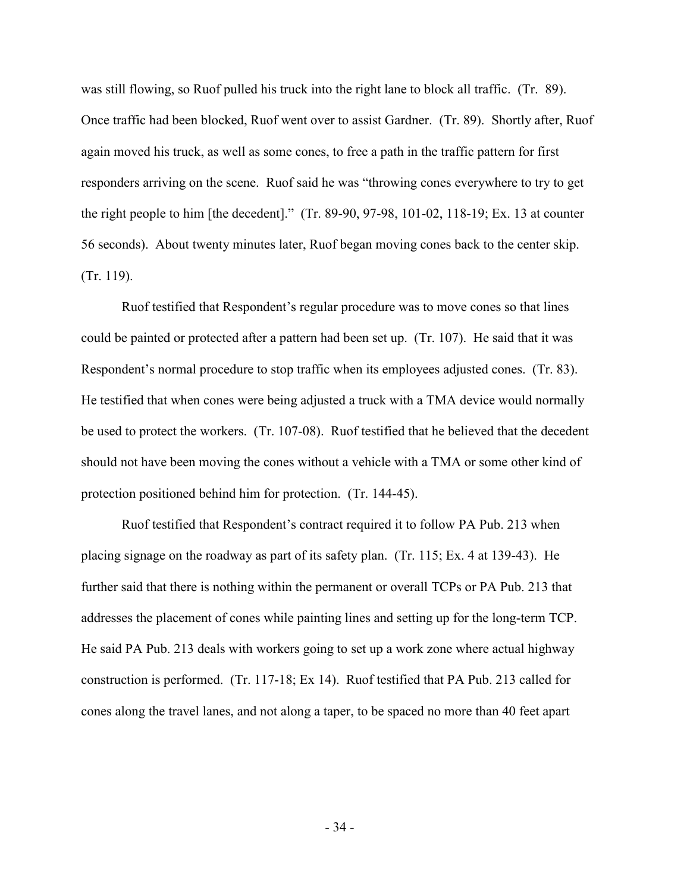was still flowing, so Ruof pulled his truck into the right lane to block all traffic. (Tr. 89). Once traffic had been blocked, Ruof went over to assist Gardner. (Tr. 89). Shortly after, Ruof again moved his truck, as well as some cones, to free a path in the traffic pattern for first responders arriving on the scene. Ruof said he was "throwing cones everywhere to try to get the right people to him [the decedent]." (Tr. 89-90, 97-98, 101-02, 118-19; Ex. 13 at counter 56 seconds). About twenty minutes later, Ruof began moving cones back to the center skip. (Tr. 119).

Ruof testified that Respondent's regular procedure was to move cones so that lines could be painted or protected after a pattern had been set up. (Tr. 107). He said that it was Respondent's normal procedure to stop traffic when its employees adjusted cones. (Tr. 83). He testified that when cones were being adjusted a truck with a TMA device would normally be used to protect the workers. (Tr. 107-08). Ruof testified that he believed that the decedent should not have been moving the cones without a vehicle with a TMA or some other kind of protection positioned behind him for protection. (Tr. 144-45).

Ruof testified that Respondent's contract required it to follow PA Pub. 213 when placing signage on the roadway as part of its safety plan. (Tr. 115; Ex. 4 at 139-43). He further said that there is nothing within the permanent or overall TCPs or PA Pub. 213 that addresses the placement of cones while painting lines and setting up for the long-term TCP. He said PA Pub. 213 deals with workers going to set up a work zone where actual highway construction is performed. (Tr. 117-18; Ex 14). Ruof testified that PA Pub. 213 called for cones along the travel lanes, and not along a taper, to be spaced no more than 40 feet apart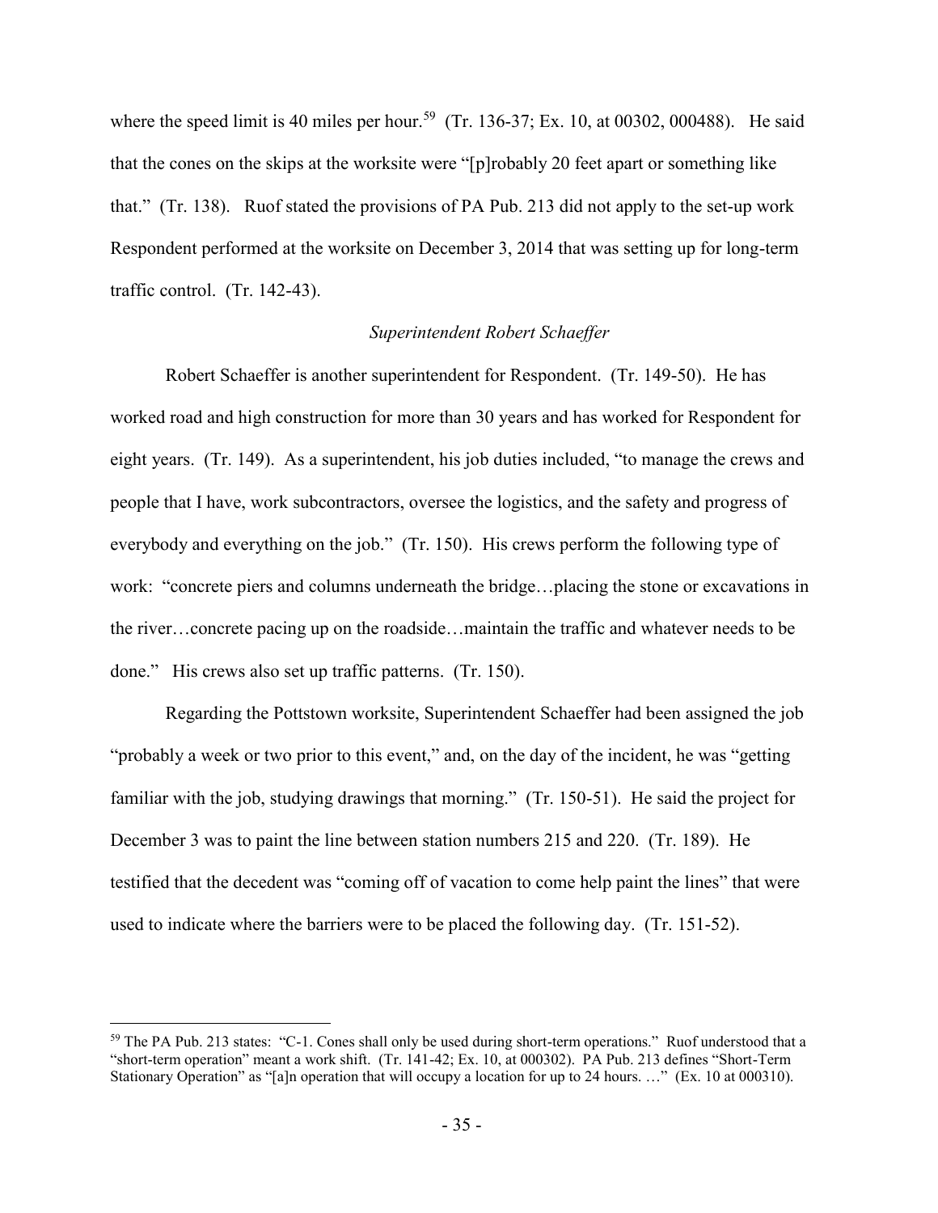where the speed limit is 40 miles per hour.[59] (Tr. 136-37; Ex. 10, at 00302, 000488). He said that the cones on the skips at the worksite were "[p]robably 20 feet apart or something like that." (Tr. 138). Ruof stated the provisions of PA Pub. 213 did not apply to the set-up work Respondent performed at the worksite on December 3, 2014 that was setting up for long-term traffic control. (Tr. 142-43).

### *Superintendent Robert Schaeffer*

Robert Schaeffer is another superintendent for Respondent. (Tr. 149-50). He has worked road and high construction for more than 30 years and has worked for Respondent for eight years. (Tr. 149). As a superintendent, his job duties included, "to manage the crews and people that I have, work subcontractors, oversee the logistics, and the safety and progress of everybody and everything on the job." (Tr. 150). His crews perform the following type of work: "concrete piers and columns underneath the bridge…placing the stone or excavations in the river…concrete pacing up on the roadside…maintain the traffic and whatever needs to be done." His crews also set up traffic patterns. (Tr. 150).

Regarding the Pottstown worksite, Superintendent Schaeffer had been assigned the job "probably a week or two prior to this event," and, on the day of the incident, he was "getting familiar with the job, studying drawings that morning." (Tr. 150-51). He said the project for December 3 was to paint the line between station numbers 215 and 220. (Tr. 189). He testified that the decedent was "coming off of vacation to come help paint the lines" that were used to indicate where the barriers were to be placed the following day. (Tr. 151-52).

---

[59] The PA Pub. 213 states: "C-1. Cones shall only be used during short-term operations." Ruof understood that a "short-term operation" meant a work shift. (Tr. 141-42; Ex. 10, at 000302). PA Pub. 213 defines "Short-Term Stationary Operation" as "[a]n operation that will occupy a location for up to 24 hours. …" (Ex. 10 at 000310).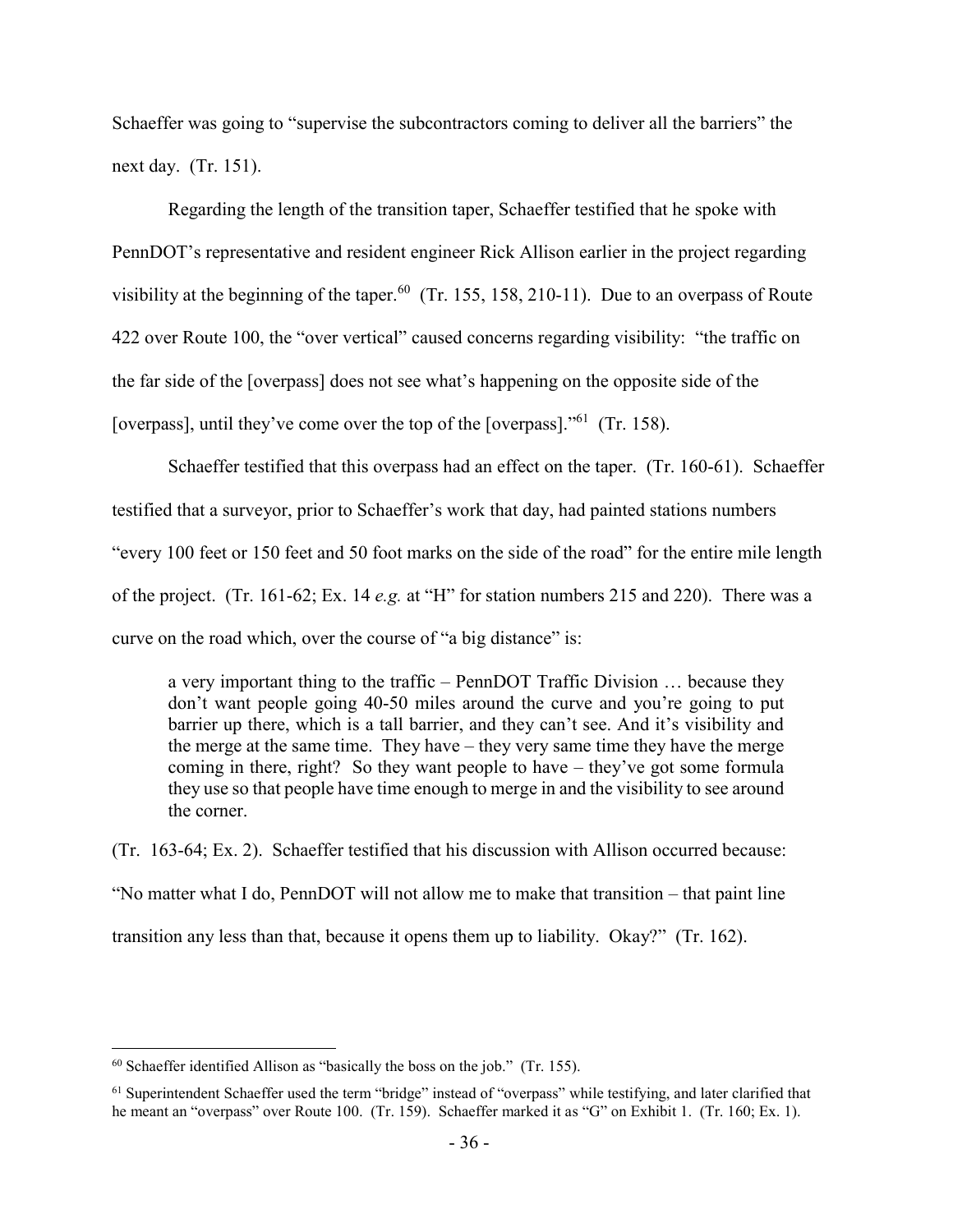Schaeffer was going to "supervise the subcontractors coming to deliver all the barriers" the next day. (Tr. 151).

Regarding the length of the transition taper, Schaeffer testified that he spoke with PennDOT's representative and resident engineer Rick Allison earlier in the project regarding visibility at the beginning of the taper.[60] (Tr. 155, 158, 210-11). Due to an overpass of Route 422 over Route 100, the "over vertical" caused concerns regarding visibility: "the traffic on the far side of the [overpass] does not see what's happening on the opposite side of the [overpass], until they've come over the top of the [overpass]."[61] (Tr. 158).

Schaeffer testified that this overpass had an effect on the taper. (Tr. 160-61). Schaeffer testified that a surveyor, prior to Schaeffer's work that day, had painted stations numbers "every 100 feet or 150 feet and 50 foot marks on the side of the road" for the entire mile length of the project. (Tr. 161-62; Ex. 14 *e.g.* at "H" for station numbers 215 and 220). There was a curve on the road which, over the course of "a big distance" is:

> a very important thing to the traffic – PennDOT Traffic Division … because they don't want people going 40-50 miles around the curve and you're going to put barrier up there, which is a tall barrier, and they can't see. And it's visibility and the merge at the same time. They have – they very same time they have the merge coming in there, right? So they want people to have – they've got some formula they use so that people have time enough to merge in and the visibility to see around the corner.

(Tr. 163-64; Ex. 2). Schaeffer testified that his discussion with Allison occurred because: "No matter what I do, PennDOT will not allow me to make that transition – that paint line transition any less than that, because it opens them up to liability. Okay?" (Tr. 162).

---

[60] Schaeffer identified Allison as "basically the boss on the job." (Tr. 155).

[61] Superintendent Schaeffer used the term "bridge" instead of "overpass" while testifying, and later clarified that he meant an "overpass" over Route 100. (Tr. 159). Schaeffer marked it as "G" on Exhibit 1. (Tr. 160; Ex. 1).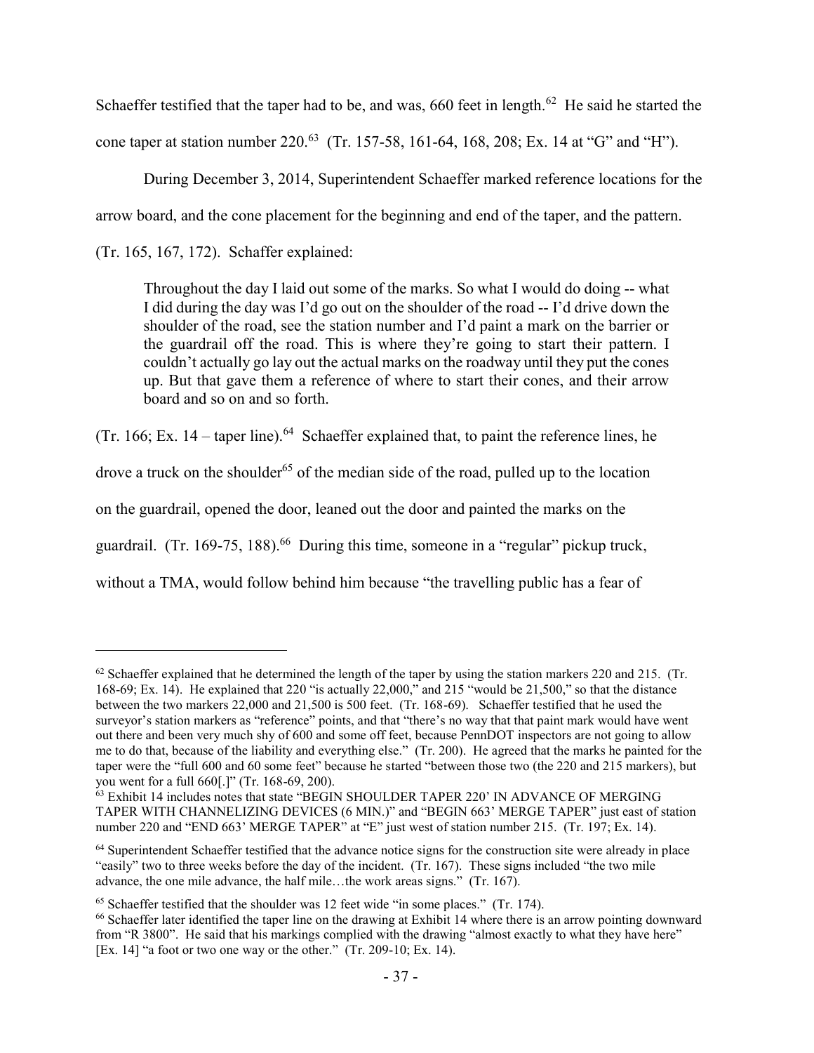Schaeffer testified that the taper had to be, and was, 660 feet in length.[62] He said he started the cone taper at station number 220.[63] (Tr. 157-58, 161-64, 168, 208; Ex. 14 at "G" and "H").

During December 3, 2014, Superintendent Schaeffer marked reference locations for the arrow board, and the cone placement for the beginning and end of the taper, and the pattern. (Tr. 165, 167, 172). Schaffer explained:

> Throughout the day I laid out some of the marks. So what I would do doing -- what I did during the day was I'd go out on the shoulder of the road -- I'd drive down the shoulder of the road, see the station number and I'd paint a mark on the barrier or the guardrail off the road. This is where they're going to start their pattern. I couldn't actually go lay out the actual marks on the roadway until they put the cones up. But that gave them a reference of where to start their cones, and their arrow board and so on and so forth.

(Tr. 166; Ex. 14 – taper line).[64] Schaeffer explained that, to paint the reference lines, he drove a truck on the shoulder[65] of the median side of the road, pulled up to the location on the guardrail, opened the door, leaned out the door and painted the marks on the guardrail. (Tr. 169-75, 188).[66] During this time, someone in a "regular" pickup truck, without a TMA, would follow behind him because "the travelling public has a fear of

---

[62] Schaeffer explained that he determined the length of the taper by using the station markers 220 and 215. (Tr. 168-69; Ex. 14). He explained that 220 "is actually 22,000," and 215 "would be 21,500," so that the distance between the two markers 22,000 and 21,500 is 500 feet. (Tr. 168-69). Schaeffer testified that he used the surveyor's station markers as "reference" points, and that "there's no way that that paint mark would have went out there and been very much shy of 600 and some off feet, because PennDOT inspectors are not going to allow me to do that, because of the liability and everything else." (Tr. 200). He agreed that the marks he painted for the taper were the "full 600 and 60 some feet" because he started "between those two (the 220 and 215 markers), but you went for a full 660[.]" (Tr. 168-69, 200).

[63] Exhibit 14 includes notes that state "BEGIN SHOULDER TAPER 220' IN ADVANCE OF MERGING TAPER WITH CHANNELIZING DEVICES (6 MIN.)" and "BEGIN 663' MERGE TAPER" just east of station number 220 and "END 663' MERGE TAPER" at "E" just west of station number 215. (Tr. 197; Ex. 14).

[64] Superintendent Schaeffer testified that the advance notice signs for the construction site were already in place "easily" two to three weeks before the day of the incident. (Tr. 167). These signs included "the two mile advance, the one mile advance, the half mile…the work areas signs." (Tr. 167).

[65] Schaeffer testified that the shoulder was 12 feet wide "in some places." (Tr. 174).

[66] Schaeffer later identified the taper line on the drawing at Exhibit 14 where there is an arrow pointing downward from "R 3800". He said that his markings complied with the drawing "almost exactly to what they have here" [Ex. 14] "a foot or two one way or the other." (Tr. 209-10; Ex. 14).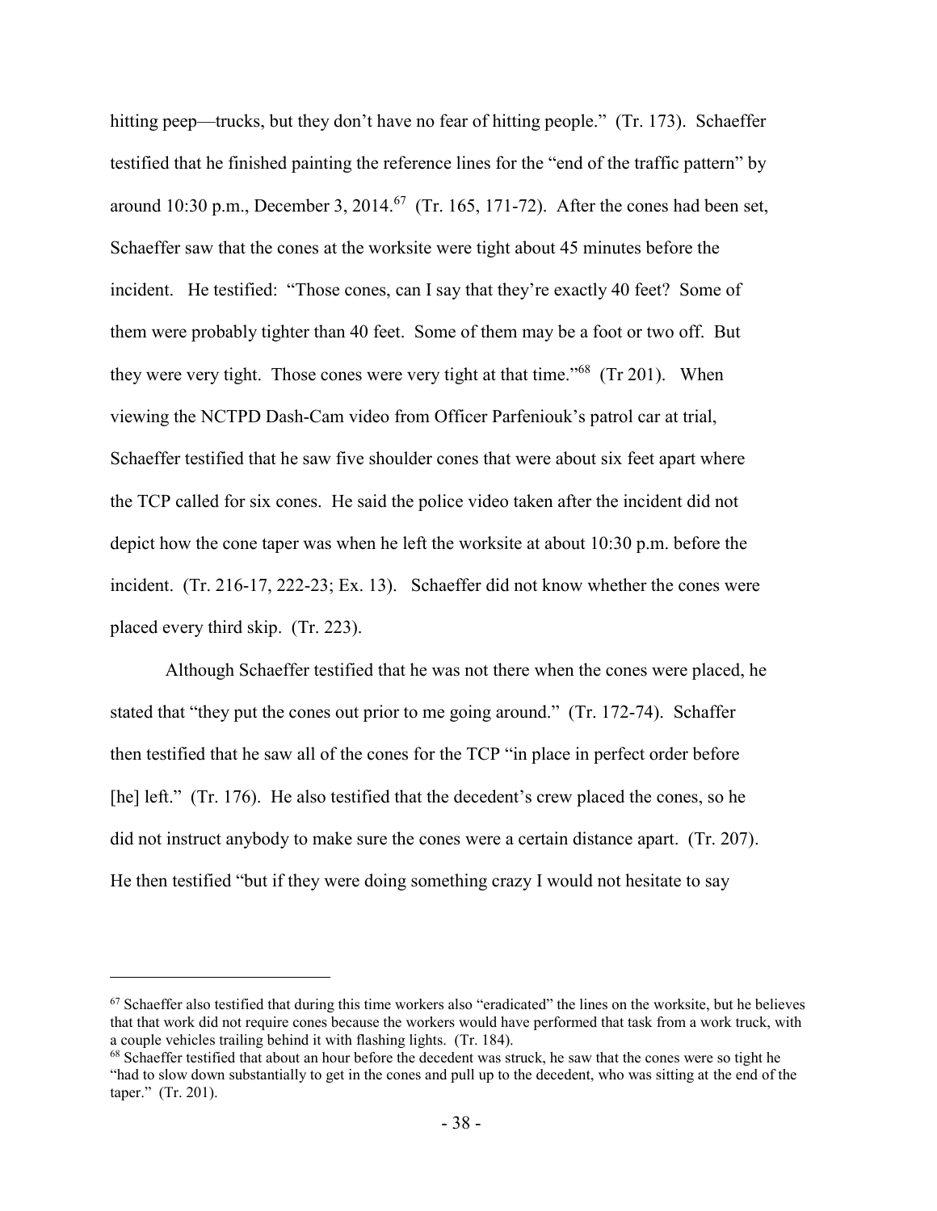hitting peep—trucks, but they don't have no fear of hitting people." (Tr. 173). Schaeffer testified that he finished painting the reference lines for the "end of the traffic pattern" by around 10:30 p.m., December 3, 2014.[67] (Tr. 165, 171-72). After the cones had been set, Schaeffer saw that the cones at the worksite were tight about 45 minutes before the incident. He testified: "Those cones, can I say that they're exactly 40 feet? Some of them were probably tighter than 40 feet. Some of them may be a foot or two off. But they were very tight. Those cones were very tight at that time."[68] (Tr 201). When viewing the NCTPD Dash-Cam video from Officer Parfeniouk's patrol car at trial, Schaeffer testified that he saw five shoulder cones that were about six feet apart where the TCP called for six cones. He said the police video taken after the incident did not depict how the cone taper was when he left the worksite at about 10:30 p.m. before the incident. (Tr. 216-17, 222-23; Ex. 13). Schaeffer did not know whether the cones were placed every third skip. (Tr. 223).

Although Schaeffer testified that he was not there when the cones were placed, he stated that "they put the cones out prior to me going around." (Tr. 172-74). Schaffer then testified that he saw all of the cones for the TCP "in place in perfect order before [he] left." (Tr. 176). He also testified that the decedent's crew placed the cones, so he did not instruct anybody to make sure the cones were a certain distance apart. (Tr. 207). He then testified "but if they were doing something crazy I would not hesitate to say

---

[67] Schaeffer also testified that during this time workers also "eradicated" the lines on the worksite, but he believes that that work did not require cones because the workers would have performed that task from a work truck, with a couple vehicles trailing behind it with flashing lights. (Tr. 184).

[68] Schaeffer testified that about an hour before the decedent was struck, he saw that the cones were so tight he "had to slow down substantially to get in the cones and pull up to the decedent, who was sitting at the end of the taper." (Tr. 201).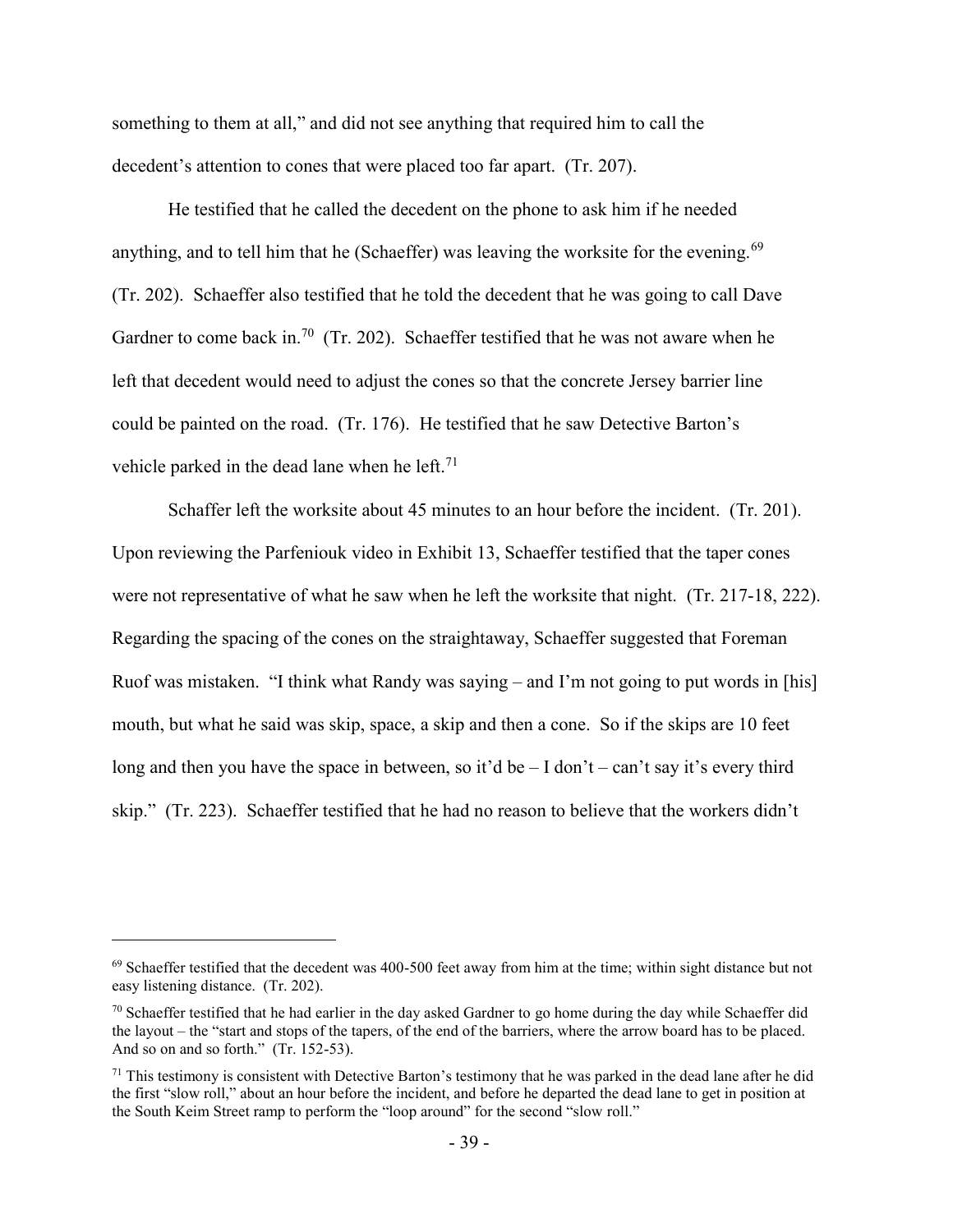something to them at all," and did not see anything that required him to call the decedent's attention to cones that were placed too far apart. (Tr. 207).

He testified that he called the decedent on the phone to ask him if he needed anything, and to tell him that he (Schaeffer) was leaving the worksite for the evening.[69] (Tr. 202). Schaeffer also testified that he told the decedent that he was going to call Dave Gardner to come back in.[70] (Tr. 202). Schaeffer testified that he was not aware when he left that decedent would need to adjust the cones so that the concrete Jersey barrier line could be painted on the road. (Tr. 176). He testified that he saw Detective Barton's vehicle parked in the dead lane when he left.[71]

Schaffer left the worksite about 45 minutes to an hour before the incident. (Tr. 201). Upon reviewing the Parfeniouk video in Exhibit 13, Schaffer testified that the taper cones were not representative of what he saw when he left the worksite that night. (Tr. 217-18, 222). Regarding the spacing of the cones on the straightaway, Schaffer suggested that Foreman Ruof was mistaken. "I think what Randy was saying – and I'm not going to put words in [his] mouth, but what he said was skip, space, a skip and then a cone. So if the skips are 10 feet long and then you have the space in between, so it'd be – I don't – can't say it's every third skip." (Tr. 223). Schaeffer testified that he had no reason to believe that the workers didn't

---

[69] Schaeffer testified that the decedent was 400-500 feet away from him at the time; within sight distance but not easy listening distance. (Tr. 202).

[70] Schaeffer testified that he had earlier in the day asked Gardner to go home during the day while Schaeffer did the layout – the "start and stops of the tapers, of the end of the barriers, where the arrow board has to be placed. And so on and so forth." (Tr. 152-53).

[71] This testimony is consistent with Detective Barton's testimony that he was parked in the dead lane after he did the first "slow roll," about an hour before the incident, and before he departed the dead lane to get in position at the South Keim Street ramp to perform the "loop around" for the second "slow roll."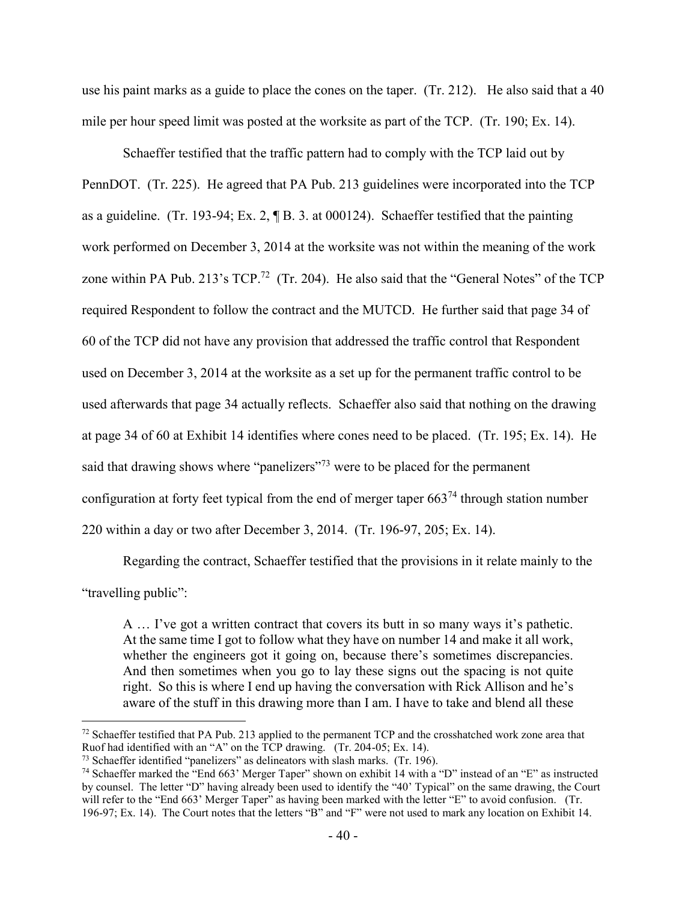use his paint marks as a guide to place the cones on the taper. (Tr. 212). He also said that a 40 mile per hour speed limit was posted at the worksite as part of the TCP. (Tr. 190; Ex. 14).

Schaeffer testified that the traffic pattern had to comply with the TCP laid out by PennDOT. (Tr. 225). He agreed that PA Pub. 213 guidelines were incorporated into the TCP as a guideline. (Tr. 193-94; Ex. 2, ¶ B. 3. at 000124). Schaeffer testified that the painting work performed on December 3, 2014 at the worksite was not within the meaning of the work zone within PA Pub. 213's TCP.[72] (Tr. 204). He also said that the "General Notes" of the TCP required Respondent to follow the contract and the MUTCD. He further said that page 34 of 60 of the TCP did not have any provision that addressed the traffic control that Respondent used on December 3, 2014 at the worksite as a set up for the permanent traffic control to be used afterwards that page 34 actually reflects. Schaeffer also said that nothing on the drawing at page 34 of 60 at Exhibit 14 identifies where cones need to be placed. (Tr. 195; Ex. 14). He said that drawing shows where "panelizers"[73] were to be placed for the permanent configuration at forty feet typical from the end of merger taper 663[74] through station number 220 within a day or two after December 3, 2014. (Tr. 196-97, 205; Ex. 14).

Regarding the contract, Schaeffer testified that the provisions in it relate mainly to the "travelling public":

> A … I've got a written contract that covers its butt in so many ways it's pathetic. At the same time I got to follow what they have on number 14 and make it all work, whether the engineers got it going on, because there's sometimes discrepancies. And then sometimes when you go to lay these signs out the spacing is not quite right. So this is where I end up having the conversation with Rick Allison and he's aware of the stuff in this drawing more than I am. I have to take and blend all these

---

[72] Schaeffer testified that PA Pub. 213 applied to the permanent TCP and the crosshatched work zone area that Ruof had identified with an "A" on the TCP drawing. (Tr. 204-05; Ex. 14).

[73] Schaeffer identified "panelizers" as delineators with slash marks. (Tr. 196).

[74] Schaeffer marked the "End 663' Merger Taper" shown on exhibit 14 with a "D" instead of an "E" as instructed by counsel. The letter "D" having already been used to identify the "40' Typical" on the same drawing, the Court will refer to the "End 663' Merger Taper" as having been marked with the letter "E" to avoid confusion. (Tr. 196-97; Ex. 14). The Court notes that the letters "B" and "F" were not used to mark any location on Exhibit 14.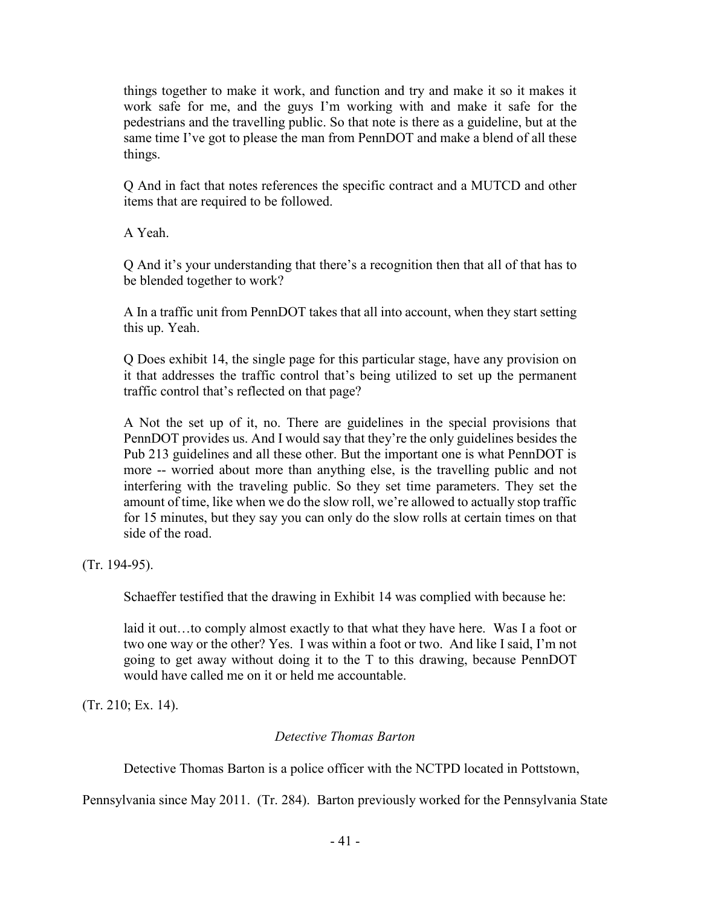> things together to make it work, and function and try and make it so it makes it work safe for me, and the guys I'm working with and make it safe for the pedestrians and the travelling public. So that note is there as a guideline, but at the same time I've got to please the man from PennDOT and make a blend of all these things.
>
> Q And in fact that notes references the specific contract and a MUTCD and other items that are required to be followed.
>
> A Yeah.
>
> Q And it's your understanding that there's a recognition then that all of that has to be blended together to work?
>
> A In a traffic unit from PennDOT takes that all into account, when they start setting this up. Yeah.
>
> Q Does exhibit 14, the single page for this particular stage, have any provision on it that addresses the traffic control that's being utilized to set up the permanent traffic control that's reflected on that page?
>
> A Not the set up of it, no. There are guidelines in the special provisions that PennDOT provides us. And I would say that they're the only guidelines besides the Pub 213 guidelines and all these other. But the important one is what PennDOT is more -- worried about more than anything else, is the travelling public and not interfering with the traveling public. So they set time parameters. They set the amount of time, like when we do the slow roll, we're allowed to actually stop traffic for 15 minutes, but they say you can only do the slow rolls at certain times on that side of the road.

(Tr. 194-95).

Schaeffer testified that the drawing in Exhibit 14 was complied with because he:

> laid it out…to comply almost exactly to that what they have here. Was I a foot or two one way or the other? Yes. I was within a foot or two. And like I said, I'm not going to get away without doing it to the T to this drawing, because PennDOT would have called me on it or held me accountable.

(Tr. 210; Ex. 14).

*Detective Thomas Barton*

Detective Thomas Barton is a police officer with the NCTPD located in Pottstown, Pennsylvania since May 2011. (Tr. 284). Barton previously worked for the Pennsylvania State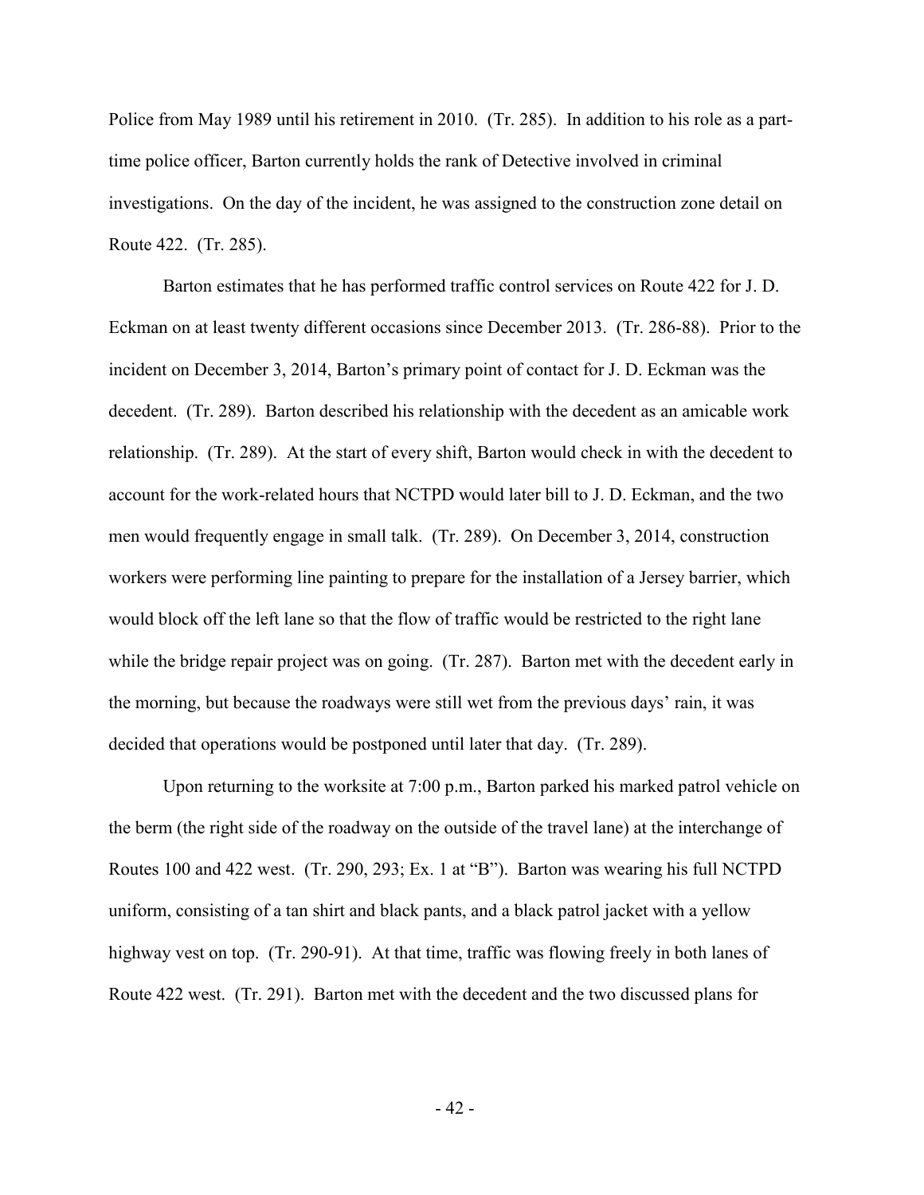Police from May 1989 until his retirement in 2010. (Tr. 285). In addition to his role as a part-time police officer, Barton currently holds the rank of Detective involved in criminal investigations. On the day of the incident, he was assigned to the construction zone detail on Route 422. (Tr. 285).

Barton estimates that he has performed traffic control services on Route 422 for J. D. Eckman on at least twenty different occasions since December 2013. (Tr. 286-88). Prior to the incident on December 3, 2014, Barton's primary point of contact for J. D. Eckman was the decedent. (Tr. 289). Barton described his relationship with the decedent as an amicable work relationship. (Tr. 289). At the start of every shift, Barton would check in with the decedent to account for the work-related hours that NCTPD would later bill to J. D. Eckman, and the two men would frequently engage in small talk. (Tr. 289). On December 3, 2014, construction workers were performing line painting to prepare for the installation of a Jersey barrier, which would block off the left lane so that the flow of traffic would be restricted to the right lane while the bridge repair project was on going. (Tr. 287). Barton met with the decedent early in the morning, but because the roadways were still wet from the previous days' rain, it was decided that operations would be postponed until later that day. (Tr. 289).

Upon returning to the worksite at 7:00 p.m., Barton parked his marked patrol vehicle on the berm (the right side of the roadway on the outside of the travel lane) at the interchange of Routes 100 and 422 west. (Tr. 290, 293; Ex. 1 at "B"). Barton was wearing his full NCTPD uniform, consisting of a tan shirt and black pants, and a black patrol jacket with a yellow highway vest on top. (Tr. 290-91). At that time, traffic was flowing freely in both lanes of Route 422 west. (Tr. 291). Barton met with the decedent and the two discussed plans for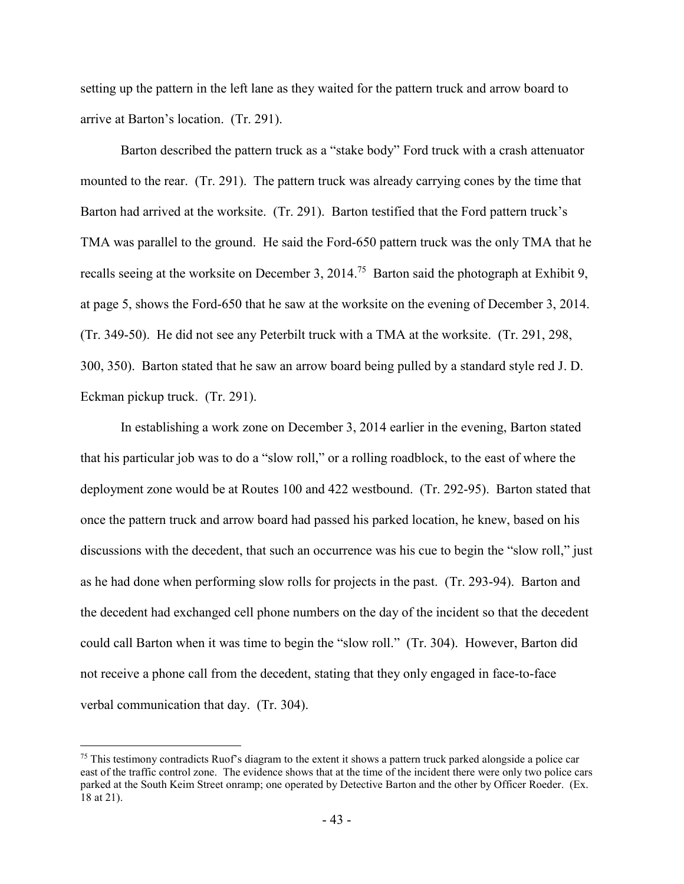setting up the pattern in the left lane as they waited for the pattern truck and arrow board to arrive at Barton's location. (Tr. 291).

Barton described the pattern truck as a "stake body" Ford truck with a crash attenuator mounted to the rear. (Tr. 291). The pattern truck was already carrying cones by the time that Barton had arrived at the worksite. (Tr. 291). Barton testified that the Ford pattern truck's TMA was parallel to the ground. He said the Ford-650 pattern truck was the only TMA that he recalls seeing at the worksite on December 3, 2014.[75] Barton said the photograph at Exhibit 9, at page 5, shows the Ford-650 that he saw at the worksite on the evening of December 3, 2014. (Tr. 349-50). He did not see any Peterbilt truck with a TMA at the worksite. (Tr. 291, 298, 300, 350). Barton stated that he saw an arrow board being pulled by a standard style red J. D. Eckman pickup truck. (Tr. 291).

In establishing a work zone on December 3, 2014 earlier in the evening, Barton stated that his particular job was to do a "slow roll," or a rolling roadblock, to the east of where the deployment zone would be at Routes 100 and 422 westbound. (Tr. 292-95). Barton stated that once the pattern truck and arrow board had passed his parked location, he knew, based on his discussions with the decedent, that such an occurrence was his cue to begin the "slow roll," just as he had done when performing slow rolls for projects in the past. (Tr. 293-94). Barton and the decedent had exchanged cell phone numbers on the day of the incident so that the decedent could call Barton when it was time to begin the "slow roll." (Tr. 304). However, Barton did not receive a phone call from the decedent, stating that they only engaged in face-to-face verbal communication that day. (Tr. 304).

[75] This testimony contradicts Ruof's diagram to the extent it shows a pattern truck parked alongside a police car east of the traffic control zone. The evidence shows that at the time of the incident there were only two police cars parked at the South Keim Street onramp; one operated by Detective Barton and the other by Officer Roeder. (Ex. 18 at 21).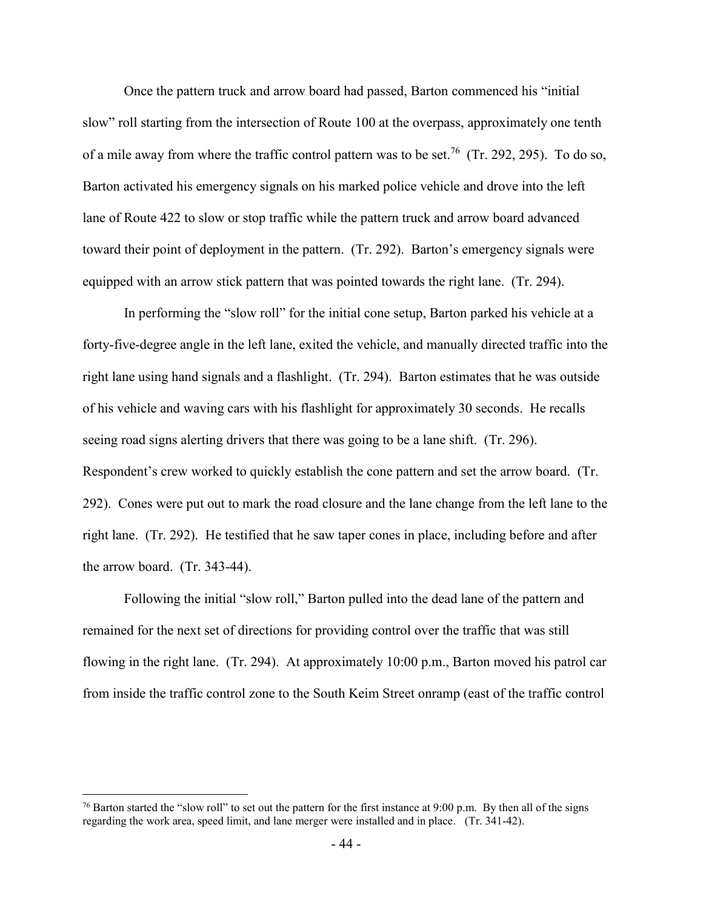Once the pattern truck and arrow board had passed, Barton commenced his "initial slow" roll starting from the intersection of Route 100 at the overpass, approximately one tenth of a mile away from where the traffic control pattern was to be set.[76] (Tr. 292, 295). To do so, Barton activated his emergency signals on his marked police vehicle and drove into the left lane of Route 422 to slow or stop traffic while the pattern truck and arrow board advanced toward their point of deployment in the pattern. (Tr. 292). Barton's emergency signals were equipped with an arrow stick pattern that was pointed towards the right lane. (Tr. 294).

In performing the "slow roll" for the initial cone setup, Barton parked his vehicle at a forty-five-degree angle in the left lane, exited the vehicle, and manually directed traffic into the right lane using hand signals and a flashlight. (Tr. 294). Barton estimates that he was outside of his vehicle and waving cars with his flashlight for approximately 30 seconds. He recalls seeing road signs alerting drivers that there was going to be a lane shift. (Tr. 296). Respondent's crew worked to quickly establish the cone pattern and set the arrow board. (Tr. 292). Cones were put out to mark the road closure and the lane change from the left lane to the right lane. (Tr. 292). He testified that he saw taper cones in place, including before and after the arrow board. (Tr. 343-44).

Following the initial "slow roll," Barton pulled into the dead lane of the pattern and remained for the next set of directions for providing control over the traffic that was still flowing in the right lane. (Tr. 294). At approximately 10:00 p.m., Barton moved his patrol car from inside the traffic control zone to the South Keim Street onramp (east of the traffic control

---

[76] Barton started the "slow roll" to set out the pattern for the first instance at 9:00 p.m. By then all of the signs regarding the work area, speed limit, and lane merger were installed and in place. (Tr. 341-42).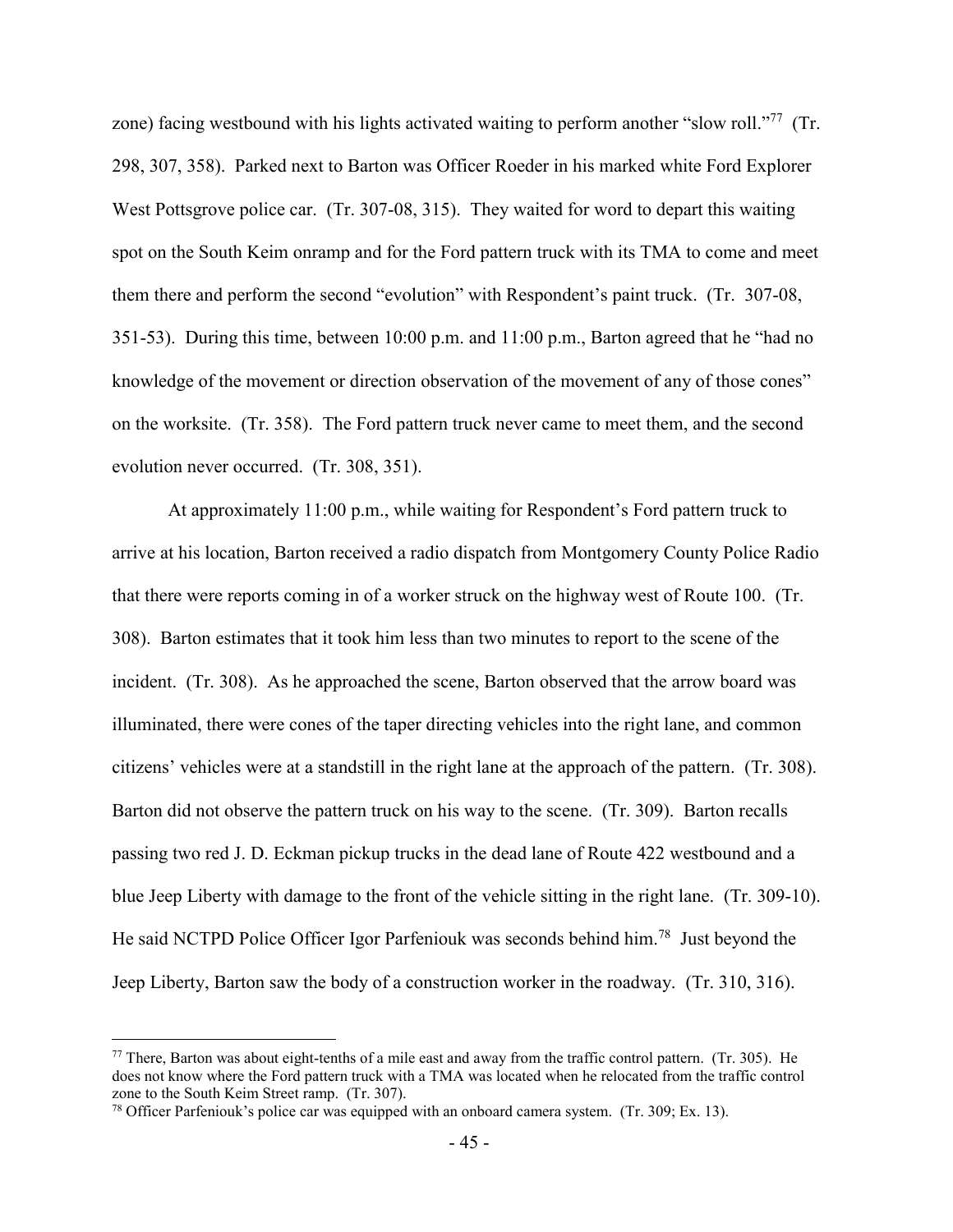zone) facing westbound with his lights activated waiting to perform another "slow roll."[77] (Tr. 298, 307, 358). Parked next to Barton was Officer Roeder in his marked white Ford Explorer West Pottsgrove police car. (Tr. 307-08, 315). They waited for word to depart this waiting spot on the South Keim onramp and for the Ford pattern truck with its TMA to come and meet them there and perform the second "evolution" with Respondent's paint truck. (Tr. 307-08, 351-53). During this time, between 10:00 p.m. and 11:00 p.m., Barton agreed that he "had no knowledge of the movement or direction observation of the movement of any of those cones" on the worksite. (Tr. 358). The Ford pattern truck never came to meet them, and the second evolution never occurred. (Tr. 308, 351).

At approximately 11:00 p.m., while waiting for Respondent's Ford pattern truck to arrive at his location, Barton received a radio dispatch from Montgomery County Police Radio that there were reports coming in of a worker struck on the highway west of Route 100. (Tr. 308). Barton estimates that it took him less than two minutes to report to the scene of the incident. (Tr. 308). As he approached the scene, Barton observed that the arrow board was illuminated, there were cones of the taper directing vehicles into the right lane, and common citizens' vehicles were at a standstill in the right lane at the approach of the pattern. (Tr. 308). Barton did not observe the pattern truck on his way to the scene. (Tr. 309). Barton recalls passing two red J. D. Eckman pickup trucks in the dead lane of Route 422 westbound and a blue Jeep Liberty with damage to the front of the vehicle sitting in the right lane. (Tr. 309-10). He said NCTPD Police Officer Igor Parfeniouk was seconds behind him.[78] Just beyond the Jeep Liberty, Barton saw the body of a construction worker in the roadway. (Tr. 310, 316).

---

[77] There, Barton was about eight-tenths of a mile east and away from the traffic control pattern. (Tr. 305). He does not know where the Ford pattern truck with a TMA was located when he relocated from the traffic control zone to the South Keim Street ramp. (Tr. 307).

[78] Officer Parfeniouk's police car was equipped with an onboard camera system. (Tr. 309; Ex. 13).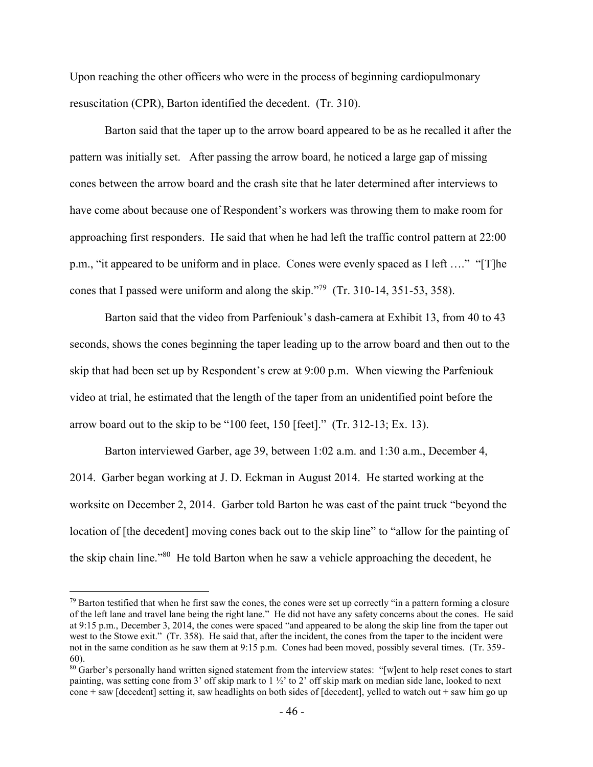Upon reaching the other officers who were in the process of beginning cardiopulmonary resuscitation (CPR), Barton identified the decedent. (Tr. 310).

Barton said that the taper up to the arrow board appeared to be as he recalled it after the pattern was initially set. After passing the arrow board, he noticed a large gap of missing cones between the arrow board and the crash site that he later determined after interviews to have come about because one of Respondent's workers was throwing them to make room for approaching first responders. He said that when he had left the traffic control pattern at 22:00 p.m., "it appeared to be uniform and in place. Cones were evenly spaced as I left …." "[T]he cones that I passed were uniform and along the skip."[79] (Tr. 310-14, 351-53, 358).

Barton said that the video from Parfeniouk's dash-camera at Exhibit 13, from 40 to 43 seconds, shows the cones beginning the taper leading up to the arrow board and then out to the skip that had been set up by Respondent's crew at 9:00 p.m. When viewing the Parfeniouk video at trial, he estimated that the length of the taper from an unidentified point before the arrow board out to the skip to be "100 feet, 150 [feet]." (Tr. 312-13; Ex. 13).

Barton interviewed Garber, age 39, between 1:02 a.m. and 1:30 a.m., December 4, 2014. Garber began working at J. D. Eckman in August 2014. He started working at the worksite on December 2, 2014. Garber told Barton he was east of the paint truck "beyond the location of [the decedent] moving cones back out to the skip line" to "allow for the painting of the skip chain line."[80] He told Barton when he saw a vehicle approaching the decedent, he

---

[79] Barton testified that when he first saw the cones, the cones were set up correctly "in a pattern forming a closure of the left lane and travel lane being the right lane." He did not have any safety concerns about the cones. He said at 9:15 p.m., December 3, 2014, the cones were spaced "and appeared to be along the skip line from the taper out west to the Stowe exit." (Tr. 358). He said that, after the incident, the cones from the taper to the incident were not in the same condition as he saw them at 9:15 p.m. Cones had been moved, possibly several times. (Tr. 359-60).

[80] Garber's personally hand written signed statement from the interview states: "[w]ent to help reset cones to start painting, was setting cone from 3' off skip mark to 1 ½' to 2' off skip mark on median side lane, looked to next cone + saw [decedent] setting it, saw headlights on both sides of [decedent], yelled to watch out + saw him go up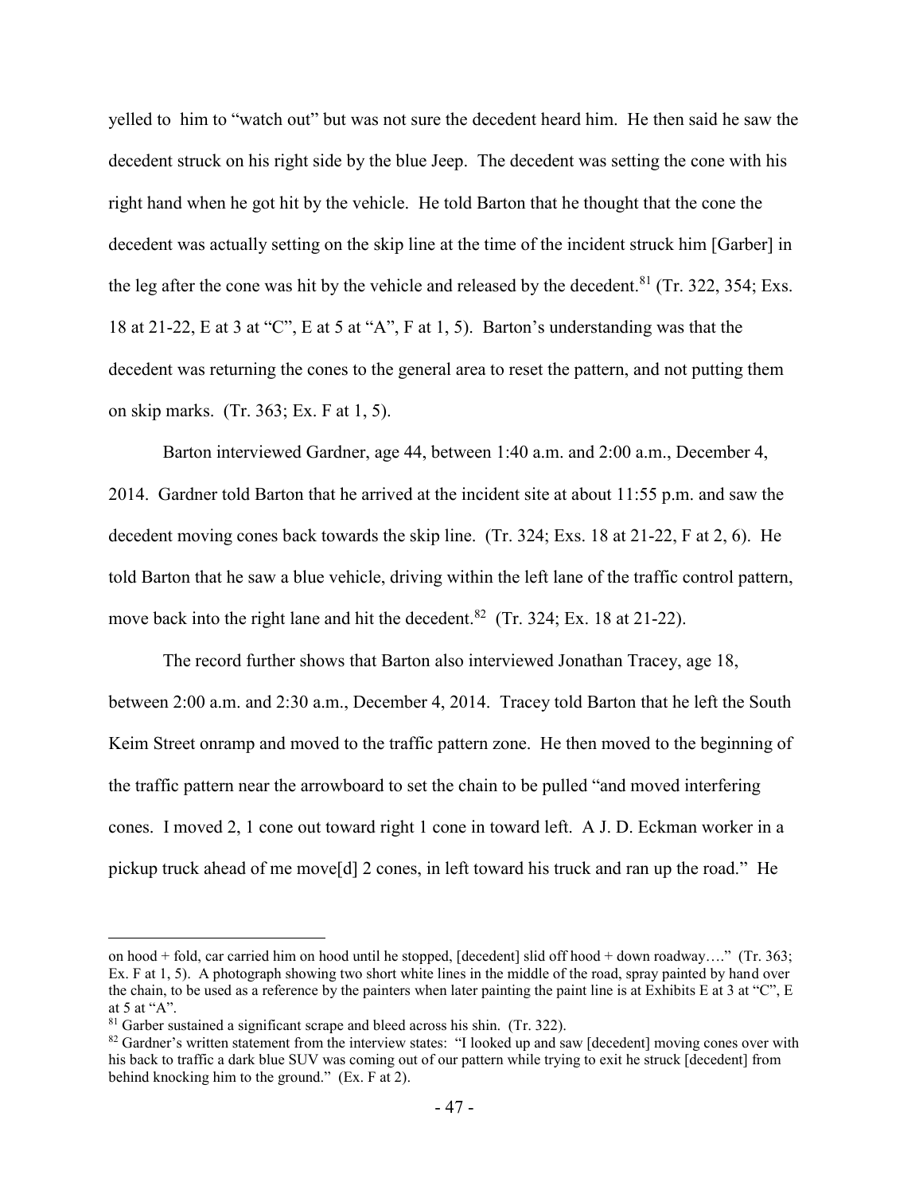yelled to him to "watch out" but was not sure the decedent heard him. He then said he saw the decedent struck on his right side by the blue Jeep. The decedent was setting the cone with his right hand when he got hit by the vehicle. He told Barton that he thought that the cone the decedent was actually setting on the skip line at the time of the incident struck him [Garber] in the leg after the cone was hit by the vehicle and released by the decedent.[81] (Tr. 322, 354; Exs. 18 at 21-22, E at 3 at "C", E at 5 at "A", F at 1, 5). Barton's understanding was that the decedent was returning the cones to the general area to reset the pattern, and not putting them on skip marks. (Tr. 363; Ex. F at 1, 5).

Barton interviewed Gardner, age 44, between 1:40 a.m. and 2:00 a.m., December 4, 2014. Gardner told Barton that he arrived at the incident site at about 11:55 p.m. and saw the decedent moving cones back towards the skip line. (Tr. 324; Exs. 18 at 21-22, F at 2, 6). He told Barton that he saw a blue vehicle, driving within the left lane of the traffic control pattern, move back into the right lane and hit the decedent.[82] (Tr. 324; Ex. 18 at 21-22).

The record further shows that Barton also interviewed Jonathan Tracey, age 18, between 2:00 a.m. and 2:30 a.m., December 4, 2014. Tracey told Barton that he left the South Keim Street onramp and moved to the traffic pattern zone. He then moved to the beginning of the traffic pattern near the arrowboard to set the chain to be pulled "and moved interfering cones. I moved 2, 1 cone out toward right 1 cone in toward left. A J. D. Eckman worker in a pickup truck ahead of me move[d] 2 cones, in left toward his truck and ran up the road." He

---

on hood + fold, car carried him on hood until he stopped, [decedent] slid off hood + down roadway…." (Tr. 363; Ex. F at 1, 5). A photograph showing two short white lines in the middle of the road, spray painted by hand over the chain, to be used as a reference by the painters when later painting the paint line is at Exhibits E at 3 at "C", E at 5 at "A".

[81] Garber sustained a significant scrape and bleed across his shin. (Tr. 322).

[82] Gardner's written statement from the interview states: "I looked up and saw [decedent] moving cones over with his back to traffic a dark blue SUV was coming out of our pattern while trying to exit he struck [decedent] from behind knocking him to the ground." (Ex. F at 2).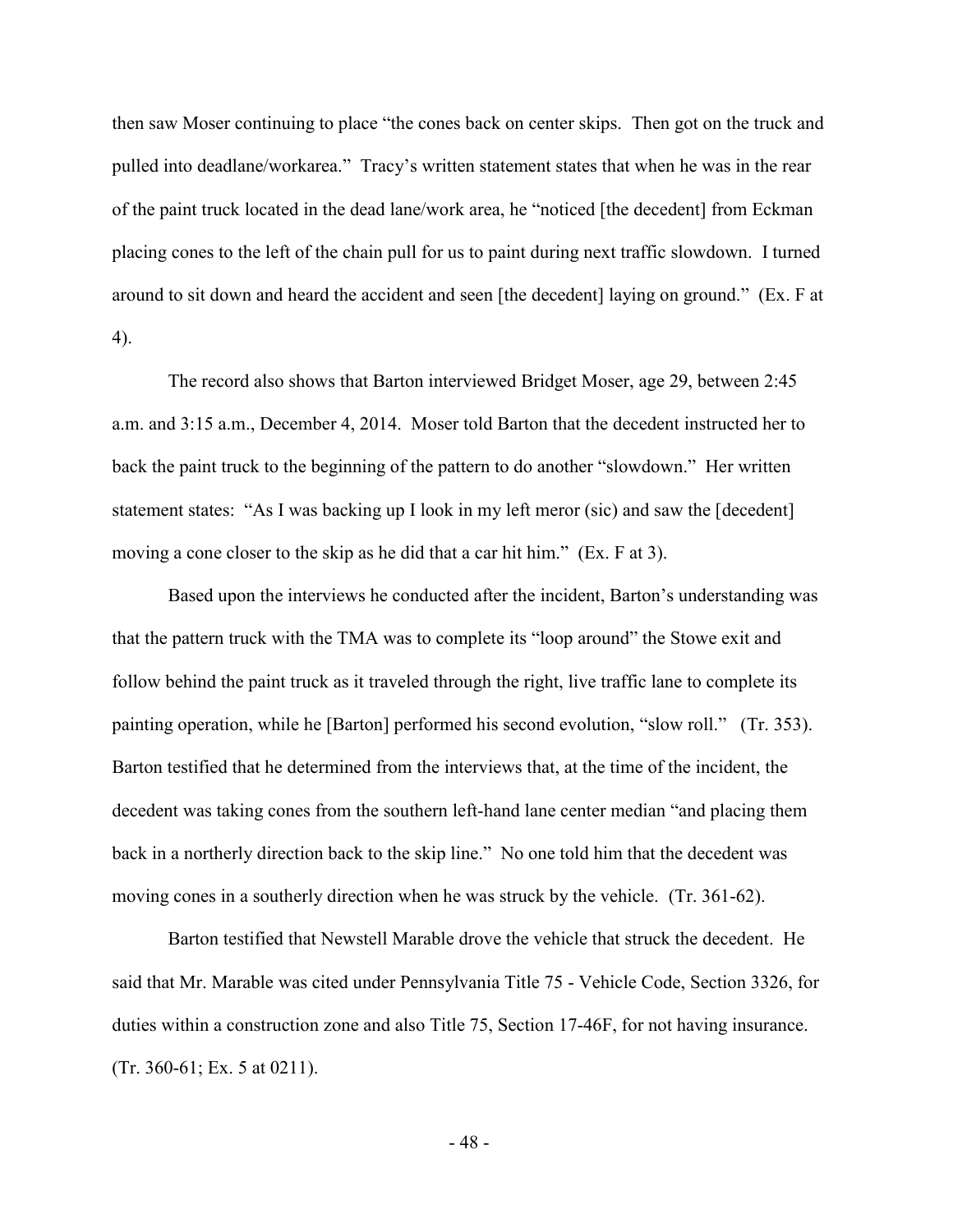then saw Moser continuing to place "the cones back on center skips. Then got on the truck and pulled into deadlane/workarea." Tracy's written statement states that when he was in the rear of the paint truck located in the dead lane/work area, he "noticed [the decedent] from Eckman placing cones to the left of the chain pull for us to paint during next traffic slowdown. I turned around to sit down and heard the accident and seen [the decedent] laying on ground." (Ex. F at 4).

The record also shows that Barton interviewed Bridget Moser, age 29, between 2:45 a.m. and 3:15 a.m., December 4, 2014. Moser told Barton that the decedent instructed her to back the paint truck to the beginning of the pattern to do another "slowdown." Her written statement states: "As I was backing up I look in my left meror (sic) and saw the [decedent] moving a cone closer to the skip as he did that a car hit him." (Ex. F at 3).

Based upon the interviews he conducted after the incident, Barton's understanding was that the pattern truck with the TMA was to complete its "loop around" the Stowe exit and follow behind the paint truck as it traveled through the right, live traffic lane to complete its painting operation, while he [Barton] performed his second evolution, "slow roll." (Tr. 353). Barton testified that he determined from the interviews that, at the time of the incident, the decedent was taking cones from the southern left-hand lane center median "and placing them back in a northerly direction back to the skip line." No one told him that the decedent was moving cones in a southerly direction when he was struck by the vehicle. (Tr. 361-62).

Barton testified that Newstell Marable drove the vehicle that struck the decedent. He said that Mr. Marable was cited under Pennsylvania Title 75 - Vehicle Code, Section 3326, for duties within a construction zone and also Title 75, Section 17-46F, for not having insurance. (Tr. 360-61; Ex. 5 at 0211).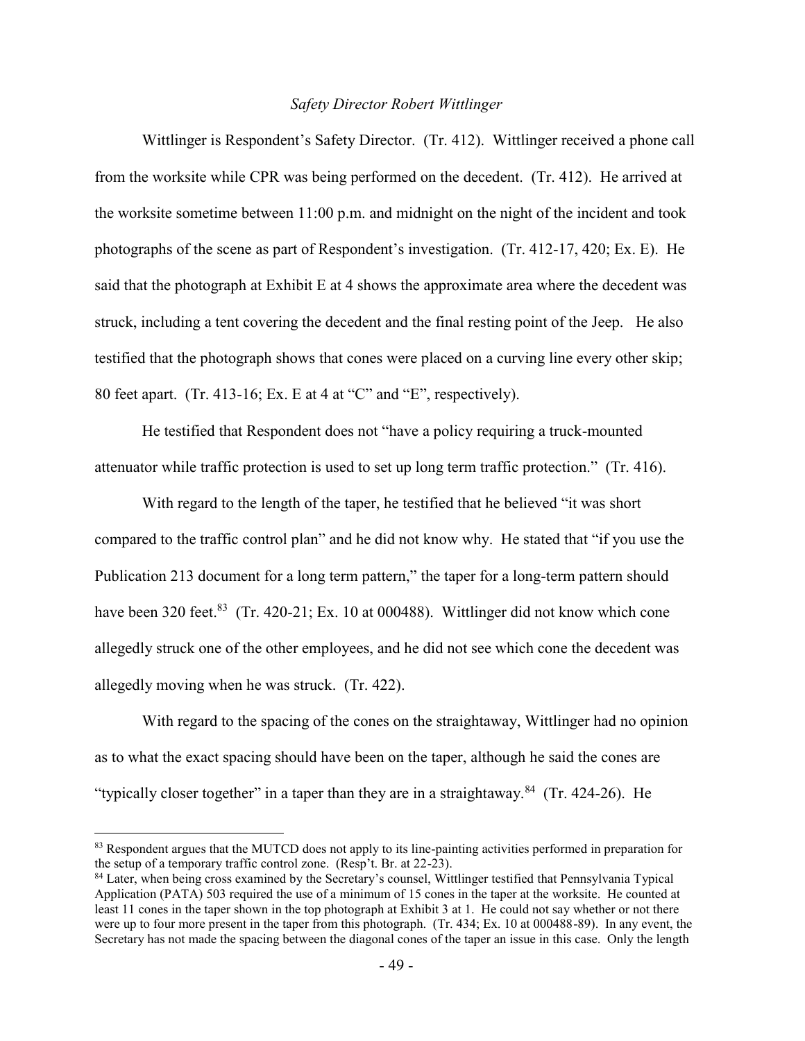*Safety Director Robert Wittlinger*

Wittlinger is Respondent's Safety Director. (Tr. 412). Wittlinger received a phone call from the worksite while CPR was being performed on the decedent. (Tr. 412). He arrived at the worksite sometime between 11:00 p.m. and midnight on the night of the incident and took photographs of the scene as part of Respondent's investigation. (Tr. 412-17, 420; Ex. E). He said that the photograph at Exhibit E at 4 shows the approximate area where the decedent was struck, including a tent covering the decedent and the final resting point of the Jeep. He also testified that the photograph shows that cones were placed on a curving line every other skip; 80 feet apart. (Tr. 413-16; Ex. E at 4 at "C" and "E", respectively).

He testified that Respondent does not "have a policy requiring a truck-mounted attenuator while traffic protection is used to set up long term traffic protection." (Tr. 416).

With regard to the length of the taper, he testified that he believed "it was short compared to the traffic control plan" and he did not know why. He stated that "if you use the Publication 213 document for a long term pattern," the taper for a long-term pattern should have been 320 feet.[83] (Tr. 420-21; Ex. 10 at 000488). Wittlinger did not know which cone allegedly struck one of the other employees, and he did not see which cone the decedent was allegedly moving when he was struck. (Tr. 422).

With regard to the spacing of the cones on the straightaway, Wittlinger had no opinion as to what the exact spacing should have been on the taper, although he said the cones are "typically closer together" in a taper than they are in a straightaway.[84] (Tr. 424-26). He

---

[83] Respondent argues that the MUTCD does not apply to its line-painting activities performed in preparation for the setup of a temporary traffic control zone. (Resp't. Br. at 22-23).

[84] Later, when being cross examined by the Secretary's counsel, Wittlinger testified that Pennsylvania Typical Application (PATA) 503 required the use of a minimum of 15 cones in the taper at the worksite. He counted at least 11 cones in the taper shown in the top photograph at Exhibit 3 at 1. He could not say whether or not there were up to four more present in the taper from this photograph. (Tr. 434; Ex. 10 at 000488-89). In any event, the Secretary has not made the spacing between the diagonal cones of the taper an issue in this case. Only the length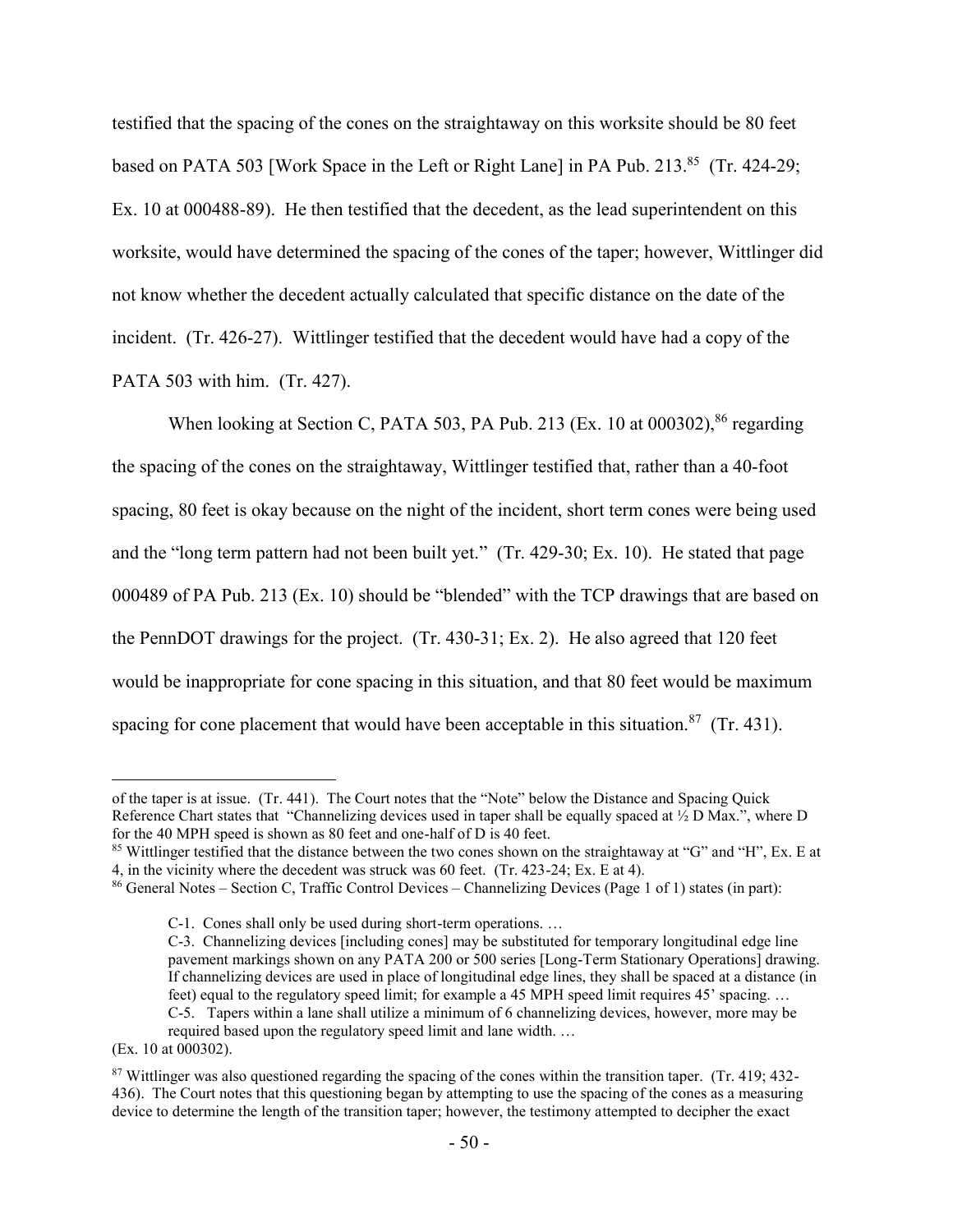testified that the spacing of the cones on the straightaway on this worksite should be 80 feet based on PATA 503 [Work Space in the Left or Right Lane] in PA Pub. 213.[85] (Tr. 424-29; Ex. 10 at 000488-89). He then testified that the decedent, as the lead superintendent on this worksite, would have determined the spacing of the cones of the taper; however, Wittlinger did not know whether the decedent actually calculated that specific distance on the date of the incident. (Tr. 426-27). Wittlinger testified that the decedent would have had a copy of the PATA 503 with him. (Tr. 427).

When looking at Section C, PATA 503, PA Pub. 213 (Ex. 10 at 000302),[86] regarding the spacing of the cones on the straightaway, Wittlinger testified that, rather than a 40-foot spacing, 80 feet is okay because on the night of the incident, short term cones were being used and the "long term pattern had not been built yet." (Tr. 429-30; Ex. 10). He stated that page 000489 of PA Pub. 213 (Ex. 10) should be "blended" with the TCP drawings that are based on the PennDOT drawings for the project. (Tr. 430-31; Ex. 2). He also agreed that 120 feet would be inappropriate for cone spacing in this situation, and that 80 feet would be maximum spacing for cone placement that would have been acceptable in this situation.[87] (Tr. 431).

---

of the taper is at issue. (Tr. 441). The Court notes that the "Note" below the Distance and Spacing Quick Reference Chart states that "Channelizing devices used in taper shall be equally spaced at ½ D Max.", where D for the 40 MPH speed is shown as 80 feet and one-half of D is 40 feet.

[85] Wittlinger testified that the distance between the two cones shown on the straightaway at "G" and "H", Ex. E at 4, in the vicinity where the decedent was struck was 60 feet. (Tr. 423-24; Ex. E at 4).

[86] General Notes – Section C, Traffic Control Devices – Channelizing Devices (Page 1 of 1) states (in part):

> C-1. Cones shall only be used during short-term operations. …
>
> C-3. Channelizing devices [including cones] may be substituted for temporary longitudinal edge line pavement markings shown on any PATA 200 or 500 series [Long-Term Stationary Operations] drawing. If channelizing devices are used in place of longitudinal edge lines, they shall be spaced at a distance (in feet) equal to the regulatory speed limit; for example a 45 MPH speed limit requires 45' spacing. …
>
> C-5. Tapers within a lane shall utilize a minimum of 6 channelizing devices, however, more may be required based upon the regulatory speed limit and lane width. …

(Ex. 10 at 000302).

[87] Wittlinger was also questioned regarding the spacing of the cones within the transition taper. (Tr. 419; 432-436). The Court notes that this questioning began by attempting to use the spacing of the cones as a measuring device to determine the length of the transition taper; however, the testimony attempted to decipher the exact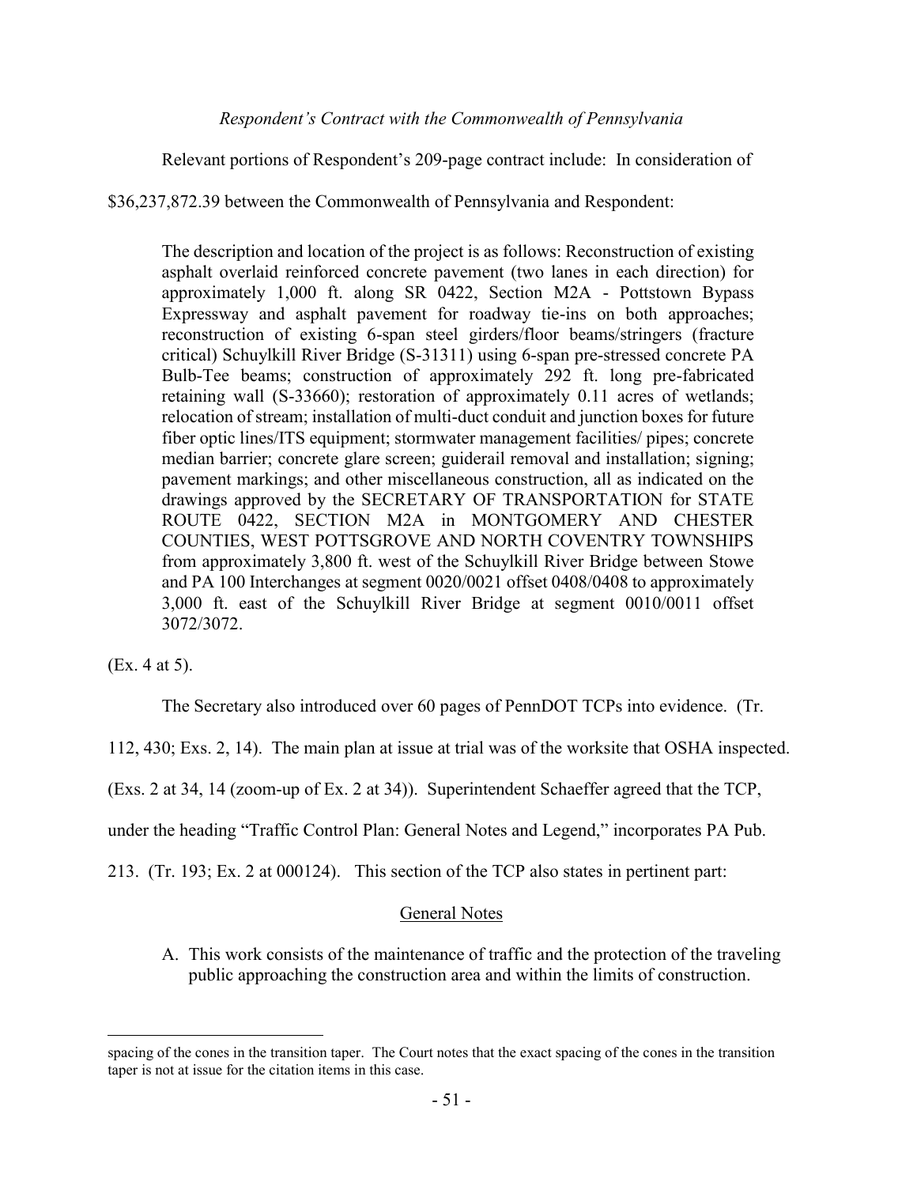*Respondent's Contract with the Commonwealth of Pennsylvania*

Relevant portions of Respondent's 209-page contract include: In consideration of $36,237,872.39 between the Commonwealth of Pennsylvania and Respondent:

> The description and location of the project is as follows: Reconstruction of existing asphalt overlaid reinforced concrete pavement (two lanes in each direction) for approximately 1,000 ft. along SR 0422, Section M2A - Pottstown Bypass Expressway and asphalt pavement for roadway tie-ins on both approaches; reconstruction of existing 6-span steel girders/floor beams/stringers (fracture critical) Schuylkill River Bridge (S-31311) using 6-span pre-stressed concrete PA Bulb-Tee beams; construction of approximately 292 ft. long pre-fabricated retaining wall (S-33660); restoration of approximately 0.11 acres of wetlands; relocation of stream; installation of multi-duct conduit and junction boxes for future fiber optic lines/ITS equipment; stormwater management facilities/ pipes; concrete median barrier; concrete glare screen; guiderail removal and installation; signing; pavement markings; and other miscellaneous construction, all as indicated on the drawings approved by the SECRETARY OF TRANSPORTATION for STATE ROUTE 0422, SECTION M2A in MONTGOMERY AND CHESTER COUNTIES, WEST POTTSGROVE AND NORTH COVENTRY TOWNSHIPS from approximately 3,800 ft. west of the Schuylkill River Bridge between Stowe and PA 100 Interchanges at segment 0020/0021 offset 0408/0408 to approximately 3,000 ft. east of the Schuylkill River Bridge at segment 0010/0011 offset 3072/3072.

(Ex. 4 at 5).

The Secretary also introduced over 60 pages of PennDOT TCPs into evidence. (Tr. 112, 430; Exs. 2, 14). The main plan at issue at trial was of the worksite that OSHA inspected. (Exs. 2 at 34, 14 (zoom-up of Ex. 2 at 34)). Superintendent Schaeffer agreed that the TCP, under the heading "Traffic Control Plan: General Notes and Legend," incorporates PA Pub. 213. (Tr. 193; Ex. 2 at 000124). This section of the TCP also states in pertinent part:

<u>General Notes</u>

A. This work consists of the maintenance of traffic and the protection of the traveling public approaching the construction area and within the limits of construction.

---

spacing of the cones in the transition taper. The Court notes that the exact spacing of the cones in the transition taper is not at issue for the citation items in this case.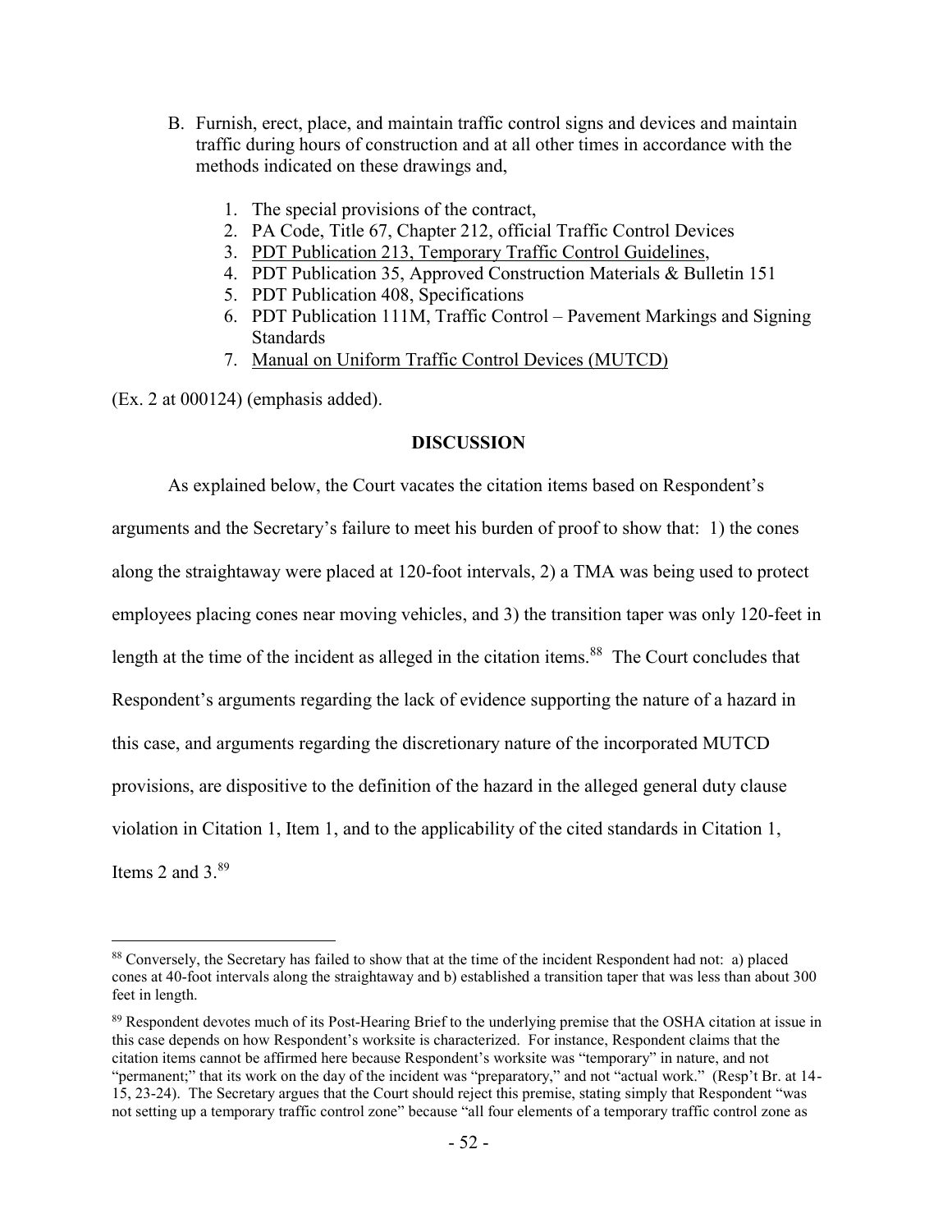B. Furnish, erect, place, and maintain traffic control signs and devices and maintain traffic during hours of construction and at all other times in accordance with the methods indicated on these drawings and,

   1. The special provisions of the contract,
   2. PA Code, Title 67, Chapter 212, official Traffic Control Devices
   3. <u>PDT Publication 213, Temporary Traffic Control Guidelines</u>,
   4. PDT Publication 35, Approved Construction Materials & Bulletin 151
   5. PDT Publication 408, Specifications
   6. PDT Publication 111M, Traffic Control – Pavement Markings and Signing Standards
   7. <u>Manual on Uniform Traffic Control Devices (MUTCD)</u>

(Ex. 2 at 000124) (emphasis added).

**DISCUSSION**

As explained below, the Court vacates the citation items based on Respondent's arguments and the Secretary's failure to meet his burden of proof to show that: 1) the cones along the straightaway were placed at 120-foot intervals, 2) a TMA was being used to protect employees placing cones near moving vehicles, and 3) the transition taper was only 120-feet in length at the time of the incident as alleged in the citation items.[88] The Court concludes that Respondent's arguments regarding the lack of evidence supporting the nature of a hazard in this case, and arguments regarding the discretionary nature of the incorporated MUTCD provisions, are dispositive to the definition of the hazard in the alleged general duty clause violation in Citation 1, Item 1, and to the applicability of the cited standards in Citation 1, Items 2 and 3.[89]

---

[88] Conversely, the Secretary has failed to show that at the time of the incident Respondent had not: a) placed cones at 40-foot intervals along the straightaway and b) established a transition taper that was less than about 300 feet in length.

[89] Respondent devotes much of its Post-Hearing Brief to the underlying premise that the OSHA citation at issue in this case depends on how Respondent's worksite is characterized. For instance, Respondent claims that the citation items cannot be affirmed here because Respondent's worksite was "temporary" in nature, and not "permanent;" that its work on the day of the incident was "preparatory," and not "actual work." (Resp't Br. at 14-15, 23-24). The Secretary argues that the Court should reject this premise, stating simply that Respondent "was not setting up a temporary traffic control zone" because "all four elements of a temporary traffic control zone as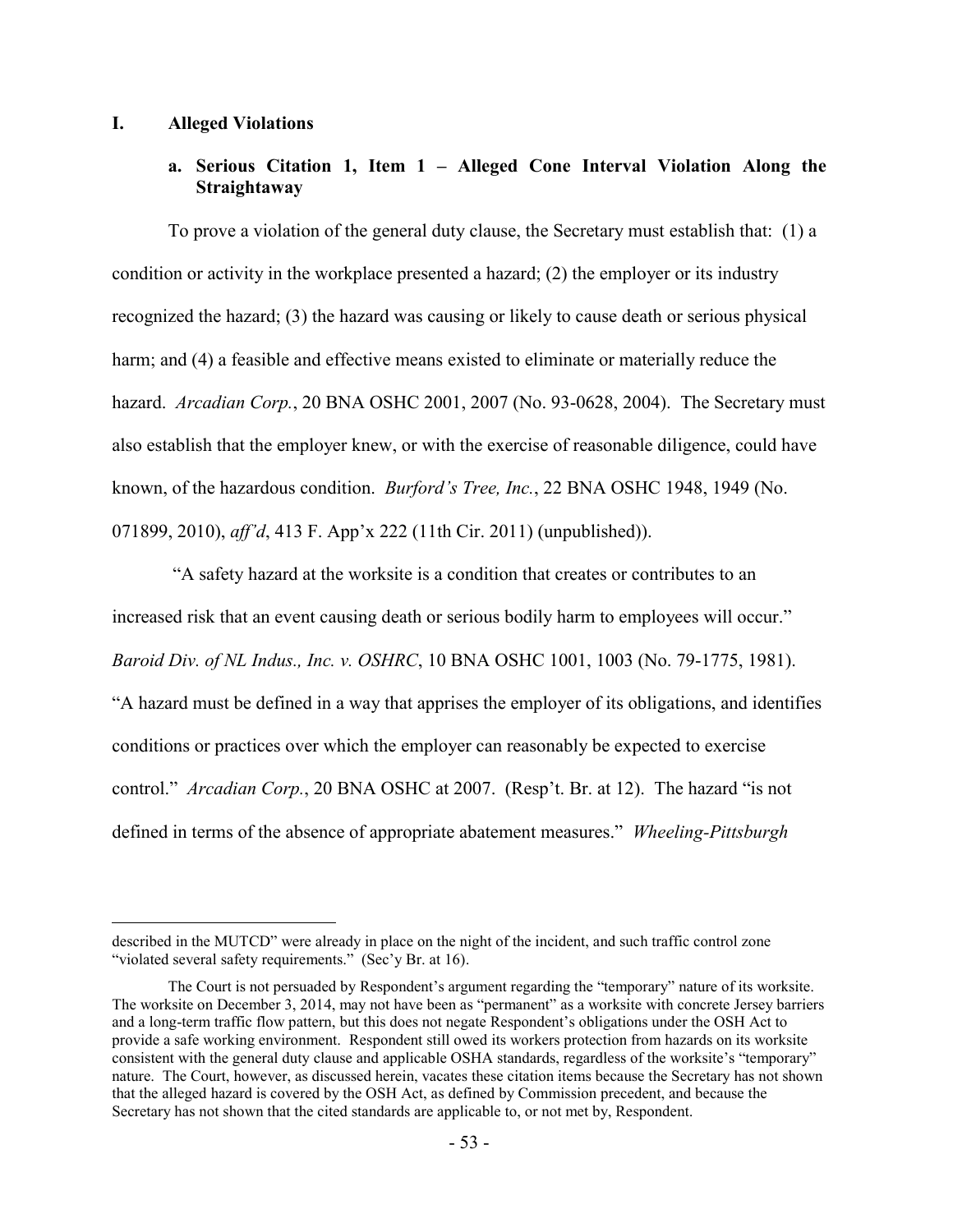## I. Alleged Violations

### a. Serious Citation 1, Item 1 – Alleged Cone Interval Violation Along the Straightaway

To prove a violation of the general duty clause, the Secretary must establish that: (1) a condition or activity in the workplace presented a hazard; (2) the employer or its industry recognized the hazard; (3) the hazard was causing or likely to cause death or serious physical harm; and (4) a feasible and effective means existed to eliminate or materially reduce the hazard. *Arcadian Corp.*, 20 BNA OSHC 2001, 2007 (No. 93-0628, 2004). The Secretary must also establish that the employer knew, or with the exercise of reasonable diligence, could have known, of the hazardous condition. *Burford's Tree, Inc.*, 22 BNA OSHC 1948, 1949 (No. 071899, 2010), *aff'd*, 413 F. App'x 222 (11th Cir. 2011) (unpublished)).

"A safety hazard at the worksite is a condition that creates or contributes to an increased risk that an event causing death or serious bodily harm to employees will occur." *Baroid Div. of NL Indus., Inc. v. OSHRC*, 10 BNA OSHC 1001, 1003 (No. 79-1775, 1981). "A hazard must be defined in a way that apprises the employer of its obligations, and identifies conditions or practices over which the employer can reasonably be expected to exercise control." *Arcadian Corp.*, 20 BNA OSHC at 2007. (Resp't. Br. at 12). The hazard "is not defined in terms of the absence of appropriate abatement measures." *Wheeling-Pittsburgh*

---

described in the MUTCD" were already in place on the night of the incident, and such traffic control zone "violated several safety requirements." (Sec'y Br. at 16).

The Court is not persuaded by Respondent's argument regarding the "temporary" nature of its worksite. The worksite on December 3, 2014, may not have been as "permanent" as a worksite with concrete Jersey barriers and a long-term traffic flow pattern, but this does not negate Respondent's obligations under the OSH Act to provide a safe working environment. Respondent still owed its workers protection from hazards on its worksite consistent with the general duty clause and applicable OSHA standards, regardless of the worksite's "temporary" nature. The Court, however, as discussed herein, vacates these citation items because the Secretary has not shown that the alleged hazard is covered by the OSH Act, as defined by Commission precedent, and because the Secretary has not shown that the cited standards are applicable to, or not met by, Respondent.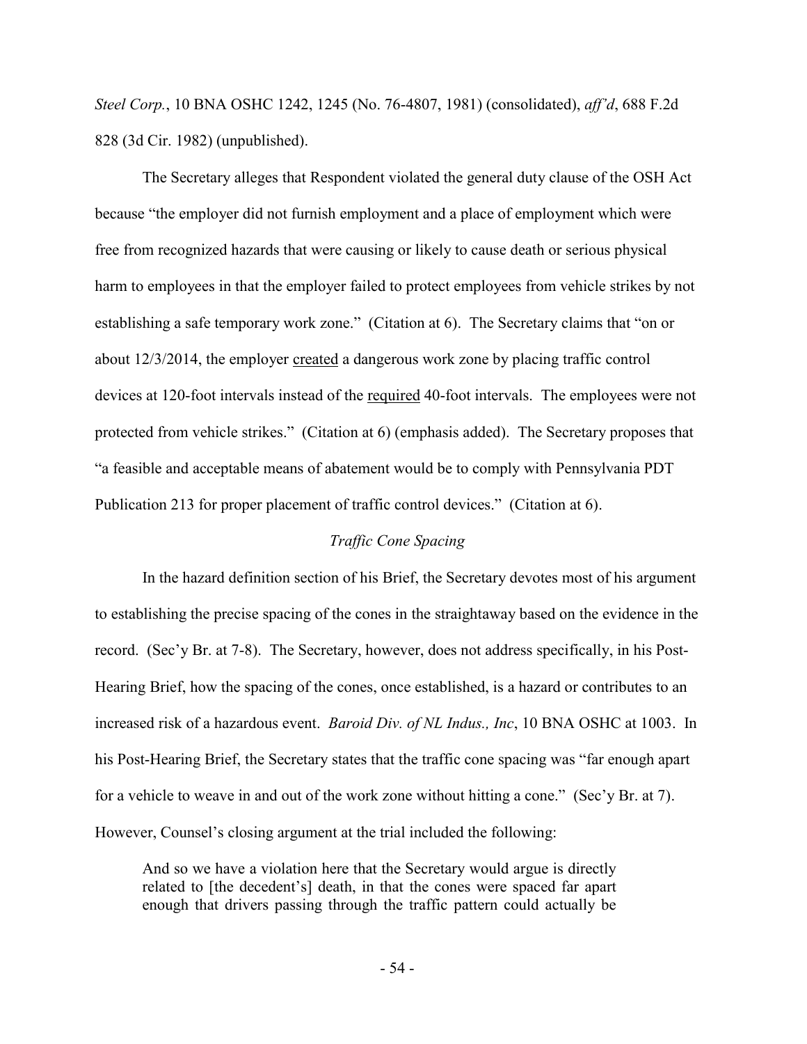*Steel Corp.*, 10 BNA OSHC 1242, 1245 (No. 76-4807, 1981) (consolidated), *aff'd*, 688 F.2d 828 (3d Cir. 1982) (unpublished).

The Secretary alleges that Respondent violated the general duty clause of the OSH Act because "the employer did not furnish employment and a place of employment which were free from recognized hazards that were causing or likely to cause death or serious physical harm to employees in that the employer failed to protect employees from vehicle strikes by not establishing a safe temporary work zone." (Citation at 6). The Secretary claims that "on or about 12/3/2014, the employer created a dangerous work zone by placing traffic control devices at 120-foot intervals instead of the required 40-foot intervals. The employees were not protected from vehicle strikes." (Citation at 6) (emphasis added). The Secretary proposes that "a feasible and acceptable means of abatement would be to comply with Pennsylvania PDT Publication 213 for proper placement of traffic control devices." (Citation at 6).

*Traffic Cone Spacing*

In the hazard definition section of his Brief, the Secretary devotes most of his argument to establishing the precise spacing of the cones in the straightaway based on the evidence in the record. (Sec'y Br. at 7-8). The Secretary, however, does not address specifically, in his Post-Hearing Brief, how the spacing of the cones, once established, is a hazard or contributes to an increased risk of a hazardous event. *Baroid Div. of NL Indus., Inc*, 10 BNA OSHC at 1003. In his Post-Hearing Brief, the Secretary states that the traffic cone spacing was "far enough apart for a vehicle to weave in and out of the work zone without hitting a cone." (Sec'y Br. at 7). However, Counsel's closing argument at the trial included the following:

> And so we have a violation here that the Secretary would argue is directly related to [the decedent's] death, in that the cones were spaced far apart enough that drivers passing through the traffic pattern could actually be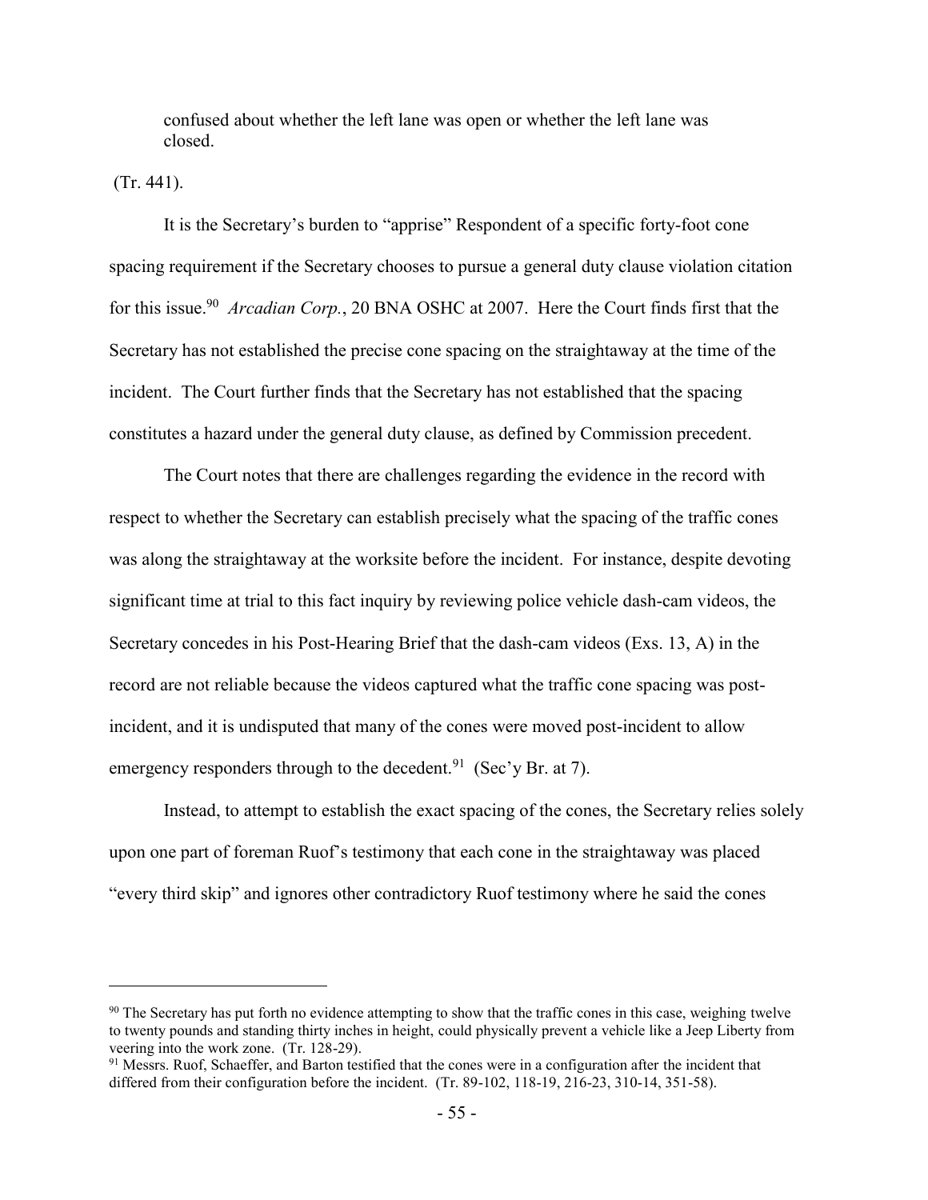> confused about whether the left lane was open or whether the left lane was closed.

(Tr. 441).

It is the Secretary's burden to "apprise" Respondent of a specific forty-foot cone spacing requirement if the Secretary chooses to pursue a general duty clause violation citation for this issue.[90] *Arcadian Corp.*, 20 BNA OSHC at 2007. Here the Court finds first that the Secretary has not established the precise cone spacing on the straightaway at the time of the incident. The Court further finds that the Secretary has not established that the spacing constitutes a hazard under the general duty clause, as defined by Commission precedent.

The Court notes that there are challenges regarding the evidence in the record with respect to whether the Secretary can establish precisely what the spacing of the traffic cones was along the straightaway at the worksite before the incident. For instance, despite devoting significant time at trial to this fact inquiry by reviewing police vehicle dash-cam videos, the Secretary concedes in his Post-Hearing Brief that the dash-cam videos (Exs. 13, A) in the record are not reliable because the videos captured what the traffic cone spacing was post-incident, and it is undisputed that many of the cones were moved post-incident to allow emergency responders through to the decedent.[91] (Sec'y Br. at 7).

Instead, to attempt to establish the exact spacing of the cones, the Secretary relies solely upon one part of foreman Ruof's testimony that each cone in the straightaway was placed "every third skip" and ignores other contradictory Ruof testimony where he said the cones

---

[90] The Secretary has put forth no evidence attempting to show that the traffic cones in this case, weighing twelve to twenty pounds and standing thirty inches in height, could physically prevent a vehicle like a Jeep Liberty from veering into the work zone. (Tr. 128-29).

[91] Messrs. Ruof, Schaeffer, and Barton testified that the cones were in a configuration after the incident that differed from their configuration before the incident. (Tr. 89-102, 118-19, 216-23, 310-14, 351-58).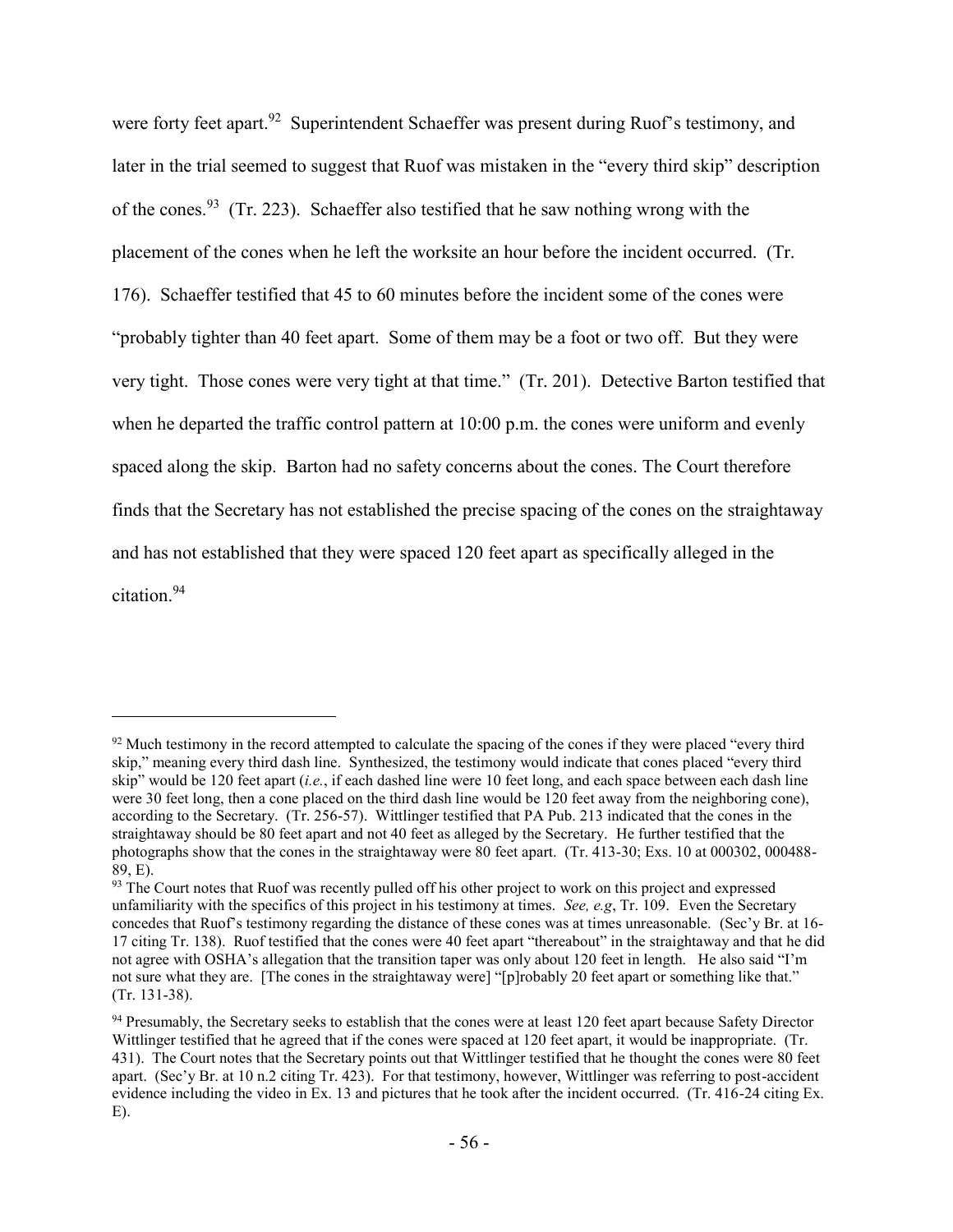were forty feet apart.[92] Superintendent Schaeffer was present during Ruof's testimony, and later in the trial seemed to suggest that Ruof was mistaken in the "every third skip" description of the cones.[93] (Tr. 223). Schaeffer also testified that he saw nothing wrong with the placement of the cones when he left the worksite an hour before the incident occurred. (Tr. 176). Schaeffer testified that 45 to 60 minutes before the incident some of the cones were "probably tighter than 40 feet apart. Some of them may be a foot or two off. But they were very tight. Those cones were very tight at that time." (Tr. 201). Detective Barton testified that when he departed the traffic control pattern at 10:00 p.m. the cones were uniform and evenly spaced along the skip. Barton had no safety concerns about the cones. The Court therefore finds that the Secretary has not established the precise spacing of the cones on the straightaway and has not established that they were spaced 120 feet apart as specifically alleged in the citation.[94]

---

[92] Much testimony in the record attempted to calculate the spacing of the cones if they were placed "every third skip," meaning every third dash line. Synthesized, the testimony would indicate that cones placed "every third skip" would be 120 feet apart (*i.e.*, if each dashed line were 10 feet long, and each space between each dash line were 30 feet long, then a cone placed on the third dash line would be 120 feet away from the neighboring cone), according to the Secretary. (Tr. 256-57). Wittlinger testified that PA Pub. 213 indicated that the cones in the straightaway should be 80 feet apart and not 40 feet as alleged by the Secretary. He further testified that the photographs show that the cones in the straightaway were 80 feet apart. (Tr. 413-30; Exs. 10 at 000302, 000488-89, E).

[93] The Court notes that Ruof was recently pulled off his other project to work on this project and expressed unfamiliarity with the specifics of this project in his testimony at times. *See, e.g*, Tr. 109. Even the Secretary concedes that Ruof's testimony regarding the distance of these cones was at times unreasonable. (Sec'y Br. at 16-17 citing Tr. 138). Ruof testified that the cones were 40 feet apart "thereabout" in the straightaway and that he did not agree with OSHA's allegation that the transition taper was only about 120 feet in length. He also said "I'm not sure what they are. [The cones in the straightaway were] "[p]robably 20 feet apart or something like that." (Tr. 131-38).

[94] Presumably, the Secretary seeks to establish that the cones were at least 120 feet apart because Safety Director Wittlinger testified that he agreed that if the cones were spaced at 120 feet apart, it would be inappropriate. (Tr. 431). The Court notes that the Secretary points out that Wittlinger testified that he thought the cones were 80 feet apart. (Sec'y Br. at 10 n.2 citing Tr. 423). For that testimony, however, Wittlinger was referring to post-accident evidence including the video in Ex. 13 and pictures that he took after the incident occurred. (Tr. 416-24 citing Ex. E).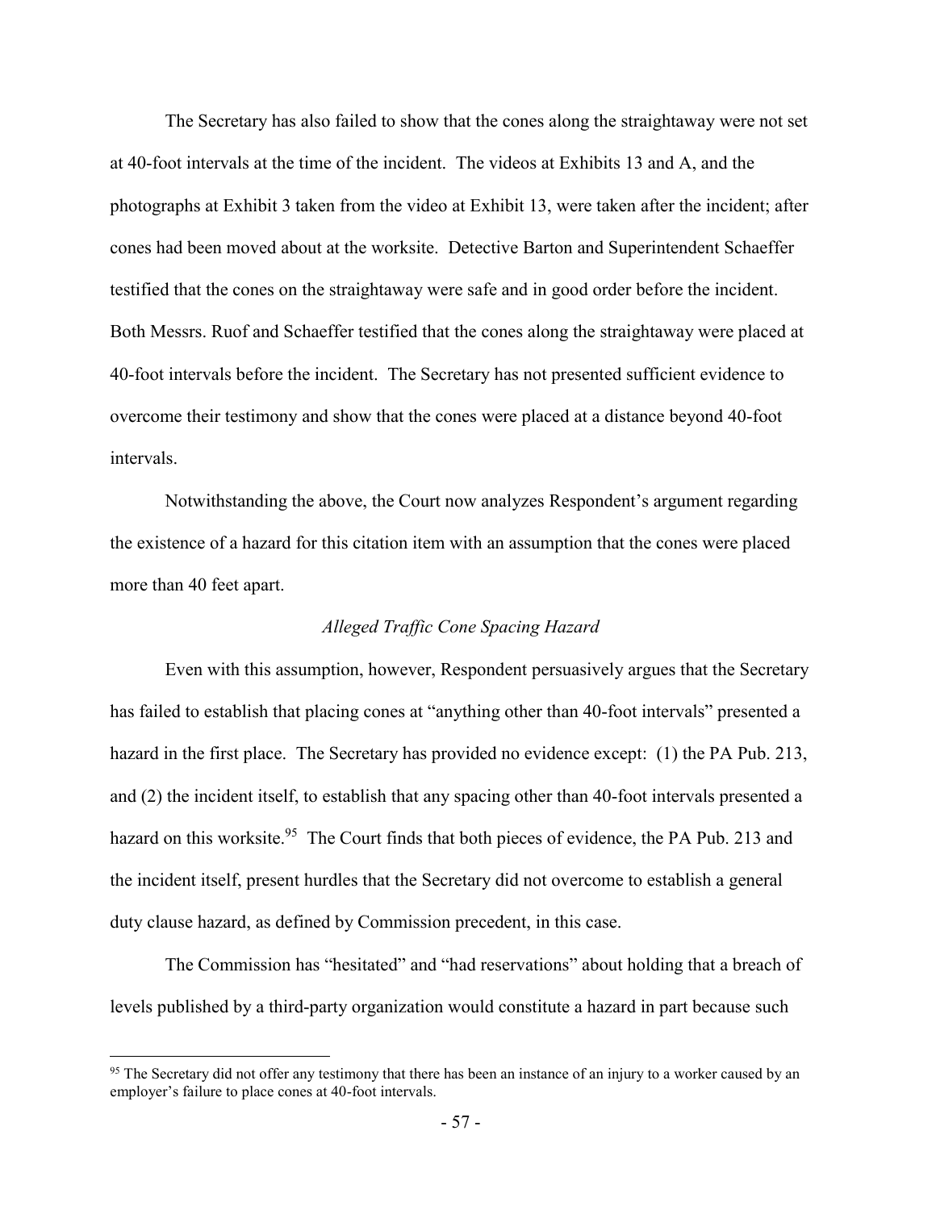The Secretary has also failed to show that the cones along the straightaway were not set at 40-foot intervals at the time of the incident. The videos at Exhibits 13 and A, and the photographs at Exhibit 3 taken from the video at Exhibit 13, were taken after the incident; after cones had been moved about at the worksite. Detective Barton and Superintendent Schaeffer testified that the cones on the straightaway were safe and in good order before the incident. Both Messrs. Ruof and Schaeffer testified that the cones along the straightaway were placed at 40-foot intervals before the incident. The Secretary has not presented sufficient evidence to overcome their testimony and show that the cones were placed at a distance beyond 40-foot intervals.

Notwithstanding the above, the Court now analyzes Respondent's argument regarding the existence of a hazard for this citation item with an assumption that the cones were placed more than 40 feet apart.

*Alleged Traffic Cone Spacing Hazard*

Even with this assumption, however, Respondent persuasively argues that the Secretary has failed to establish that placing cones at "anything other than 40-foot intervals" presented a hazard in the first place. The Secretary has provided no evidence except: (1) the PA Pub. 213, and (2) the incident itself, to establish that any spacing other than 40-foot intervals presented a hazard on this worksite.[95] The Court finds that both pieces of evidence, the PA Pub. 213 and the incident itself, present hurdles that the Secretary did not overcome to establish a general duty clause hazard, as defined by Commission precedent, in this case.

The Commission has "hesitated" and "had reservations" about holding that a breach of levels published by a third-party organization would constitute a hazard in part because such

[95] The Secretary did not offer any testimony that there has been an instance of an injury to a worker caused by an employer's failure to place cones at 40-foot intervals.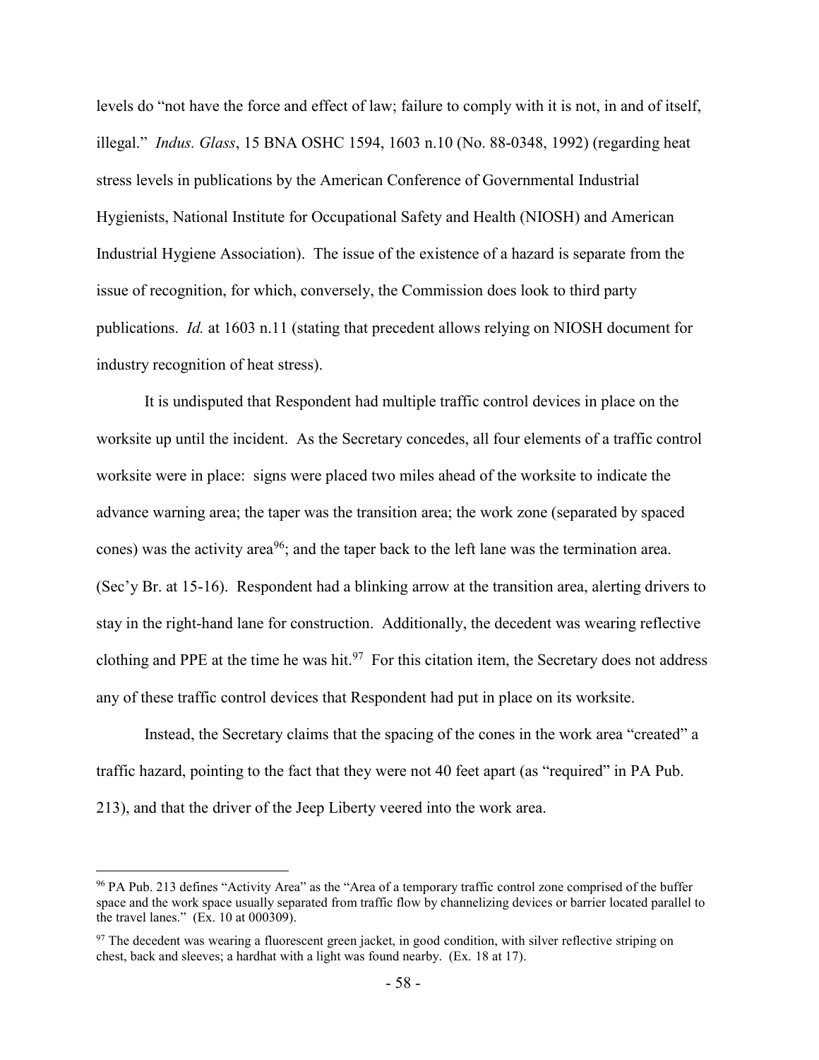levels do "not have the force and effect of law; failure to comply with it is not, in and of itself, illegal." *Indus. Glass*, 15 BNA OSHC 1594, 1603 n.10 (No. 88-0348, 1992) (regarding heat stress levels in publications by the American Conference of Governmental Industrial Hygienists, National Institute for Occupational Safety and Health (NIOSH) and American Industrial Hygiene Association). The issue of the existence of a hazard is separate from the issue of recognition, for which, conversely, the Commission does look to third party publications. *Id.* at 1603 n.11 (stating that precedent allows relying on NIOSH document for industry recognition of heat stress).

It is undisputed that Respondent had multiple traffic control devices in place on the worksite up until the incident. As the Secretary concedes, all four elements of a traffic control worksite were in place: signs were placed two miles ahead of the worksite to indicate the advance warning area; the taper was the transition area; the work zone (separated by spaced cones) was the activity area[96]; and the taper back to the left lane was the termination area. (Sec'y Br. at 15-16). Respondent had a blinking arrow at the transition area, alerting drivers to stay in the right-hand lane for construction. Additionally, the decedent was wearing reflective clothing and PPE at the time he was hit.[97] For this citation item, the Secretary does not address any of these traffic control devices that Respondent had put in place on its worksite.

Instead, the Secretary claims that the spacing of the cones in the work area "created" a traffic hazard, pointing to the fact that they were not 40 feet apart (as "required" in PA Pub. 213), and that the driver of the Jeep Liberty veered into the work area.

---

[96] PA Pub. 213 defines "Activity Area" as the "Area of a temporary traffic control zone comprised of the buffer space and the work space usually separated from traffic flow by channelizing devices or barrier located parallel to the travel lanes." (Ex. 10 at 000309).

[97] The decedent was wearing a fluorescent green jacket, in good condition, with silver reflective striping on chest, back and sleeves; a hardhat with a light was found nearby. (Ex. 18 at 17).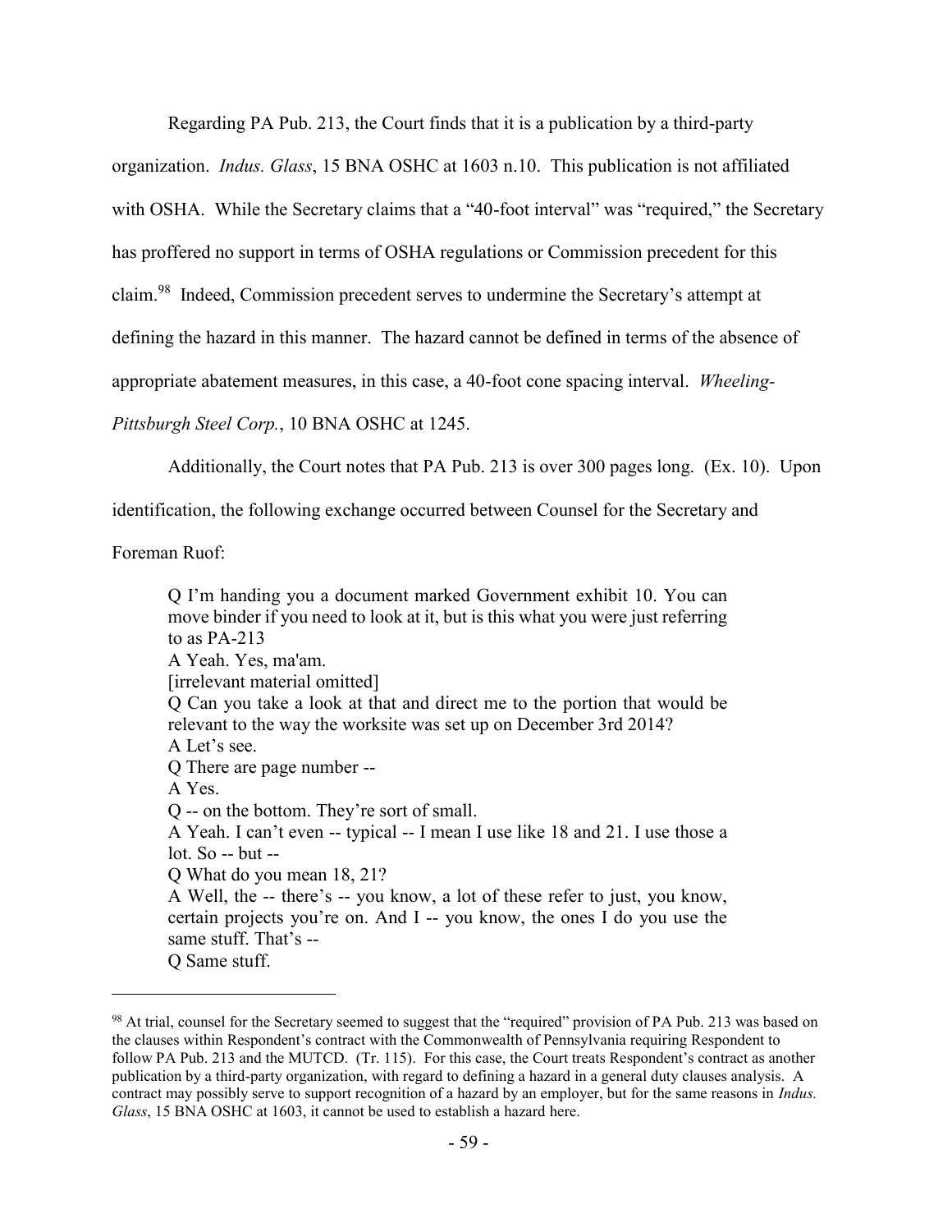Regarding PA Pub. 213, the Court finds that it is a publication by a third-party organization. *Indus. Glass*, 15 BNA OSHC at 1603 n.10. This publication is not affiliated with OSHA. While the Secretary claims that a "40-foot interval" was "required," the Secretary has proffered no support in terms of OSHA regulations or Commission precedent for this claim.[98] Indeed, Commission precedent serves to undermine the Secretary's attempt at defining the hazard in this manner. The hazard cannot be defined in terms of the absence of appropriate abatement measures, in this case, a 40-foot cone spacing interval. *Wheeling-Pittsburgh Steel Corp.*, 10 BNA OSHC at 1245.

Additionally, the Court notes that PA Pub. 213 is over 300 pages long. (Ex. 10). Upon identification, the following exchange occurred between Counsel for the Secretary and Foreman Ruof:

> Q I'm handing you a document marked Government exhibit 10. You can move binder if you need to look at it, but is this what you were just referring to as PA-213
> A Yeah. Yes, ma'am.
> [irrelevant material omitted]
> Q Can you take a look at that and direct me to the portion that would be relevant to the way the worksite was set up on December 3rd 2014?
> A Let's see.
> Q There are page number --
> A Yes.
> Q -- on the bottom. They're sort of small.
> A Yeah. I can't even -- typical -- I mean I use like 18 and 21. I use those a lot. So -- but --
> Q What do you mean 18, 21?
> A Well, the -- there's -- you know, a lot of these refer to just, you know, certain projects you're on. And I -- you know, the ones I do you use the same stuff. That's --
> Q Same stuff.

[98] At trial, counsel for the Secretary seemed to suggest that the "required" provision of PA Pub. 213 was based on the clauses within Respondent's contract with the Commonwealth of Pennsylvania requiring Respondent to follow PA Pub. 213 and the MUTCD. (Tr. 115). For this case, the Court treats Respondent's contract as another publication by a third-party organization, with regard to defining a hazard in a general duty clauses analysis. A contract may possibly serve to support recognition of a hazard by an employer, but for the same reasons in *Indus. Glass*, 15 BNA OSHC at 1603, it cannot be used to establish a hazard here.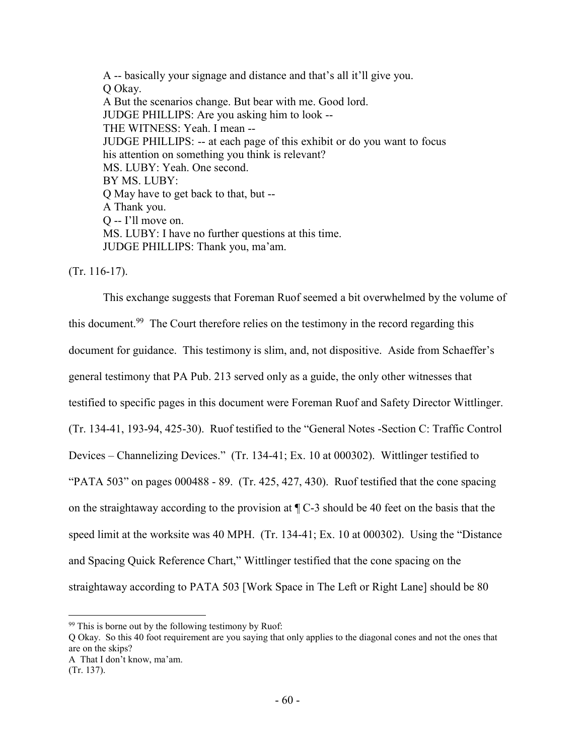> A -- basically your signage and distance and that's all it'll give you.
> Q Okay.
> A But the scenarios change. But bear with me. Good lord.
> JUDGE PHILLIPS: Are you asking him to look --
> THE WITNESS: Yeah. I mean --
> JUDGE PHILLIPS: -- at each page of this exhibit or do you want to focus his attention on something you think is relevant?
> MS. LUBY: Yeah. One second.
> BY MS. LUBY:
> Q May have to get back to that, but --
> A Thank you.
> Q -- I'll move on.
> MS. LUBY: I have no further questions at this time.
> JUDGE PHILLIPS: Thank you, ma'am.

(Tr. 116-17).

This exchange suggests that Foreman Ruof seemed a bit overwhelmed by the volume of this document.[99] The Court therefore relies on the testimony in the record regarding this document for guidance. This testimony is slim, and, not dispositive. Aside from Schaeffer's general testimony that PA Pub. 213 served only as a guide, the only other witnesses that testified to specific pages in this document were Foreman Ruof and Safety Director Wittlinger. (Tr. 134-41, 193-94, 425-30). Ruof testified to the "General Notes -Section C: Traffic Control Devices – Channelizing Devices." (Tr. 134-41; Ex. 10 at 000302). Wittlinger testified to "PATA 503" on pages 000488 - 89. (Tr. 425, 427, 430). Ruof testified that the cone spacing on the straightaway according to the provision at ¶ C-3 should be 40 feet on the basis that the speed limit at the worksite was 40 MPH. (Tr. 134-41; Ex. 10 at 000302). Using the "Distance and Spacing Quick Reference Chart," Wittlinger testified that the cone spacing on the straightaway according to PATA 503 [Work Space in The Left or Right Lane] should be 80

---

[99] This is borne out by the following testimony by Ruof:
Q Okay. So this 40 foot requirement are you saying that only applies to the diagonal cones and not the ones that are on the skips?
A That I don't know, ma'am.
(Tr. 137).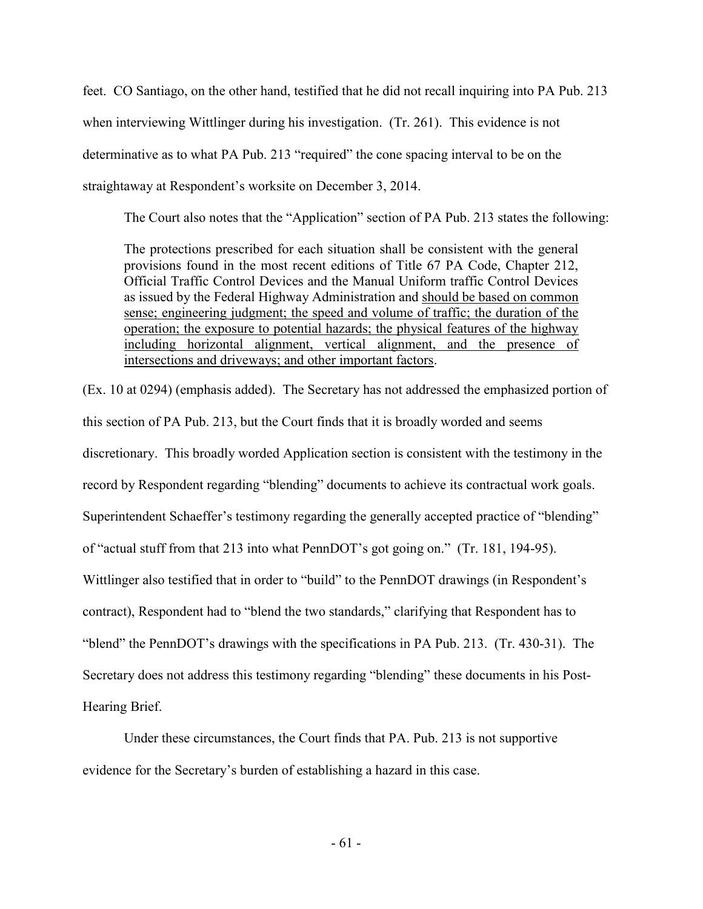feet. CO Santiago, on the other hand, testified that he did not recall inquiring into PA Pub. 213 when interviewing Wittlinger during his investigation. (Tr. 261). This evidence is not determinative as to what PA Pub. 213 "required" the cone spacing interval to be on the straightaway at Respondent's worksite on December 3, 2014.

The Court also notes that the "Application" section of PA Pub. 213 states the following:

> The protections prescribed for each situation shall be consistent with the general provisions found in the most recent editions of Title 67 PA Code, Chapter 212, Official Traffic Control Devices and the Manual Uniform traffic Control Devices as issued by the Federal Highway Administration and <u>should be based on common sense; engineering judgment; the speed and volume of traffic; the duration of the operation; the exposure to potential hazards; the physical features of the highway including horizontal alignment, vertical alignment, and the presence of intersections and driveways; and other important factors</u>.

(Ex. 10 at 0294) (emphasis added). The Secretary has not addressed the emphasized portion of this section of PA Pub. 213, but the Court finds that it is broadly worded and seems discretionary. This broadly worded Application section is consistent with the testimony in the record by Respondent regarding "blending" documents to achieve its contractual work goals. Superintendent Schaeffer's testimony regarding the generally accepted practice of "blending" of "actual stuff from that 213 into what PennDOT's got going on." (Tr. 181, 194-95). Wittlinger also testified that in order to "build" to the PennDOT drawings (in Respondent's contract), Respondent had to "blend the two standards," clarifying that Respondent has to "blend" the PennDOT's drawings with the specifications in PA Pub. 213. (Tr. 430-31). The Secretary does not address this testimony regarding "blending" these documents in his Post-Hearing Brief.

Under these circumstances, the Court finds that PA. Pub. 213 is not supportive evidence for the Secretary's burden of establishing a hazard in this case.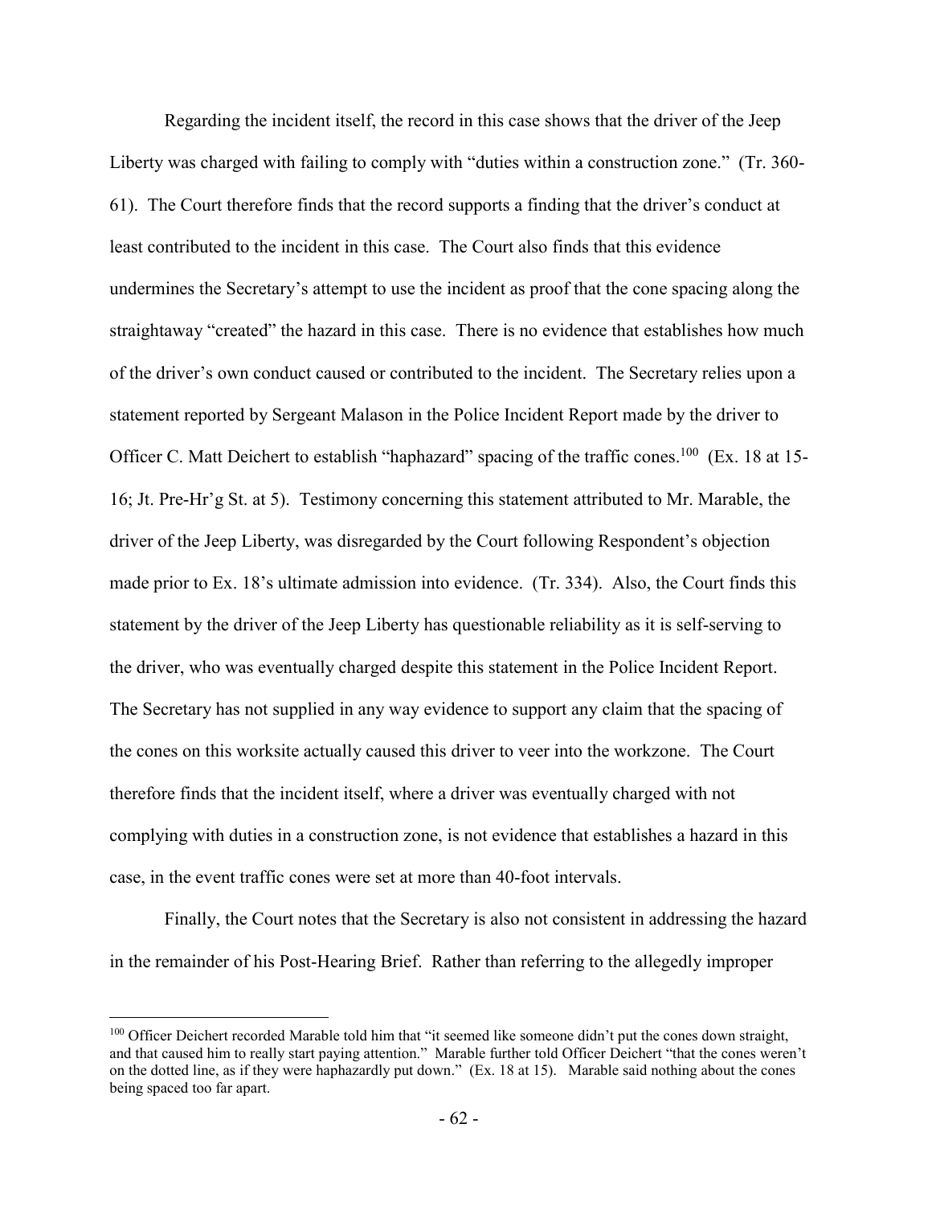Regarding the incident itself, the record in this case shows that the driver of the Jeep Liberty was charged with failing to comply with "duties within a construction zone." (Tr. 360-61). The Court therefore finds that the record supports a finding that the driver's conduct at least contributed to the incident in this case. The Court also finds that this evidence undermines the Secretary's attempt to use the incident as proof that the cone spacing along the straightaway "created" the hazard in this case. There is no evidence that establishes how much of the driver's own conduct caused or contributed to the incident. The Secretary relies upon a statement reported by Sergeant Malason in the Police Incident Report made by the driver to Officer C. Matt Deichert to establish "haphazard" spacing of the traffic cones.[100] (Ex. 18 at 15-16; Jt. Pre-Hr'g St. at 5). Testimony concerning this statement attributed to Mr. Marable, the driver of the Jeep Liberty, was disregarded by the Court following Respondent's objection made prior to Ex. 18's ultimate admission into evidence. (Tr. 334). Also, the Court finds this statement by the driver of the Jeep Liberty has questionable reliability as it is self-serving to the driver, who was eventually charged despite this statement in the Police Incident Report. The Secretary has not supplied in any way evidence to support any claim that the spacing of the cones on this worksite actually caused this driver to veer into the workzone. The Court therefore finds that the incident itself, where a driver was eventually charged with not complying with duties in a construction zone, is not evidence that establishes a hazard in this case, in the event traffic cones were set at more than 40-foot intervals.

Finally, the Court notes that the Secretary is also not consistent in addressing the hazard in the remainder of his Post-Hearing Brief. Rather than referring to the allegedly improper

---

[100] Officer Deichert recorded Marable told him that "it seemed like someone didn't put the cones down straight, and that caused him to really start paying attention." Marable further told Officer Deichert "that the cones weren't on the dotted line, as if they were haphazardly put down." (Ex. 18 at 15). Marable said nothing about the cones being spaced too far apart.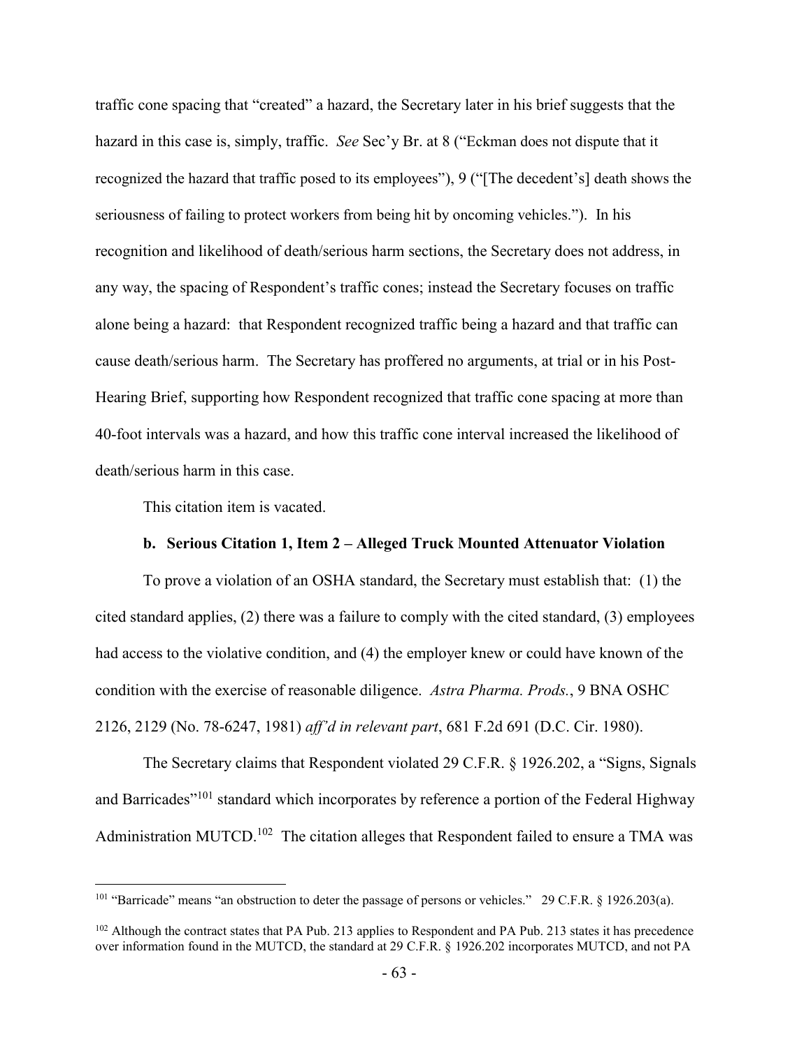traffic cone spacing that "created" a hazard, the Secretary later in his brief suggests that the hazard in this case is, simply, traffic. *See* Sec'y Br. at 8 ("Eckman does not dispute that it recognized the hazard that traffic posed to its employees"), 9 ("[The decedent's] death shows the seriousness of failing to protect workers from being hit by oncoming vehicles."). In his recognition and likelihood of death/serious harm sections, the Secretary does not address, in any way, the spacing of Respondent's traffic cones; instead the Secretary focuses on traffic alone being a hazard: that Respondent recognized traffic being a hazard and that traffic can cause death/serious harm. The Secretary has proffered no arguments, at trial or in his Post-Hearing Brief, supporting how Respondent recognized that traffic cone spacing at more than 40-foot intervals was a hazard, and how this traffic cone interval increased the likelihood of death/serious harm in this case.

This citation item is vacated.

#### b. Serious Citation 1, Item 2 – Alleged Truck Mounted Attenuator Violation

To prove a violation of an OSHA standard, the Secretary must establish that: (1) the cited standard applies, (2) there was a failure to comply with the cited standard, (3) employees had access to the violative condition, and (4) the employer knew or could have known of the condition with the exercise of reasonable diligence. *Astra Pharma. Prods.*, 9 BNA OSHC 2126, 2129 (No. 78-6247, 1981) *aff'd in relevant part*, 681 F.2d 691 (D.C. Cir. 1980).

The Secretary claims that Respondent violated 29 C.F.R. § 1926.202, a "Signs, Signals and Barricades"[101] standard which incorporates by reference a portion of the Federal Highway Administration MUTCD.[102] The citation alleges that Respondent failed to ensure a TMA was

[101] "Barricade" means "an obstruction to deter the passage of persons or vehicles." 29 C.F.R. § 1926.203(a).

[102] Although the contract states that PA Pub. 213 applies to Respondent and PA Pub. 213 states it has precedence over information found in the MUTCD, the standard at 29 C.F.R. § 1926.202 incorporates MUTCD, and not PA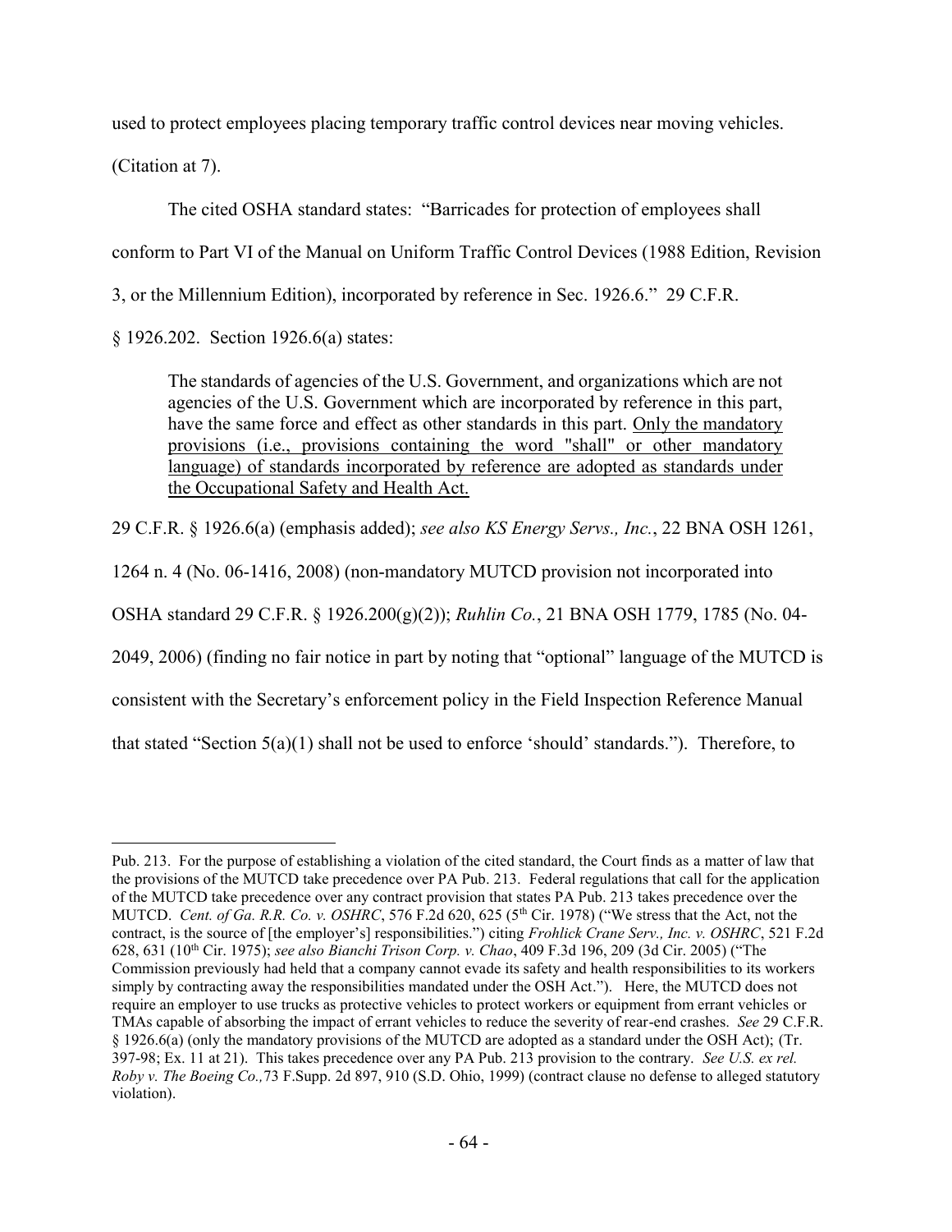used to protect employees placing temporary traffic control devices near moving vehicles. (Citation at 7).

The cited OSHA standard states: "Barricades for protection of employees shall conform to Part VI of the Manual on Uniform Traffic Control Devices (1988 Edition, Revision 3, or the Millennium Edition), incorporated by reference in Sec. 1926.6." 29 C.F.R. § 1926.202. Section 1926.6(a) states:

> The standards of agencies of the U.S. Government, and organizations which are not agencies of the U.S. Government which are incorporated by reference in this part, have the same force and effect as other standards in this part. <u>Only the mandatory provisions (i.e., provisions containing the word "shall" or other mandatory language) of standards incorporated by reference are adopted as standards under the Occupational Safety and Health Act.</u>

29 C.F.R. § 1926.6(a) (emphasis added); *see also KS Energy Servs., Inc.*, 22 BNA OSH 1261, 1264 n. 4 (No. 06-1416, 2008) (non-mandatory MUTCD provision not incorporated into OSHA standard 29 C.F.R. § 1926.200(g)(2)); *Ruhlin Co.*, 21 BNA OSH 1779, 1785 (No. 04-2049, 2006) (finding no fair notice in part by noting that "optional" language of the MUTCD is consistent with the Secretary's enforcement policy in the Field Inspection Reference Manual that stated "Section 5(a)(1) shall not be used to enforce 'should' standards."). Therefore, to

---

Pub. 213. For the purpose of establishing a violation of the cited standard, the Court finds as a matter of law that the provisions of the MUTCD take precedence over PA Pub. 213. Federal regulations that call for the application of the MUTCD take precedence over any contract provision that states PA Pub. 213 takes precedence over the MUTCD. *Cent. of Ga. R.R. Co. v. OSHRC*, 576 F.2d 620, 625 (5th Cir. 1978) ("We stress that the Act, not the contract, is the source of [the employer's] responsibilities.") citing *Frohlick Crane Serv., Inc. v. OSHRC*, 521 F.2d 628, 631 (10th Cir. 1975); *see also Bianchi Trison Corp. v. Chao*, 409 F.3d 196, 209 (3d Cir. 2005) ("The Commission previously had held that a company cannot evade its safety and health responsibilities to its workers simply by contracting away the responsibilities mandated under the OSH Act."). Here, the MUTCD does not require an employer to use trucks as protective vehicles to protect workers or equipment from errant vehicles or TMAs capable of absorbing the impact of errant vehicles to reduce the severity of rear-end crashes. *See* 29 C.F.R. § 1926.6(a) (only the mandatory provisions of the MUTCD are adopted as a standard under the OSH Act); (Tr. 397-98; Ex. 11 at 21). This takes precedence over any PA Pub. 213 provision to the contrary. *See U.S. ex rel. Roby v. The Boeing Co.,*73 F.Supp. 2d 897, 910 (S.D. Ohio, 1999) (contract clause no defense to alleged statutory violation).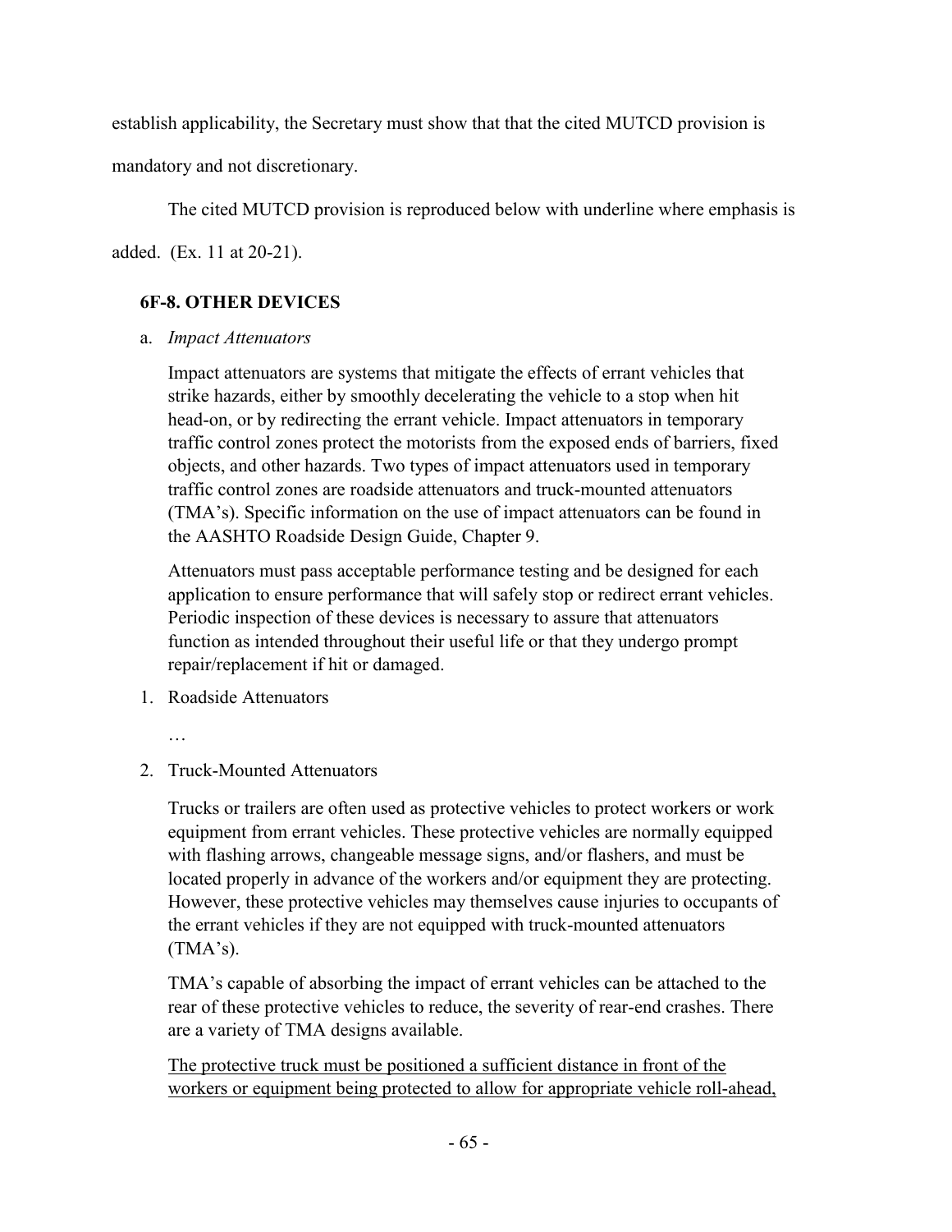establish applicability, the Secretary must show that that the cited MUTCD provision is mandatory and not discretionary.

The cited MUTCD provision is reproduced below with underline where emphasis is added. (Ex. 11 at 20-21).

> **6F-8. OTHER DEVICES**
>
> a. *Impact Attenuators*
>
> Impact attenuators are systems that mitigate the effects of errant vehicles that strike hazards, either by smoothly decelerating the vehicle to a stop when hit head-on, or by redirecting the errant vehicle. Impact attenuators in temporary traffic control zones protect the motorists from the exposed ends of barriers, fixed objects, and other hazards. Two types of impact attenuators used in temporary traffic control zones are roadside attenuators and truck-mounted attenuators (TMA's). Specific information on the use of impact attenuators can be found in the AASHTO Roadside Design Guide, Chapter 9.
>
> Attenuators must pass acceptable performance testing and be designed for each application to ensure performance that will safely stop or redirect errant vehicles. Periodic inspection of these devices is necessary to assure that attenuators function as intended throughout their useful life or that they undergo prompt repair/replacement if hit or damaged.
>
> 1. Roadside Attenuators
>
> …
>
> 2. Truck-Mounted Attenuators
>
> Trucks or trailers are often used as protective vehicles to protect workers or work equipment from errant vehicles. These protective vehicles are normally equipped with flashing arrows, changeable message signs, and/or flashers, and must be located properly in advance of the workers and/or equipment they are protecting. However, these protective vehicles may themselves cause injuries to occupants of the errant vehicles if they are not equipped with truck-mounted attenuators (TMA's).
>
> TMA's capable of absorbing the impact of errant vehicles can be attached to the rear of these protective vehicles to reduce, the severity of rear-end crashes. There are a variety of TMA designs available.
>
> <u>The protective truck must be positioned a sufficient distance in front of the workers or equipment being protected to allow for appropriate vehicle roll-ahead,</u>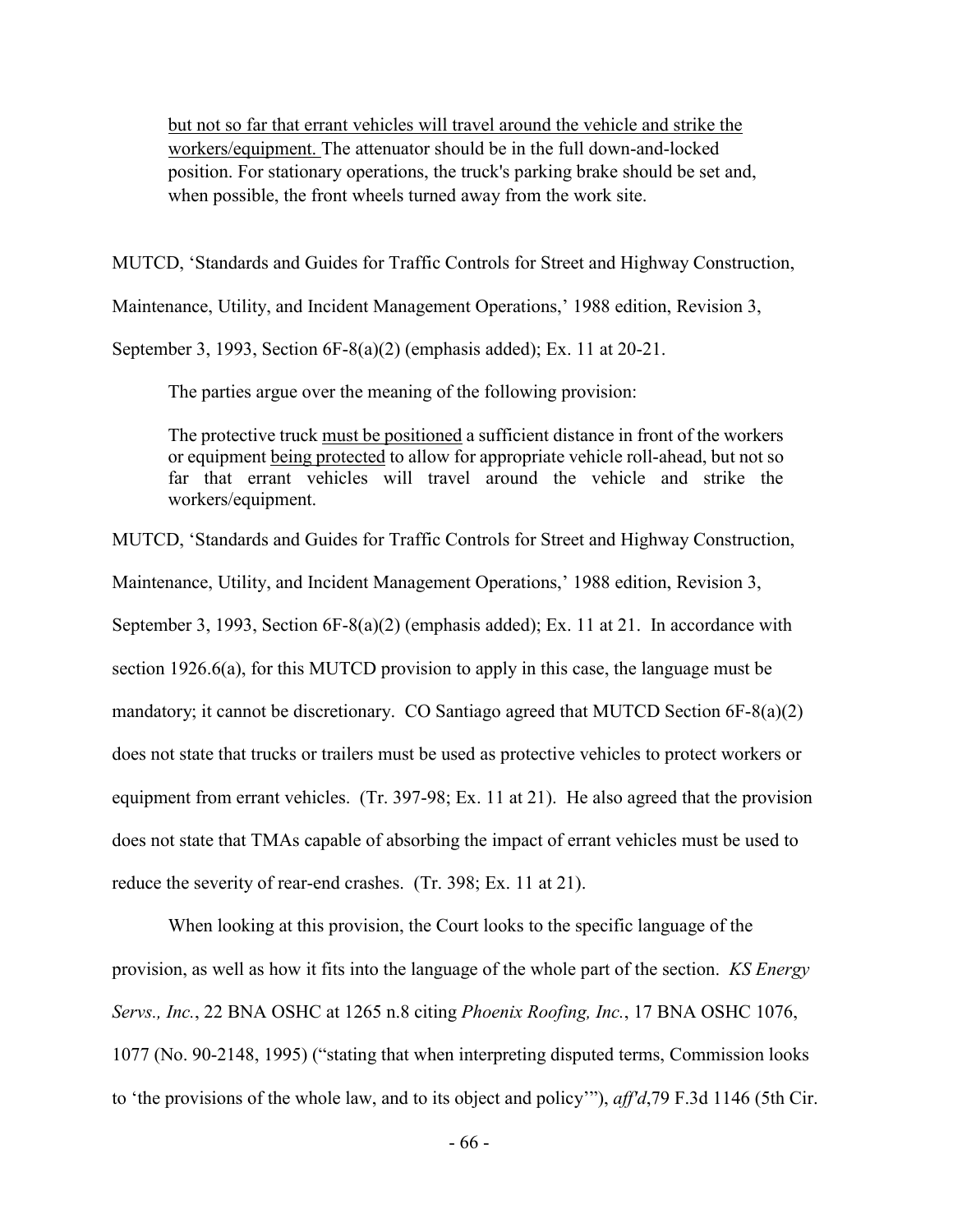> but not so far that errant vehicles will travel around the vehicle and strike the workers/equipment. The attenuator should be in the full down-and-locked position. For stationary operations, the truck's parking brake should be set and, when possible, the front wheels turned away from the work site.

MUTCD, 'Standards and Guides for Traffic Controls for Street and Highway Construction, Maintenance, Utility, and Incident Management Operations,' 1988 edition, Revision 3, September 3, 1993, Section 6F-8(a)(2) (emphasis added); Ex. 11 at 20-21.

The parties argue over the meaning of the following provision:

> The protective truck must be positioned a sufficient distance in front of the workers or equipment being protected to allow for appropriate vehicle roll-ahead, but not so far that errant vehicles will travel around the vehicle and strike the workers/equipment.

MUTCD, 'Standards and Guides for Traffic Controls for Street and Highway Construction, Maintenance, Utility, and Incident Management Operations,' 1988 edition, Revision 3, September 3, 1993, Section 6F-8(a)(2) (emphasis added); Ex. 11 at 21. In accordance with section 1926.6(a), for this MUTCD provision to apply in this case, the language must be mandatory; it cannot be discretionary. CO Santiago agreed that MUTCD Section 6F-8(a)(2) does not state that trucks or trailers must be used as protective vehicles to protect workers or equipment from errant vehicles. (Tr. 397-98; Ex. 11 at 21). He also agreed that the provision does not state that TMAs capable of absorbing the impact of errant vehicles must be used to reduce the severity of rear-end crashes. (Tr. 398; Ex. 11 at 21).

When looking at this provision, the Court looks to the specific language of the provision, as well as how it fits into the language of the whole part of the section. *KS Energy Servs., Inc.*, 22 BNA OSHC at 1265 n.8 citing *Phoenix Roofing, Inc.*, 17 BNA OSHC 1076, 1077 (No. 90-2148, 1995) ("stating that when interpreting disputed terms, Commission looks to 'the provisions of the whole law, and to its object and policy'"), *aff'd*,79 F.3d 1146 (5th Cir.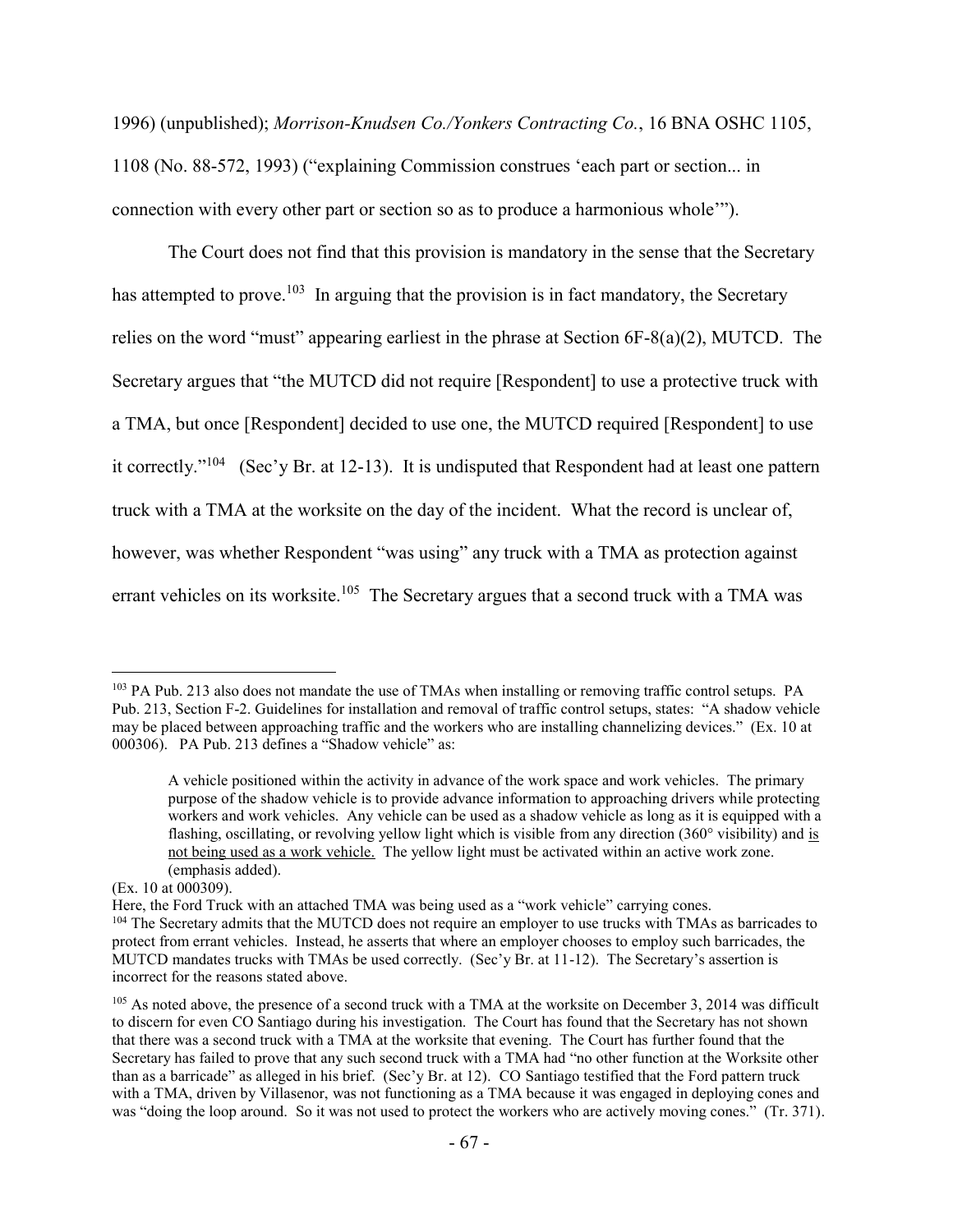1996) (unpublished); *Morrison-Knudsen Co./Yonkers Contracting Co.*, 16 BNA OSHC 1105, 1108 (No. 88-572, 1993) ("explaining Commission construes 'each part or section... in connection with every other part or section so as to produce a harmonious whole'").

The Court does not find that this provision is mandatory in the sense that the Secretary has attempted to prove.[103] In arguing that the provision is in fact mandatory, the Secretary relies on the word "must" appearing earliest in the phrase at Section 6F-8(a)(2), MUTCD. The Secretary argues that "the MUTCD did not require [Respondent] to use a protective truck with a TMA, but once [Respondent] decided to use one, the MUTCD required [Respondent] to use it correctly."[104] (Sec'y Br. at 12-13). It is undisputed that Respondent had at least one pattern truck with a TMA at the worksite on the day of the incident. What the record is unclear of, however, was whether Respondent "was using" any truck with a TMA as protection against errant vehicles on its worksite.[105] The Secretary argues that a second truck with a TMA was

---

[103] PA Pub. 213 also does not mandate the use of TMAs when installing or removing traffic control setups. PA Pub. 213, Section F-2. Guidelines for installation and removal of traffic control setups, states: "A shadow vehicle may be placed between approaching traffic and the workers who are installing channelizing devices." (Ex. 10 at 000306). PA Pub. 213 defines a "Shadow vehicle" as:

> A vehicle positioned within the activity in advance of the work space and work vehicles. The primary purpose of the shadow vehicle is to provide advance information to approaching drivers while protecting workers and work vehicles. Any vehicle can be used as a shadow vehicle as long as it is equipped with a flashing, oscillating, or revolving yellow light which is visible from any direction (360° visibility) and <u>is not being used as a work vehicle.</u> The yellow light must be activated within an active work zone. (emphasis added).

(Ex. 10 at 000309).

Here, the Ford Truck with an attached TMA was being used as a "work vehicle" carrying cones.

[104] The Secretary admits that the MUTCD does not require an employer to use trucks with TMAs as barricades to protect from errant vehicles. Instead, he asserts that where an employer chooses to employ such barricades, the MUTCD mandates trucks with TMAs be used correctly. (Sec'y Br. at 11-12). The Secretary's assertion is incorrect for the reasons stated above.

[105] As noted above, the presence of a second truck with a TMA at the worksite on December 3, 2014 was difficult to discern for even CO Santiago during his investigation. The Court has found that the Secretary has not shown that there was a second truck with a TMA at the worksite that evening. The Court has further found that the Secretary has failed to prove that any such second truck with a TMA had "no other function at the Worksite other than as a barricade" as alleged in his brief. (Sec'y Br. at 12). CO Santiago testified that the Ford pattern truck with a TMA, driven by Villasenor, was not functioning as a TMA because it was engaged in deploying cones and was "doing the loop around. So it was not used to protect the workers who are actively moving cones." (Tr. 371).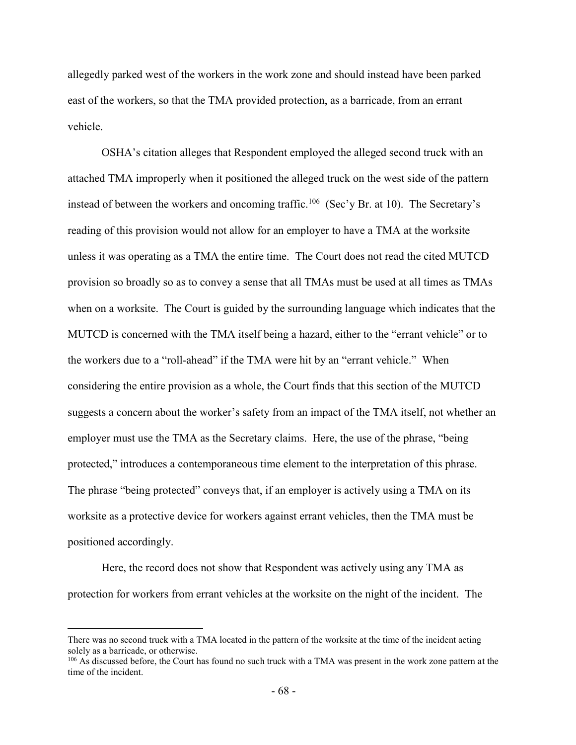allegedly parked west of the workers in the work zone and should instead have been parked east of the workers, so that the TMA provided protection, as a barricade, from an errant vehicle.

OSHA's citation alleges that Respondent employed the alleged second truck with an attached TMA improperly when it positioned the alleged truck on the west side of the pattern instead of between the workers and oncoming traffic.[106] (Sec'y Br. at 10). The Secretary's reading of this provision would not allow for an employer to have a TMA at the worksite unless it was operating as a TMA the entire time. The Court does not read the cited MUTCD provision so broadly so as to convey a sense that all TMAs must be used at all times as TMAs when on a worksite. The Court is guided by the surrounding language which indicates that the MUTCD is concerned with the TMA itself being a hazard, either to the "errant vehicle" or to the workers due to a "roll-ahead" if the TMA were hit by an "errant vehicle." When considering the entire provision as a whole, the Court finds that this section of the MUTCD suggests a concern about the worker's safety from an impact of the TMA itself, not whether an employer must use the TMA as the Secretary claims. Here, the use of the phrase, "being protected," introduces a contemporaneous time element to the interpretation of this phrase. The phrase "being protected" conveys that, if an employer is actively using a TMA on its worksite as a protective device for workers against errant vehicles, then the TMA must be positioned accordingly.

Here, the record does not show that Respondent was actively using any TMA as protection for workers from errant vehicles at the worksite on the night of the incident. The

---

There was no second truck with a TMA located in the pattern of the worksite at the time of the incident acting solely as a barricade, or otherwise.

[106] As discussed before, the Court has found no such truck with a TMA was present in the work zone pattern at the time of the incident.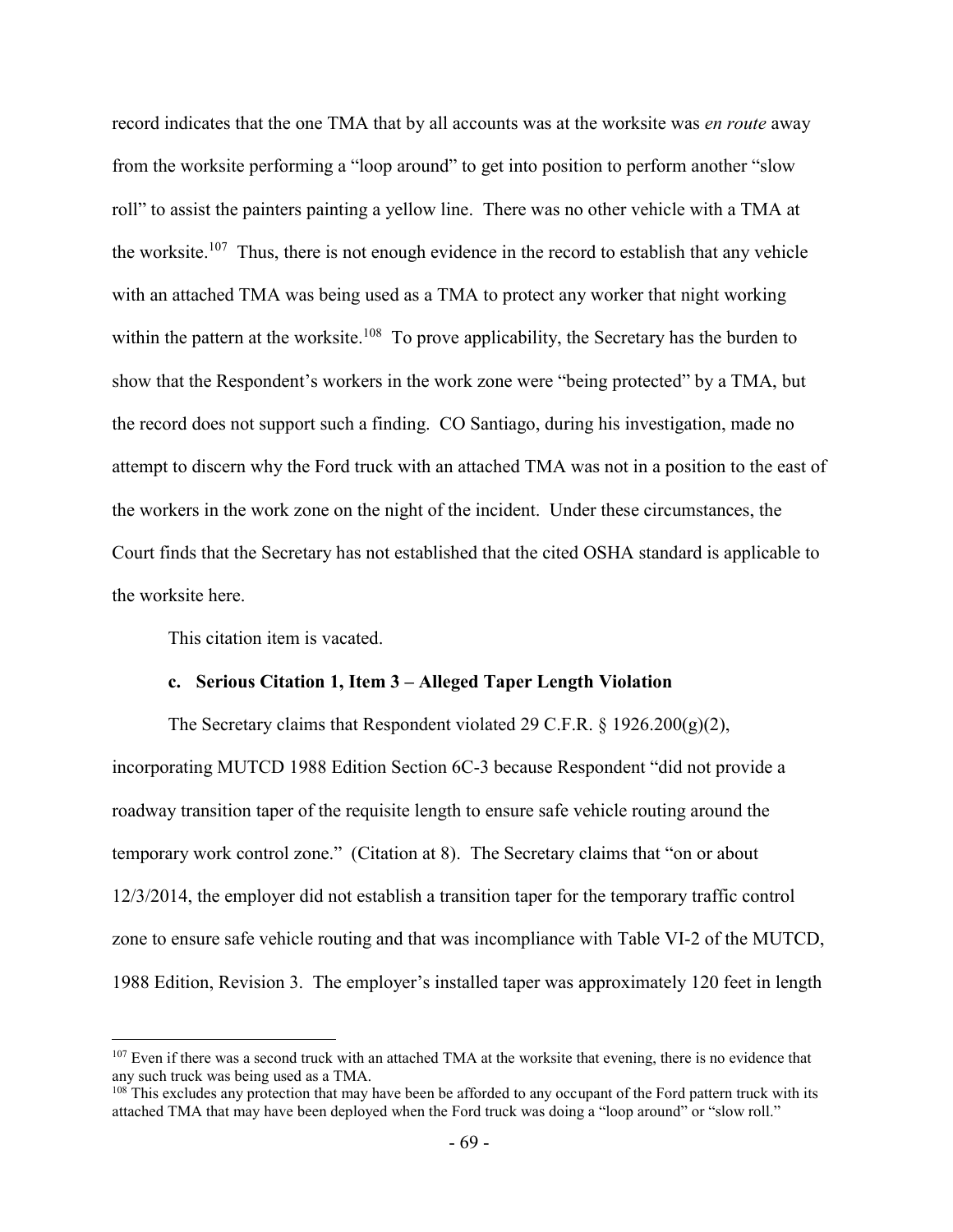record indicates that the one TMA that by all accounts was at the worksite was *en route* away from the worksite performing a "loop around" to get into position to perform another "slow roll" to assist the painters painting a yellow line. There was no other vehicle with a TMA at the worksite.[107] Thus, there is not enough evidence in the record to establish that any vehicle with an attached TMA was being used as a TMA to protect any worker that night working within the pattern at the worksite.[108] To prove applicability, the Secretary has the burden to show that the Respondent's workers in the work zone were "being protected" by a TMA, but the record does not support such a finding. CO Santiago, during his investigation, made no attempt to discern why the Ford truck with an attached TMA was not in a position to the east of the workers in the work zone on the night of the incident. Under these circumstances, the Court finds that the Secretary has not established that the cited OSHA standard is applicable to the worksite here.

This citation item is vacated.

#### c. Serious Citation 1, Item 3 – Alleged Taper Length Violation

The Secretary claims that Respondent violated 29 C.F.R. § 1926.200(g)(2), incorporating MUTCD 1988 Edition Section 6C-3 because Respondent "did not provide a roadway transition taper of the requisite length to ensure safe vehicle routing around the temporary work control zone." (Citation at 8). The Secretary claims that "on or about 12/3/2014, the employer did not establish a transition taper for the temporary traffic control zone to ensure safe vehicle routing and that was incompliance with Table VI-2 of the MUTCD, 1988 Edition, Revision 3. The employer's installed taper was approximately 120 feet in length

---

[107] Even if there was a second truck with an attached TMA at the worksite that evening, there is no evidence that any such truck was being used as a TMA.

[108] This excludes any protection that may have been be afforded to any occupant of the Ford pattern truck with its attached TMA that may have been deployed when the Ford truck was doing a "loop around" or "slow roll."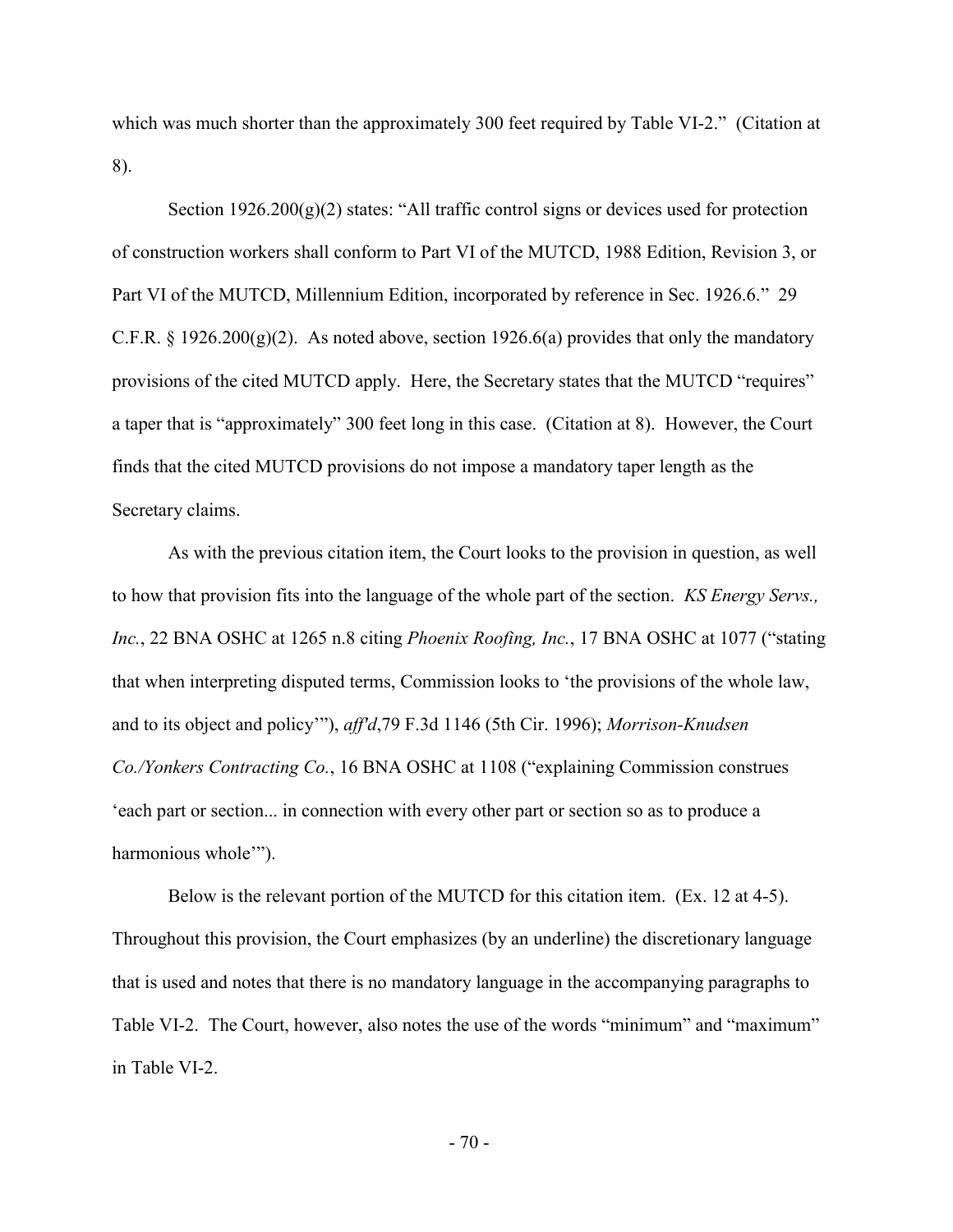which was much shorter than the approximately 300 feet required by Table VI-2." (Citation at 8).

Section 1926.200(g)(2) states: "All traffic control signs or devices used for protection of construction workers shall conform to Part VI of the MUTCD, 1988 Edition, Revision 3, or Part VI of the MUTCD, Millennium Edition, incorporated by reference in Sec. 1926.6." 29 C.F.R. § 1926.200(g)(2). As noted above, section 1926.6(a) provides that only the mandatory provisions of the cited MUTCD apply. Here, the Secretary states that the MUTCD "requires" a taper that is "approximately" 300 feet long in this case. (Citation at 8). However, the Court finds that the cited MUTCD provisions do not impose a mandatory taper length as the Secretary claims.

As with the previous citation item, the Court looks to the provision in question, as well to how that provision fits into the language of the whole part of the section. *KS Energy Servs., Inc.*, 22 BNA OSHC at 1265 n.8 citing *Phoenix Roofing, Inc.*, 17 BNA OSHC at 1077 ("stating that when interpreting disputed terms, Commission looks to 'the provisions of the whole law, and to its object and policy'"), *aff'd*,79 F.3d 1146 (5th Cir. 1996); *Morrison-Knudsen Co./Yonkers Contracting Co.*, 16 BNA OSHC at 1108 ("explaining Commission construes 'each part or section... in connection with every other part or section so as to produce a harmonious whole'").

Below is the relevant portion of the MUTCD for this citation item. (Ex. 12 at 4-5). Throughout this provision, the Court emphasizes (by an underline) the discretionary language that is used and notes that there is no mandatory language in the accompanying paragraphs to Table VI-2. The Court, however, also notes the use of the words "minimum" and "maximum" in Table VI-2.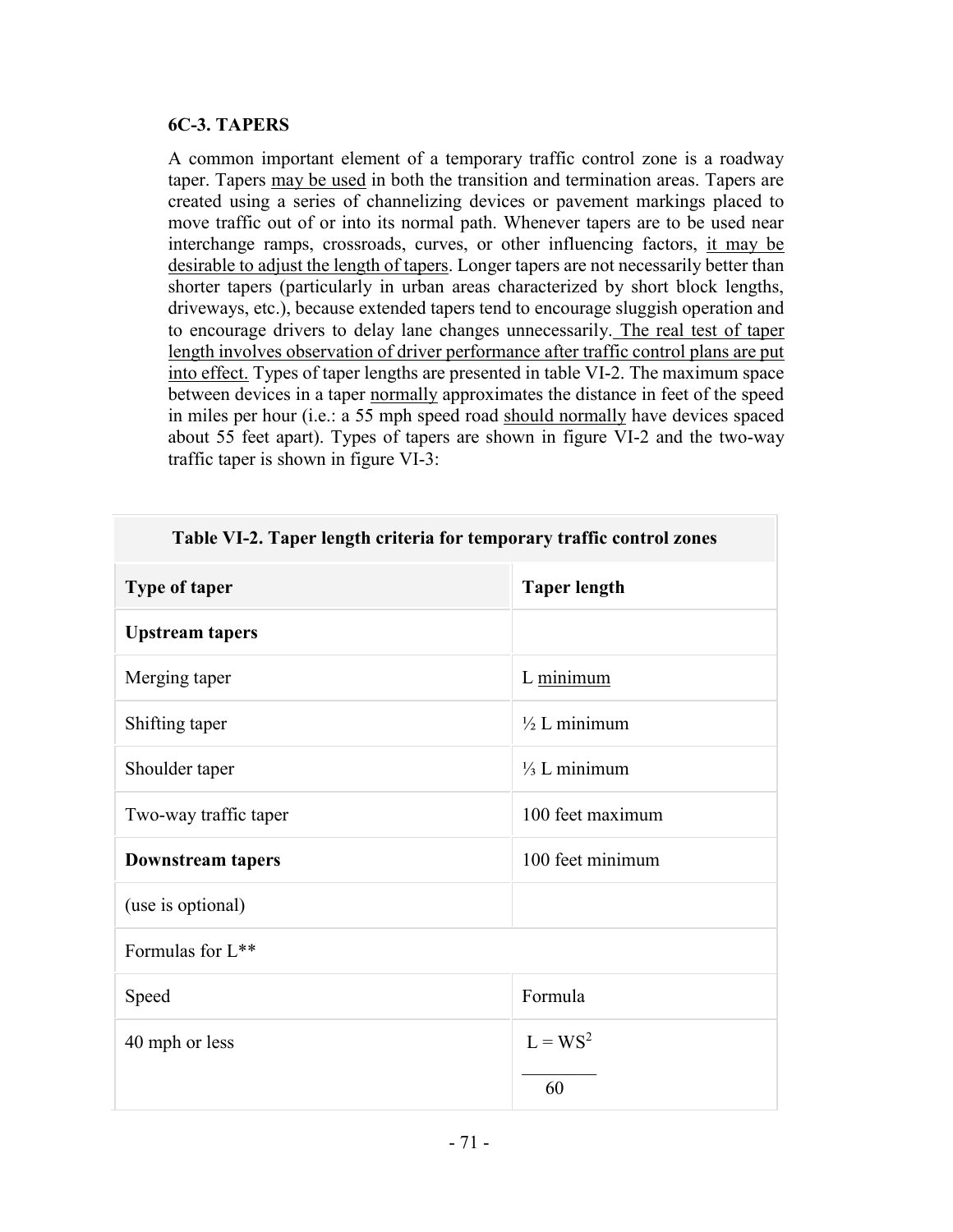### 6C-3. TAPERS

A common important element of a temporary traffic control zone is a roadway taper. Tapers may be used in both the transition and termination areas. Tapers are created using a series of channelizing devices or pavement markings placed to move traffic out of or into its normal path. Whenever tapers are to be used near interchange ramps, crossroads, curves, or other influencing factors, it may be desirable to adjust the length of tapers. Longer tapers are not necessarily better than shorter tapers (particularly in urban areas characterized by short block lengths, driveways, etc.), because extended tapers tend to encourage sluggish operation and to encourage drivers to delay lane changes unnecessarily. The real test of taper length involves observation of driver performance after traffic control plans are put into effect. Types of taper lengths are presented in table VI-2. The maximum space between devices in a taper normally approximates the distance in feet of the speed in miles per hour (i.e.: a 55 mph speed road should normally have devices spaced about 55 feet apart). Types of tapers are shown in figure VI-2 and the two-way traffic taper is shown in figure VI-3:

**Table VI-2. Taper length criteria for temporary traffic control zones**

| Type of taper | Taper length |
|---|---|
| **Upstream tapers** | |
| Merging taper | L minimum |
| Shifting taper | ½ L minimum |
| Shoulder taper | ⅓ L minimum |
| Two-way traffic taper | 100 feet maximum |
| **Downstream tapers** | 100 feet minimum |
| (use is optional) | |
| Formulas for L** | |
| Speed | Formula |
| 40 mph or less | $L = \frac{WS^2}{60}$ |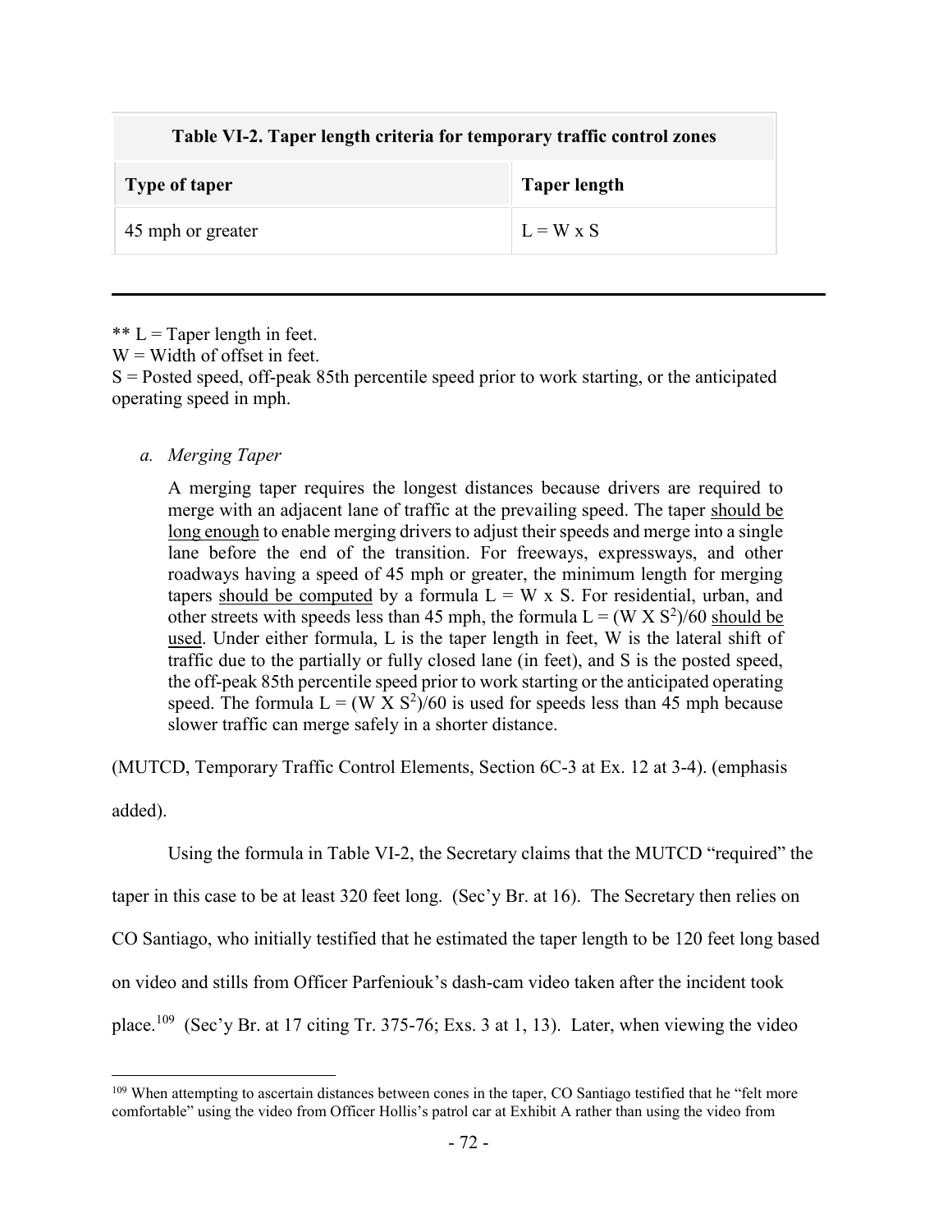| Table VI-2. Taper length criteria for temporary traffic control zones | |
|---|---|
| **Type of taper** | **Taper length** |
| 45 mph or greater | L = W x S |

---

** L = Taper length in feet.
W = Width of offset in feet.
S = Posted speed, off-peak 85th percentile speed prior to work starting, or the anticipated operating speed in mph.

> *a. Merging Taper*
>
> A merging taper requires the longest distances because drivers are required to merge with an adjacent lane of traffic at the prevailing speed. The taper <u>should be long enough</u> to enable merging drivers to adjust their speeds and merge into a single lane before the end of the transition. For freeways, expressways, and other roadways having a speed of 45 mph or greater, the minimum length for merging tapers <u>should be computed</u> by a formula L = W x S. For residential, urban, and other streets with speeds less than 45 mph, the formula $L = (W \times S^2)/60$ <u>should be used</u>. Under either formula, L is the taper length in feet, W is the lateral shift of traffic due to the partially or fully closed lane (in feet), and S is the posted speed, the off-peak 85th percentile speed prior to work starting or the anticipated operating speed. The formula $L = (W \times S^2)/60$ is used for speeds less than 45 mph because slower traffic can merge safely in a shorter distance.

(MUTCD, Temporary Traffic Control Elements, Section 6C-3 at Ex. 12 at 3-4). (emphasis added).

Using the formula in Table VI-2, the Secretary claims that the MUTCD "required" the taper in this case to be at least 320 feet long. (Sec'y Br. at 16). The Secretary then relies on CO Santiago, who initially testified that he estimated the taper length to be 120 feet long based on video and stills from Officer Parfeniouk's dash-cam video taken after the incident took place.[109] (Sec'y Br. at 17 citing Tr. 375-76; Exs. 3 at 1, 13). Later, when viewing the video

---

[109] When attempting to ascertain distances between cones in the taper, CO Santiago testified that he "felt more comfortable" using the video from Officer Hollis's patrol car at Exhibit A rather than using the video from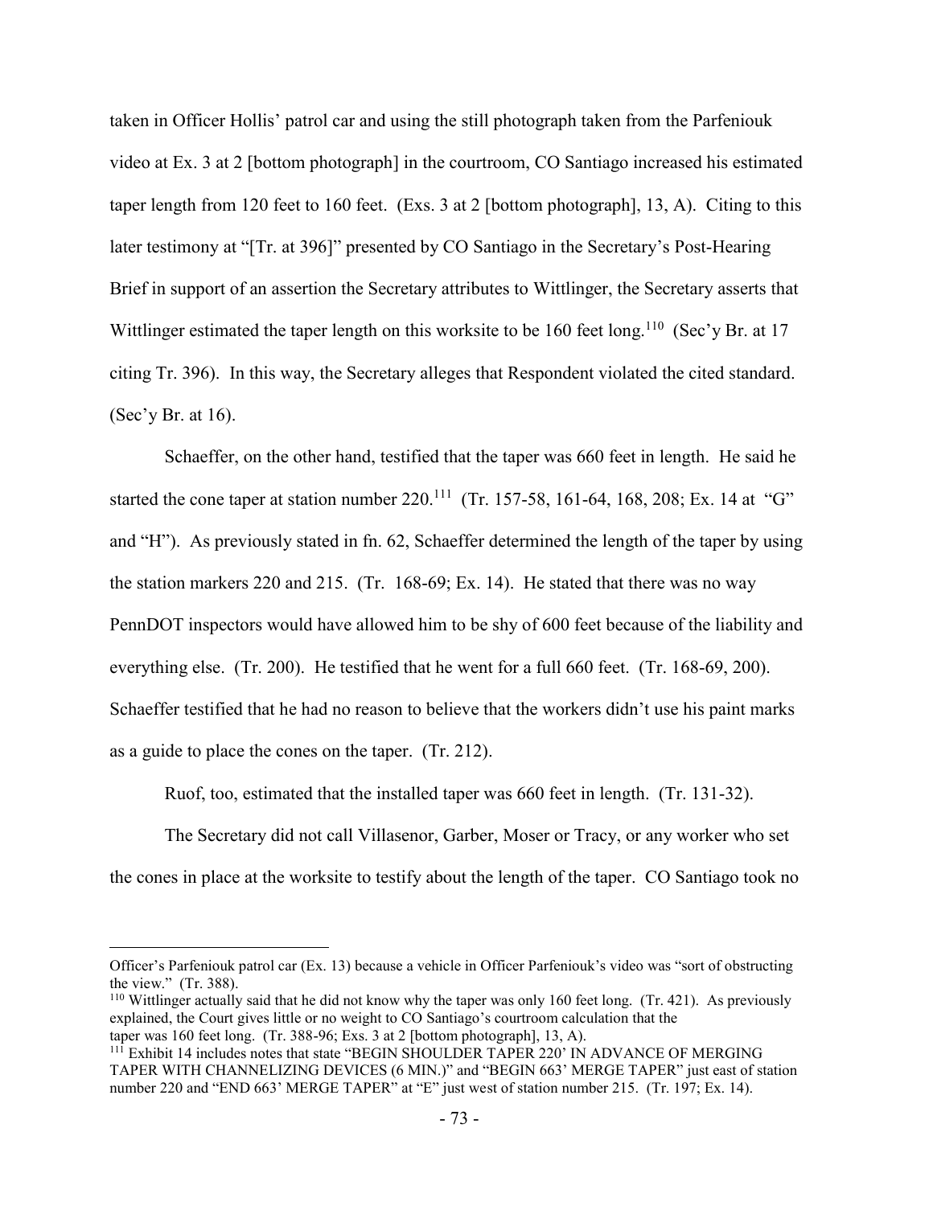taken in Officer Hollis' patrol car and using the still photograph taken from the Parfeniouk video at Ex. 3 at 2 [bottom photograph] in the courtroom, CO Santiago increased his estimated taper length from 120 feet to 160 feet. (Exs. 3 at 2 [bottom photograph], 13, A). Citing to this later testimony at "[Tr. at 396]" presented by CO Santiago in the Secretary's Post-Hearing Brief in support of an assertion the Secretary attributes to Wittlinger, the Secretary asserts that Wittlinger estimated the taper length on this worksite to be 160 feet long.[110] (Sec'y Br. at 17 citing Tr. 396). In this way, the Secretary alleges that Respondent violated the cited standard. (Sec'y Br. at 16).

Schaeffer, on the other hand, testified that the taper was 660 feet in length. He said he started the cone taper at station number 220.[111] (Tr. 157-58, 161-64, 168, 208; Ex. 14 at "G" and "H"). As previously stated in fn. 62, Schaeffer determined the length of the taper by using the station markers 220 and 215. (Tr. 168-69; Ex. 14). He stated that there was no way PennDOT inspectors would have allowed him to be shy of 600 feet because of the liability and everything else. (Tr. 200). He testified that he went for a full 660 feet. (Tr. 168-69, 200). Schaeffer testified that he had no reason to believe that the workers didn't use his paint marks as a guide to place the cones on the taper. (Tr. 212).

Ruof, too, estimated that the installed taper was 660 feet in length. (Tr. 131-32).

The Secretary did not call Villasenor, Garber, Moser or Tracy, or any worker who set the cones in place at the worksite to testify about the length of the taper. CO Santiago took no

---

Officer's Parfeniouk patrol car (Ex. 13) because a vehicle in Officer Parfeniouk's video was "sort of obstructing the view." (Tr. 388).

[110] Wittlinger actually said that he did not know why the taper was only 160 feet long. (Tr. 421). As previously explained, the Court gives little or no weight to CO Santiago's courtroom calculation that the taper was 160 feet long. (Tr. 388-96; Exs. 3 at 2 [bottom photograph], 13, A).

[111] Exhibit 14 includes notes that state "BEGIN SHOULDER TAPER 220' IN ADVANCE OF MERGING TAPER WITH CHANNELIZING DEVICES (6 MIN.)" and "BEGIN 663' MERGE TAPER" just east of station number 220 and "END 663' MERGE TAPER" at "E" just west of station number 215. (Tr. 197; Ex. 14).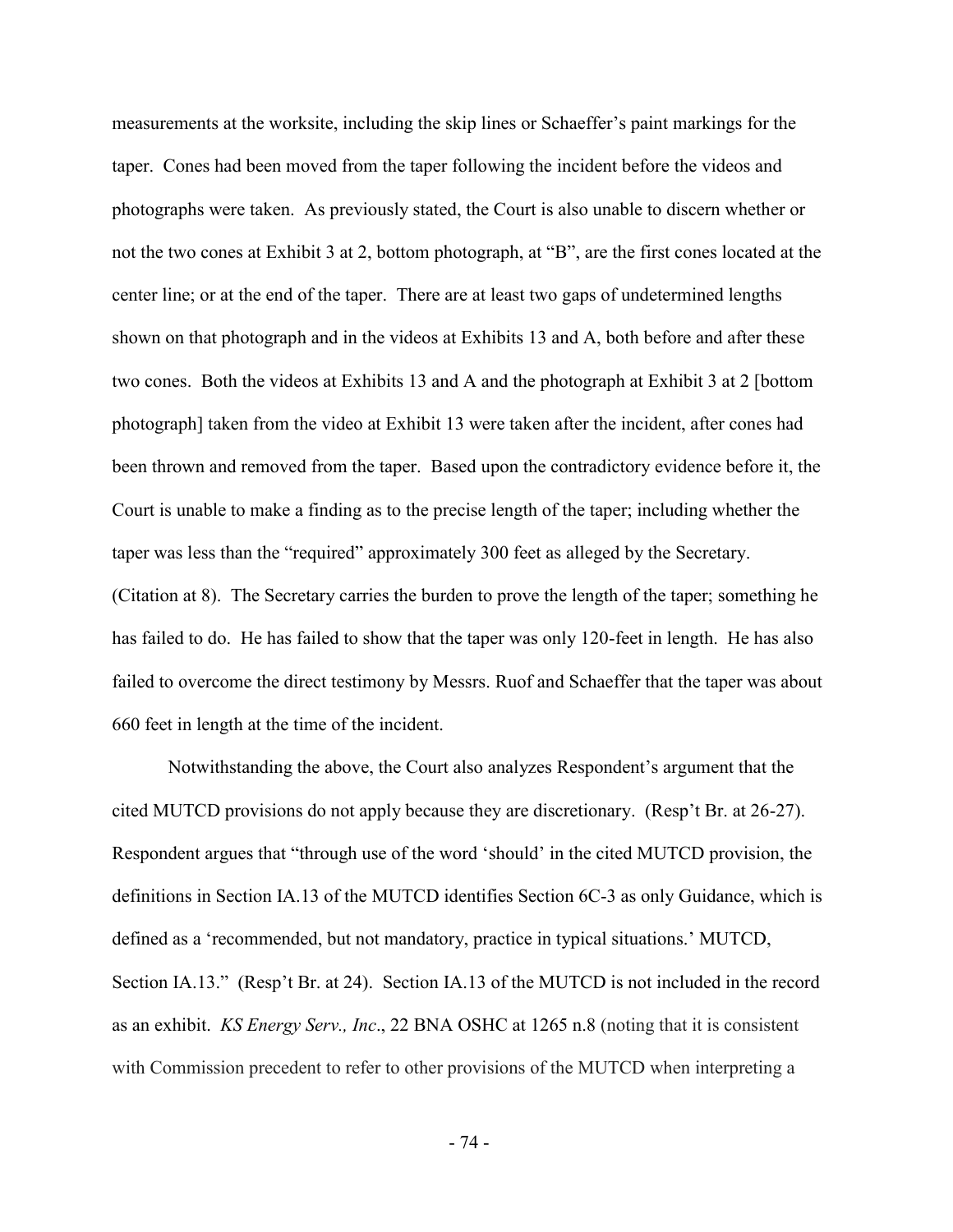measurements at the worksite, including the skip lines or Schaeffer's paint markings for the taper. Cones had been moved from the taper following the incident before the videos and photographs were taken. As previously stated, the Court is also unable to discern whether or not the two cones at Exhibit 3 at 2, bottom photograph, at "B", are the first cones located at the center line; or at the end of the taper. There are at least two gaps of undetermined lengths shown on that photograph and in the videos at Exhibits 13 and A, both before and after these two cones. Both the videos at Exhibits 13 and A and the photograph at Exhibit 3 at 2 [bottom photograph] taken from the video at Exhibit 13 were taken after the incident, after cones had been thrown and removed from the taper. Based upon the contradictory evidence before it, the Court is unable to make a finding as to the precise length of the taper; including whether the taper was less than the "required" approximately 300 feet as alleged by the Secretary. (Citation at 8). The Secretary carries the burden to prove the length of the taper; something he has failed to do. He has failed to show that the taper was only 120-feet in length. He has also failed to overcome the direct testimony by Messrs. Ruof and Schaeffer that the taper was about 660 feet in length at the time of the incident.

Notwithstanding the above, the Court also analyzes Respondent's argument that the cited MUTCD provisions do not apply because they are discretionary. (Resp't Br. at 26-27). Respondent argues that "through use of the word 'should' in the cited MUTCD provision, the definitions in Section IA.13 of the MUTCD identifies Section 6C-3 as only Guidance, which is defined as a 'recommended, but not mandatory, practice in typical situations.' MUTCD, Section IA.13." (Resp't Br. at 24). Section IA.13 of the MUTCD is not included in the record as an exhibit. *KS Energy Serv., Inc*., 22 BNA OSHC at 1265 n.8 (noting that it is consistent with Commission precedent to refer to other provisions of the MUTCD when interpreting a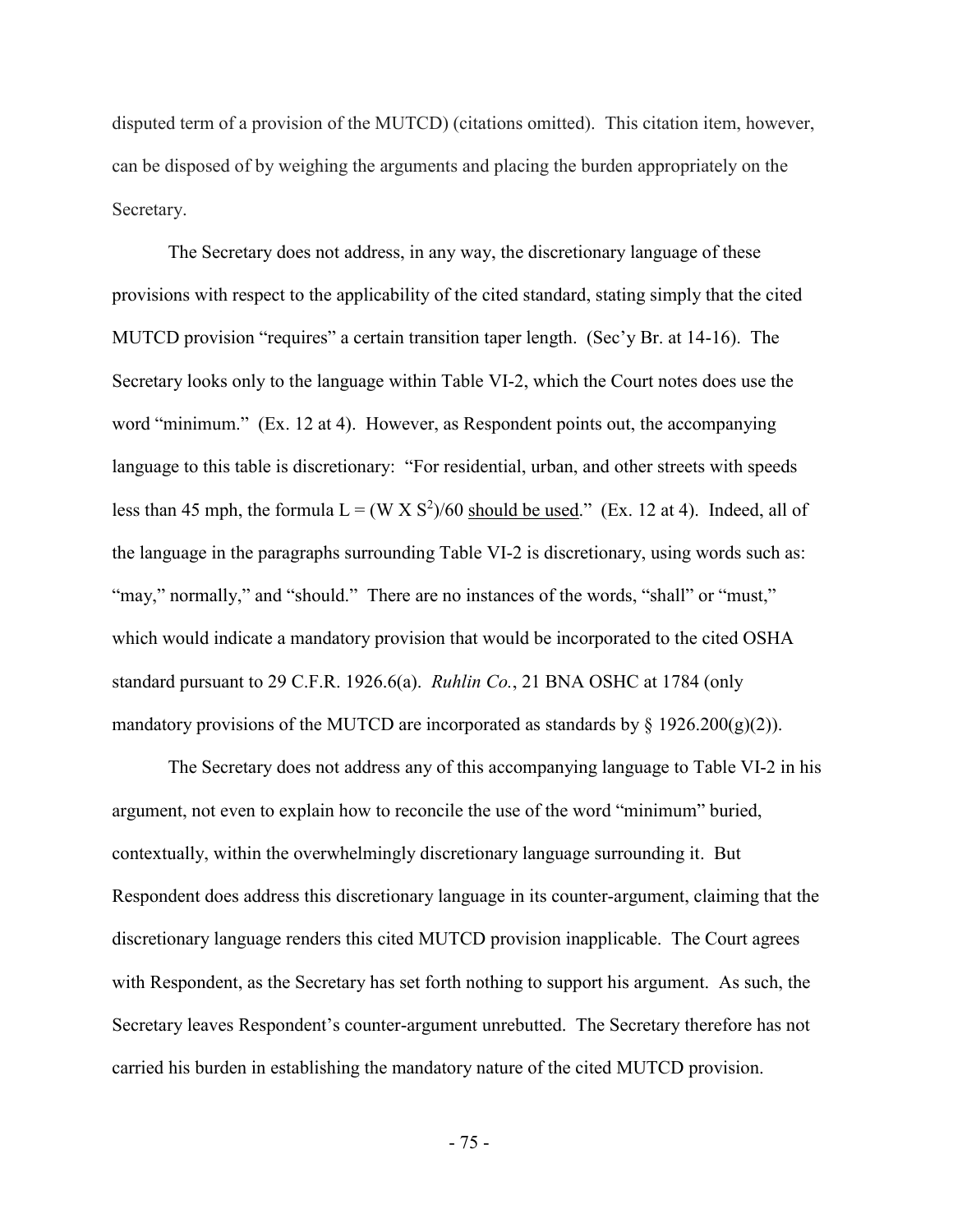disputed term of a provision of the MUTCD) (citations omitted). This citation item, however, can be disposed of by weighing the arguments and placing the burden appropriately on the Secretary.

The Secretary does not address, in any way, the discretionary language of these provisions with respect to the applicability of the cited standard, stating simply that the cited MUTCD provision "requires" a certain transition taper length. (Sec'y Br. at 14-16). The Secretary looks only to the language within Table VI-2, which the Court notes does use the word "minimum." (Ex. 12 at 4). However, as Respondent points out, the accompanying language to this table is discretionary: "For residential, urban, and other streets with speeds less than 45 mph, the formula $L = (W \times S^2)/60$ <u>should be used</u>." (Ex. 12 at 4). Indeed, all of the language in the paragraphs surrounding Table VI-2 is discretionary, using words such as: "may," normally," and "should." There are no instances of the words, "shall" or "must," which would indicate a mandatory provision that would be incorporated to the cited OSHA standard pursuant to 29 C.F.R. 1926.6(a). *Ruhlin Co.*, 21 BNA OSHC at 1784 (only mandatory provisions of the MUTCD are incorporated as standards by § 1926.200(g)(2)).

The Secretary does not address any of this accompanying language to Table VI-2 in his argument, not even to explain how to reconcile the use of the word "minimum" buried, contextually, within the overwhelmingly discretionary language surrounding it. But Respondent does address this discretionary language in its counter-argument, claiming that the discretionary language renders this cited MUTCD provision inapplicable. The Court agrees with Respondent, as the Secretary has set forth nothing to support his argument. As such, the Secretary leaves Respondent's counter-argument unrebutted. The Secretary therefore has not carried his burden in establishing the mandatory nature of the cited MUTCD provision.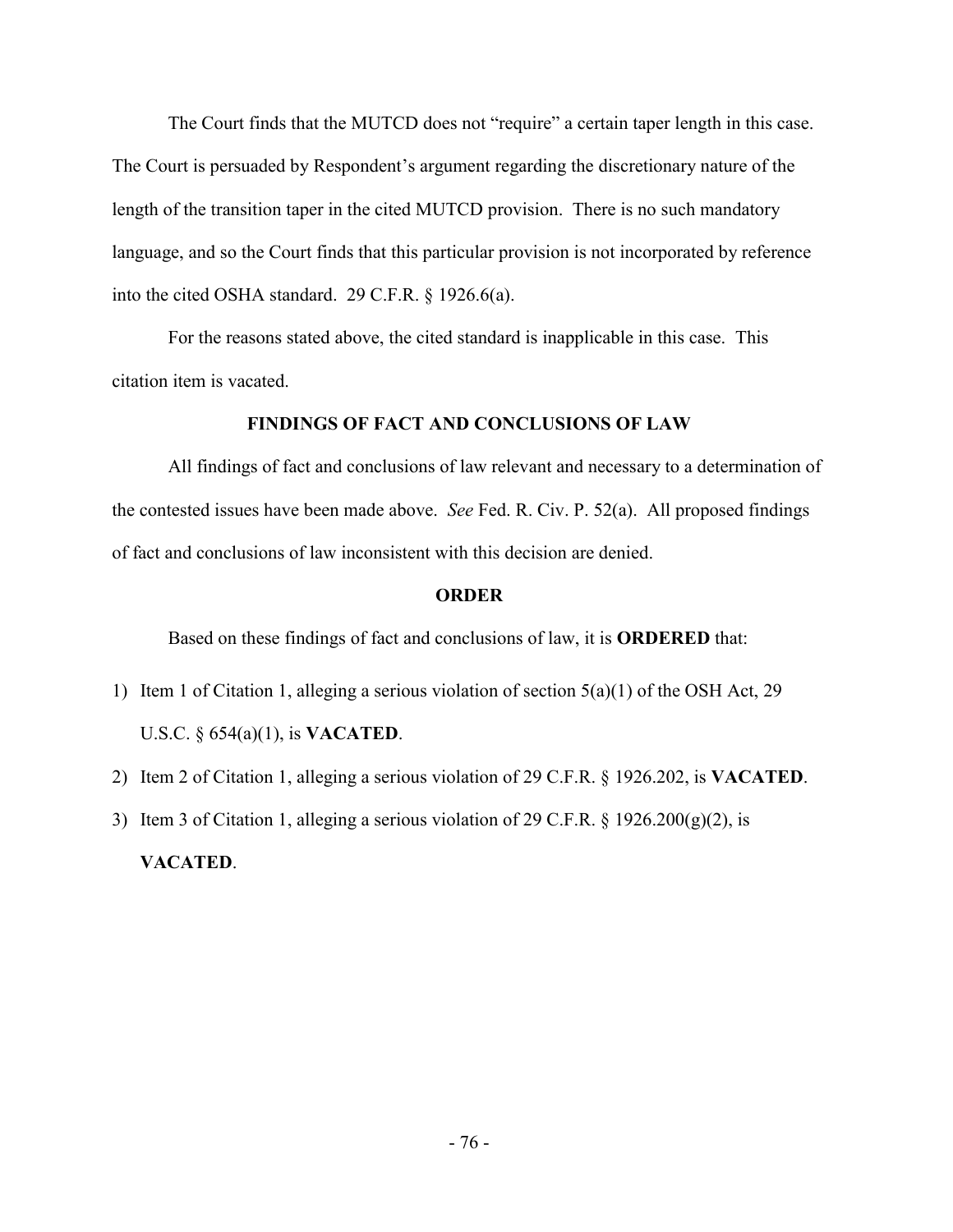The Court finds that the MUTCD does not "require" a certain taper length in this case. The Court is persuaded by Respondent's argument regarding the discretionary nature of the length of the transition taper in the cited MUTCD provision. There is no such mandatory language, and so the Court finds that this particular provision is not incorporated by reference into the cited OSHA standard. 29 C.F.R. § 1926.6(a).

For the reasons stated above, the cited standard is inapplicable in this case. This citation item is vacated.

## FINDINGS OF FACT AND CONCLUSIONS OF LAW

All findings of fact and conclusions of law relevant and necessary to a determination of the contested issues have been made above. *See* Fed. R. Civ. P. 52(a). All proposed findings of fact and conclusions of law inconsistent with this decision are denied.

## ORDER

Based on these findings of fact and conclusions of law, it is **ORDERED** that:

1) Item 1 of Citation 1, alleging a serious violation of section 5(a)(1) of the OSH Act, 29 U.S.C. § 654(a)(1), is **VACATED**.
2) Item 2 of Citation 1, alleging a serious violation of 29 C.F.R. § 1926.202, is **VACATED**.
3) Item 3 of Citation 1, alleging a serious violation of 29 C.F.R. § 1926.200(g)(2), is **VACATED**.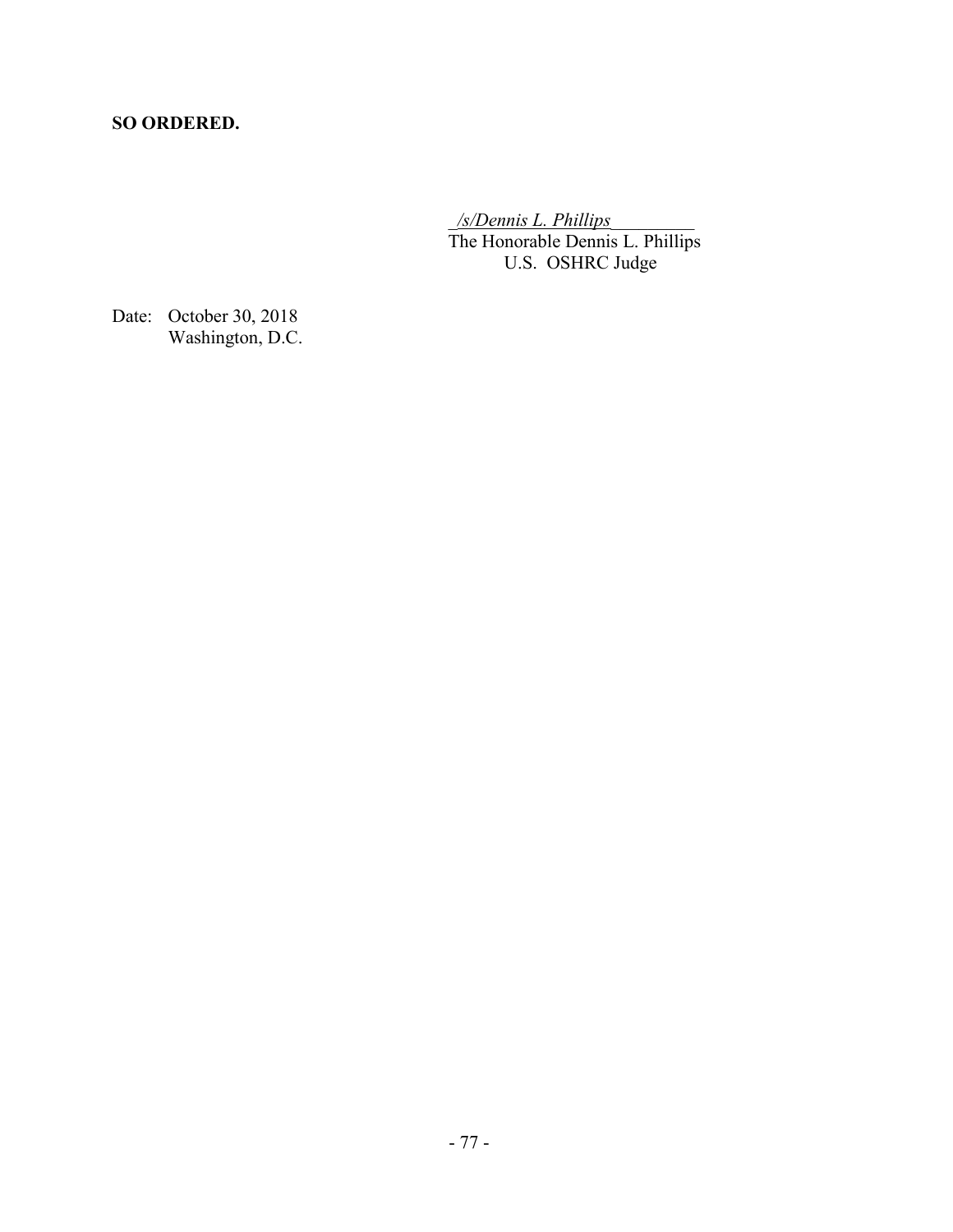**SO ORDERED.**

_/s/Dennis L. Phillips_

The Honorable Dennis L. Phillips
U.S. OSHRC Judge

Date: October 30, 2018
Washington, D.C.